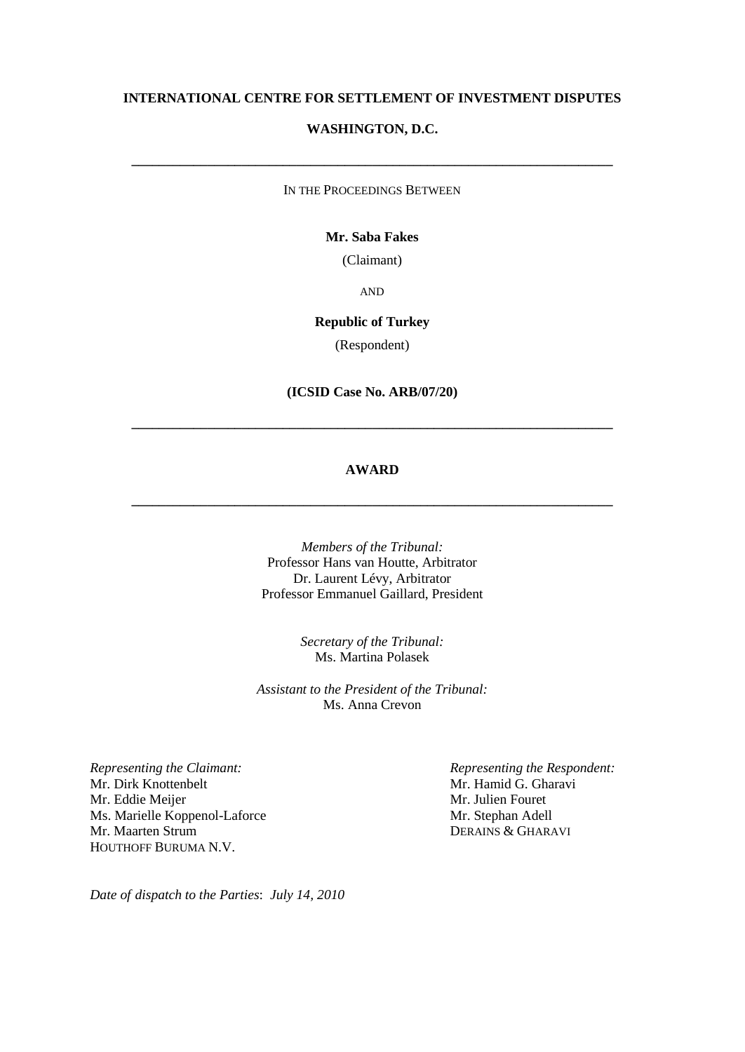**INTERNATIONAL CENTRE FOR SETTLEMENT OF INVESTMENT DISPUTES**

**WASHINGTON, D.C.**

---

IN THE PROCEEDINGS BETWEEN

**Mr. Saba Fakes**

(Claimant)

AND

**Republic of Turkey**

(Respondent)

**(ICSID Case No. ARB/07/20)**

---

# AWARD

---

*Members of the Tribunal:*
Professor Hans van Houtte, Arbitrator
Dr. Laurent Lévy, Arbitrator
Professor Emmanuel Gaillard, President

*Secretary of the Tribunal:*
Ms. Martina Polasek

*Assistant to the President of the Tribunal:*
Ms. Anna Crevon

*Representing the Claimant:*
Mr. Dirk Knottenbelt
Mr. Eddie Meijer
Ms. Marielle Koppenol-Laforce
Mr. Maarten Strum
HOUTHOFF BURUMA N.V.

*Representing the Respondent:*
Mr. Hamid G. Gharavi
Mr. Julien Fouret
Mr. Stephan Adell
DERAINS & GHARAVI

*Date of dispatch to the Parties*: *July 14, 2010*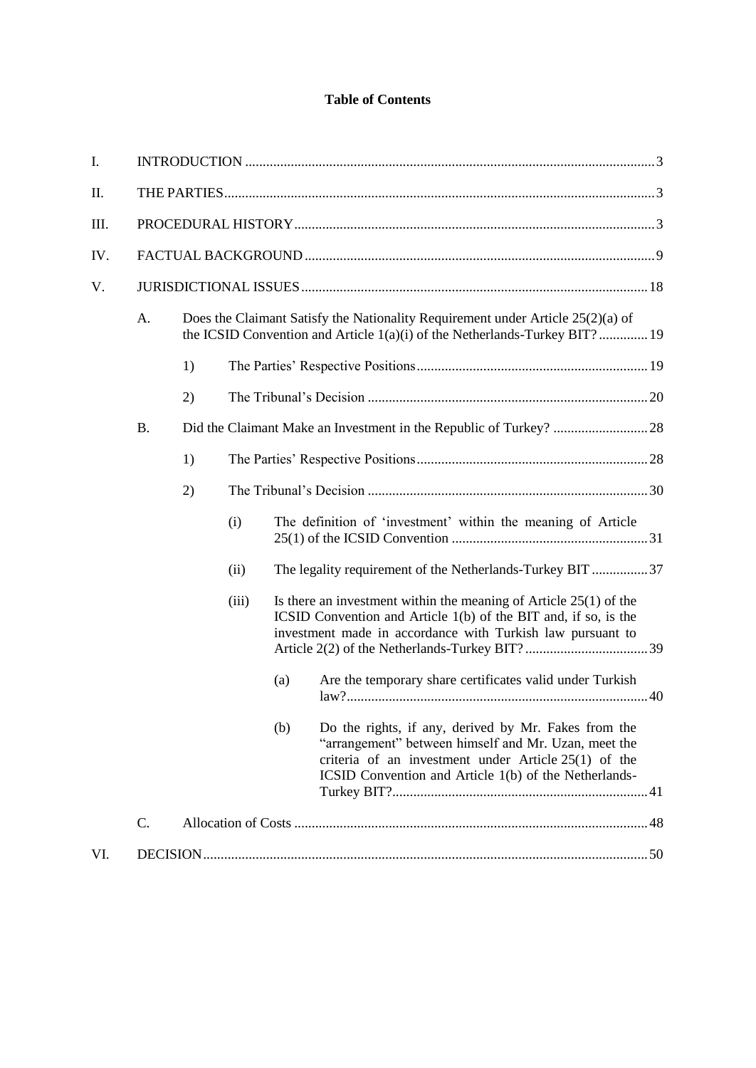# Table of Contents

I. INTRODUCTION .......... 3

II. THE PARTIES .......... 3

III. PROCEDURAL HISTORY .......... 3

IV. FACTUAL BACKGROUND .......... 9

V. JURISDICTIONAL ISSUES .......... 18

- A. Does the Claimant Satisfy the Nationality Requirement under Article 25(2)(a) of the ICSID Convention and Article 1(a)(i) of the Netherlands-Turkey BIT? .......... 19
  - 1) The Parties' Respective Positions .......... 19
  - 2) The Tribunal's Decision .......... 20
- B. Did the Claimant Make an Investment in the Republic of Turkey? .......... 28
  - 1) The Parties' Respective Positions .......... 28
  - 2) The Tribunal's Decision .......... 30
    - (i) The definition of 'investment' within the meaning of Article 25(1) of the ICSID Convention .......... 31
    - (ii) The legality requirement of the Netherlands-Turkey BIT .......... 37
    - (iii) Is there an investment within the meaning of Article 25(1) of the ICSID Convention and Article 1(b) of the BIT and, if so, is the investment made in accordance with Turkish law pursuant to Article 2(2) of the Netherlands-Turkey BIT? .......... 39
      - (a) Are the temporary share certificates valid under Turkish law? .......... 40
      - (b) Do the rights, if any, derived by Mr. Fakes from the "arrangement" between himself and Mr. Uzan, meet the criteria of an investment under Article 25(1) of the ICSID Convention and Article 1(b) of the Netherlands-Turkey BIT? .......... 41
- C. Allocation of Costs .......... 48

VI. DECISION .......... 50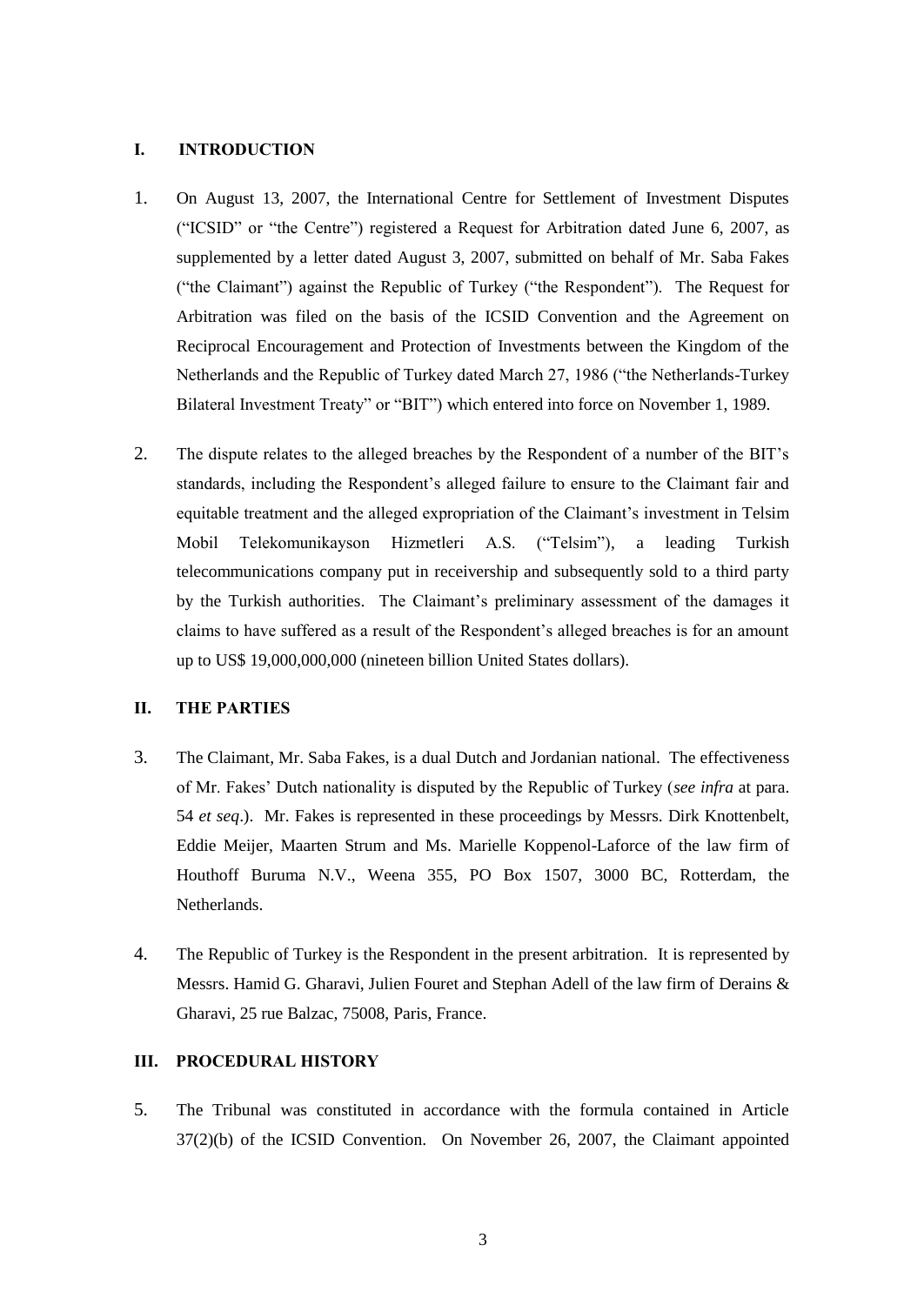## I. INTRODUCTION

1. On August 13, 2007, the International Centre for Settlement of Investment Disputes ("ICSID" or "the Centre") registered a Request for Arbitration dated June 6, 2007, as supplemented by a letter dated August 3, 2007, submitted on behalf of Mr. Saba Fakes ("the Claimant") against the Republic of Turkey ("the Respondent"). The Request for Arbitration was filed on the basis of the ICSID Convention and the Agreement on Reciprocal Encouragement and Protection of Investments between the Kingdom of the Netherlands and the Republic of Turkey dated March 27, 1986 ("the Netherlands-Turkey Bilateral Investment Treaty" or "BIT") which entered into force on November 1, 1989.

2. The dispute relates to the alleged breaches by the Respondent of a number of the BIT's standards, including the Respondent's alleged failure to ensure to the Claimant fair and equitable treatment and the alleged expropriation of the Claimant's investment in Telsim Mobil Telekomunikayson Hizmetleri A.S. ("Telsim"), a leading Turkish telecommunications company put in receivership and subsequently sold to a third party by the Turkish authorities. The Claimant's preliminary assessment of the damages it claims to have suffered as a result of the Respondent's alleged breaches is for an amount up to US$ 19,000,000,000 (nineteen billion United States dollars).

## II. THE PARTIES

3. The Claimant, Mr. Saba Fakes, is a dual Dutch and Jordanian national. The effectiveness of Mr. Fakes' Dutch nationality is disputed by the Republic of Turkey (*see infra* at para. 54 *et seq*.). Mr. Fakes is represented in these proceedings by Messrs. Dirk Knottenbelt, Eddie Meijer, Maarten Strum and Ms. Marielle Koppenol-Laforce of the law firm of Houthoff Buruma N.V., Weena 355, PO Box 1507, 3000 BC, Rotterdam, the Netherlands.

4. The Republic of Turkey is the Respondent in the present arbitration. It is represented by Messrs. Hamid G. Gharavi, Julien Fouret and Stephan Adell of the law firm of Derains & Gharavi, 25 rue Balzac, 75008, Paris, France.

## III. PROCEDURAL HISTORY

5. The Tribunal was constituted in accordance with the formula contained in Article 37(2)(b) of the ICSID Convention. On November 26, 2007, the Claimant appointed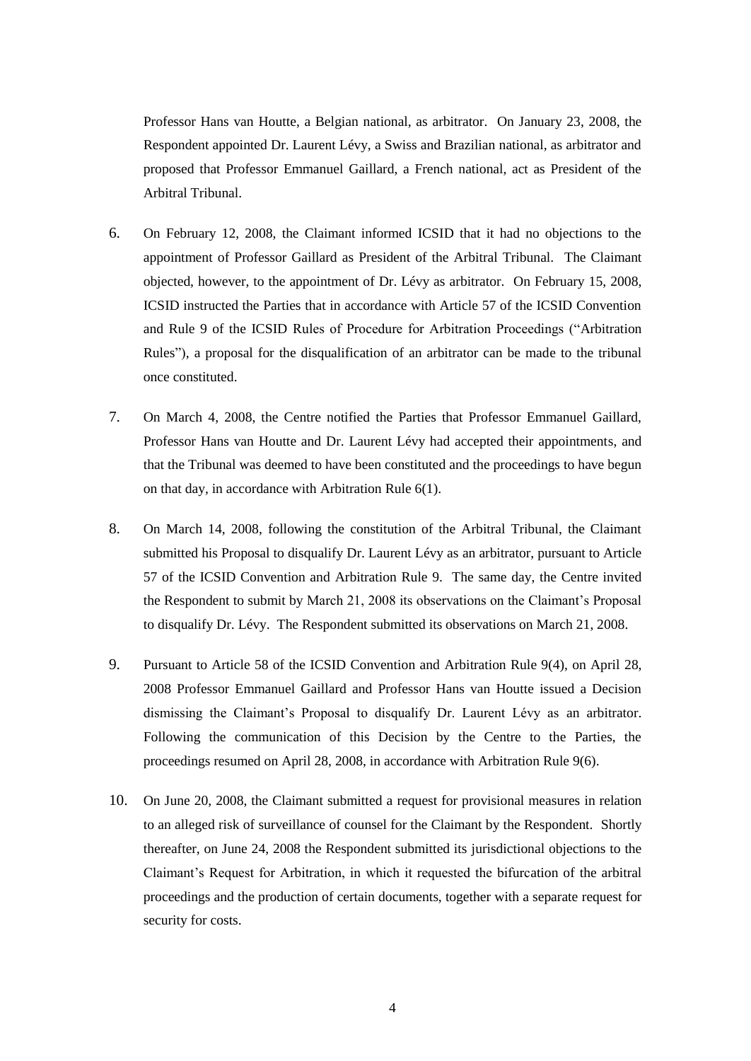Professor Hans van Houtte, a Belgian national, as arbitrator. On January 23, 2008, the Respondent appointed Dr. Laurent Lévy, a Swiss and Brazilian national, as arbitrator and proposed that Professor Emmanuel Gaillard, a French national, act as President of the Arbitral Tribunal.

6. On February 12, 2008, the Claimant informed ICSID that it had no objections to the appointment of Professor Gaillard as President of the Arbitral Tribunal. The Claimant objected, however, to the appointment of Dr. Lévy as arbitrator. On February 15, 2008, ICSID instructed the Parties that in accordance with Article 57 of the ICSID Convention and Rule 9 of the ICSID Rules of Procedure for Arbitration Proceedings ("Arbitration Rules"), a proposal for the disqualification of an arbitrator can be made to the tribunal once constituted.

7. On March 4, 2008, the Centre notified the Parties that Professor Emmanuel Gaillard, Professor Hans van Houtte and Dr. Laurent Lévy had accepted their appointments, and that the Tribunal was deemed to have been constituted and the proceedings to have begun on that day, in accordance with Arbitration Rule 6(1).

8. On March 14, 2008, following the constitution of the Arbitral Tribunal, the Claimant submitted his Proposal to disqualify Dr. Laurent Lévy as an arbitrator, pursuant to Article 57 of the ICSID Convention and Arbitration Rule 9. The same day, the Centre invited the Respondent to submit by March 21, 2008 its observations on the Claimant's Proposal to disqualify Dr. Lévy. The Respondent submitted its observations on March 21, 2008.

9. Pursuant to Article 58 of the ICSID Convention and Arbitration Rule 9(4), on April 28, 2008 Professor Emmanuel Gaillard and Professor Hans van Houtte issued a Decision dismissing the Claimant's Proposal to disqualify Dr. Laurent Lévy as an arbitrator. Following the communication of this Decision by the Centre to the Parties, the proceedings resumed on April 28, 2008, in accordance with Arbitration Rule 9(6).

10. On June 20, 2008, the Claimant submitted a request for provisional measures in relation to an alleged risk of surveillance of counsel for the Claimant by the Respondent. Shortly thereafter, on June 24, 2008 the Respondent submitted its jurisdictional objections to the Claimant's Request for Arbitration, in which it requested the bifurcation of the arbitral proceedings and the production of certain documents, together with a separate request for security for costs.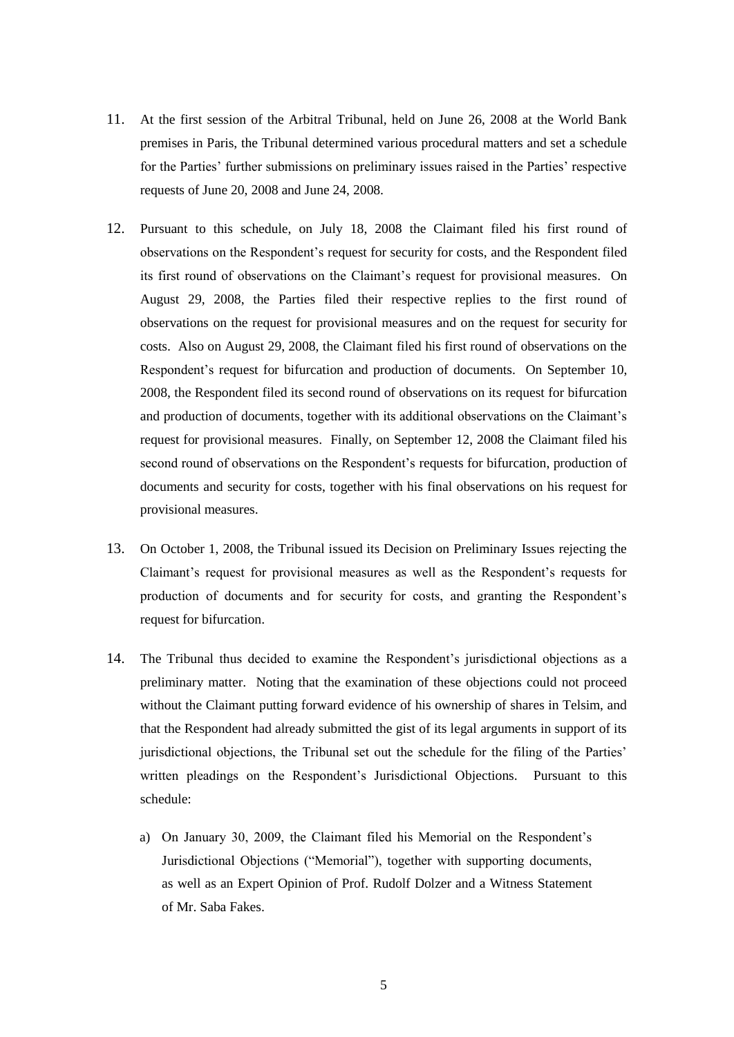11. At the first session of the Arbitral Tribunal, held on June 26, 2008 at the World Bank premises in Paris, the Tribunal determined various procedural matters and set a schedule for the Parties' further submissions on preliminary issues raised in the Parties' respective requests of June 20, 2008 and June 24, 2008.

12. Pursuant to this schedule, on July 18, 2008 the Claimant filed his first round of observations on the Respondent's request for security for costs, and the Respondent filed its first round of observations on the Claimant's request for provisional measures. On August 29, 2008, the Parties filed their respective replies to the first round of observations on the request for provisional measures and on the request for security for costs. Also on August 29, 2008, the Claimant filed his first round of observations on the Respondent's request for bifurcation and production of documents. On September 10, 2008, the Respondent filed its second round of observations on its request for bifurcation and production of documents, together with its additional observations on the Claimant's request for provisional measures. Finally, on September 12, 2008 the Claimant filed his second round of observations on the Respondent's requests for bifurcation, production of documents and security for costs, together with his final observations on his request for provisional measures.

13. On October 1, 2008, the Tribunal issued its Decision on Preliminary Issues rejecting the Claimant's request for provisional measures as well as the Respondent's requests for production of documents and for security for costs, and granting the Respondent's request for bifurcation.

14. The Tribunal thus decided to examine the Respondent's jurisdictional objections as a preliminary matter. Noting that the examination of these objections could not proceed without the Claimant putting forward evidence of his ownership of shares in Telsim, and that the Respondent had already submitted the gist of its legal arguments in support of its jurisdictional objections, the Tribunal set out the schedule for the filing of the Parties' written pleadings on the Respondent's Jurisdictional Objections. Pursuant to this schedule:

    a) On January 30, 2009, the Claimant filed his Memorial on the Respondent's Jurisdictional Objections ("Memorial"), together with supporting documents, as well as an Expert Opinion of Prof. Rudolf Dolzer and a Witness Statement of Mr. Saba Fakes.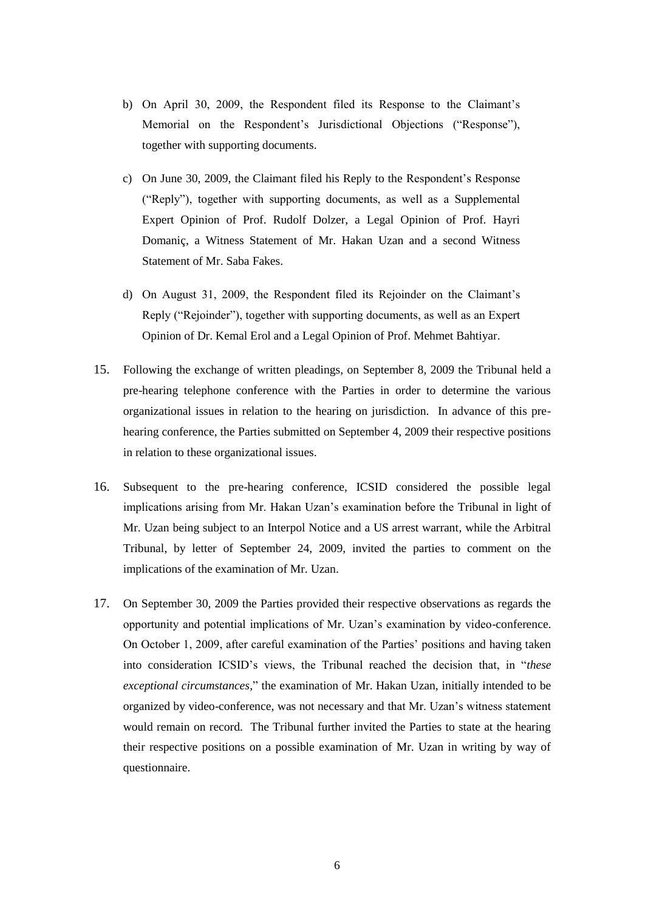b) On April 30, 2009, the Respondent filed its Response to the Claimant's Memorial on the Respondent's Jurisdictional Objections ("Response"), together with supporting documents.

c) On June 30, 2009, the Claimant filed his Reply to the Respondent's Response ("Reply"), together with supporting documents, as well as a Supplemental Expert Opinion of Prof. Rudolf Dolzer, a Legal Opinion of Prof. Hayri Domaniç, a Witness Statement of Mr. Hakan Uzan and a second Witness Statement of Mr. Saba Fakes.

d) On August 31, 2009, the Respondent filed its Rejoinder on the Claimant's Reply ("Rejoinder"), together with supporting documents, as well as an Expert Opinion of Dr. Kemal Erol and a Legal Opinion of Prof. Mehmet Bahtiyar.

15. Following the exchange of written pleadings, on September 8, 2009 the Tribunal held a pre-hearing telephone conference with the Parties in order to determine the various organizational issues in relation to the hearing on jurisdiction. In advance of this pre-hearing conference, the Parties submitted on September 4, 2009 their respective positions in relation to these organizational issues.

16. Subsequent to the pre-hearing conference, ICSID considered the possible legal implications arising from Mr. Hakan Uzan's examination before the Tribunal in light of Mr. Uzan being subject to an Interpol Notice and a US arrest warrant, while the Arbitral Tribunal, by letter of September 24, 2009, invited the parties to comment on the implications of the examination of Mr. Uzan.

17. On September 30, 2009 the Parties provided their respective observations as regards the opportunity and potential implications of Mr. Uzan's examination by video-conference. On October 1, 2009, after careful examination of the Parties' positions and having taken into consideration ICSID's views, the Tribunal reached the decision that, in "*these exceptional circumstances*," the examination of Mr. Hakan Uzan, initially intended to be organized by video-conference, was not necessary and that Mr. Uzan's witness statement would remain on record. The Tribunal further invited the Parties to state at the hearing their respective positions on a possible examination of Mr. Uzan in writing by way of questionnaire.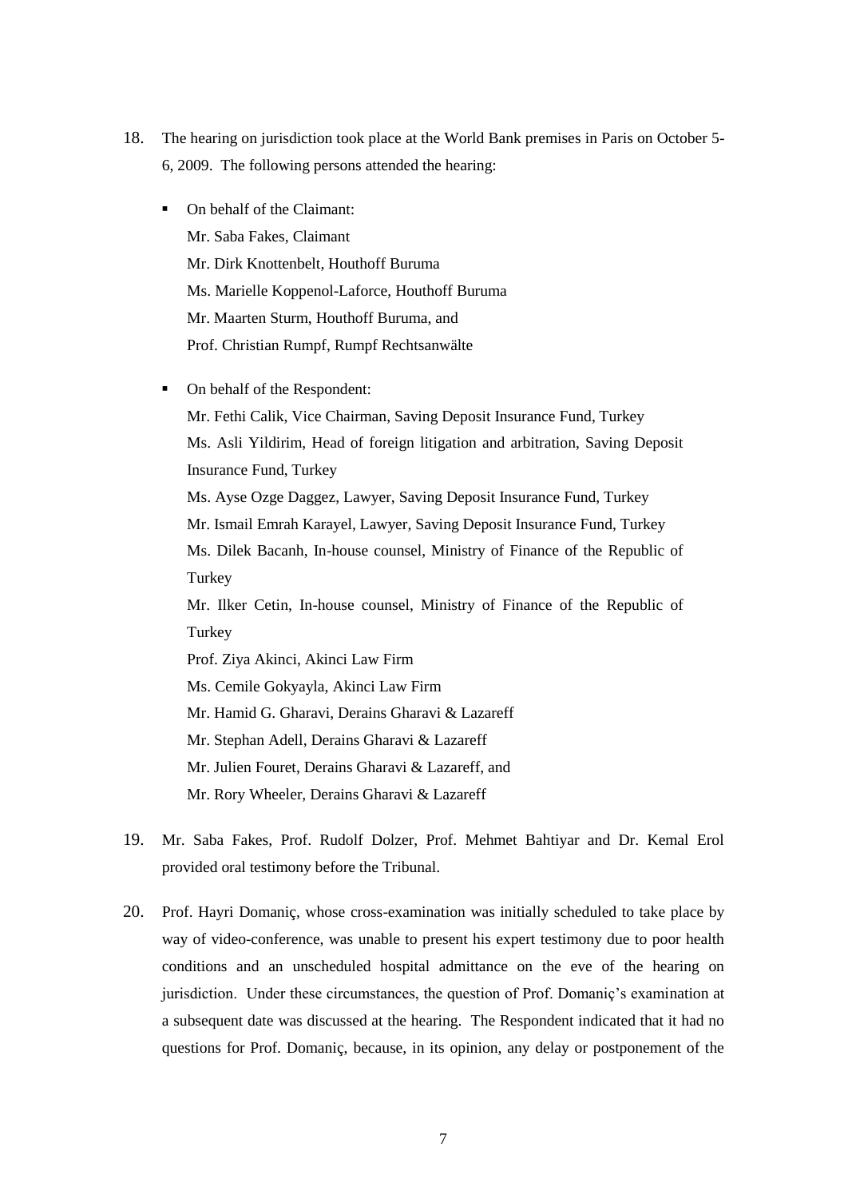18. The hearing on jurisdiction took place at the World Bank premises in Paris on October 5-6, 2009. The following persons attended the hearing:

   - On behalf of the Claimant:
     Mr. Saba Fakes, Claimant
     Mr. Dirk Knottenbelt, Houthoff Buruma
     Ms. Marielle Koppenol-Laforce, Houthoff Buruma
     Mr. Maarten Sturm, Houthoff Buruma, and
     Prof. Christian Rumpf, Rumpf Rechtsanwälte

   - On behalf of the Respondent:
     Mr. Fethi Calik, Vice Chairman, Saving Deposit Insurance Fund, Turkey
     Ms. Asli Yildirim, Head of foreign litigation and arbitration, Saving Deposit Insurance Fund, Turkey
     Ms. Ayse Ozge Daggez, Lawyer, Saving Deposit Insurance Fund, Turkey
     Mr. Ismail Emrah Karayel, Lawyer, Saving Deposit Insurance Fund, Turkey
     Ms. Dilek Bacanh, In-house counsel, Ministry of Finance of the Republic of Turkey
     Mr. Ilker Cetin, In-house counsel, Ministry of Finance of the Republic of Turkey
     Prof. Ziya Akinci, Akinci Law Firm
     Ms. Cemile Gokyayla, Akinci Law Firm
     Mr. Hamid G. Gharavi, Derains Gharavi & Lazareff
     Mr. Stephan Adell, Derains Gharavi & Lazareff
     Mr. Julien Fouret, Derains Gharavi & Lazareff, and
     Mr. Rory Wheeler, Derains Gharavi & Lazareff

19. Mr. Saba Fakes, Prof. Rudolf Dolzer, Prof. Mehmet Bahtiyar and Dr. Kemal Erol provided oral testimony before the Tribunal.

20. Prof. Hayri Domaniç, whose cross-examination was initially scheduled to take place by way of video-conference, was unable to present his expert testimony due to poor health conditions and an unscheduled hospital admittance on the eve of the hearing on jurisdiction. Under these circumstances, the question of Prof. Domaniç's examination at a subsequent date was discussed at the hearing. The Respondent indicated that it had no questions for Prof. Domaniç, because, in its opinion, any delay or postponement of the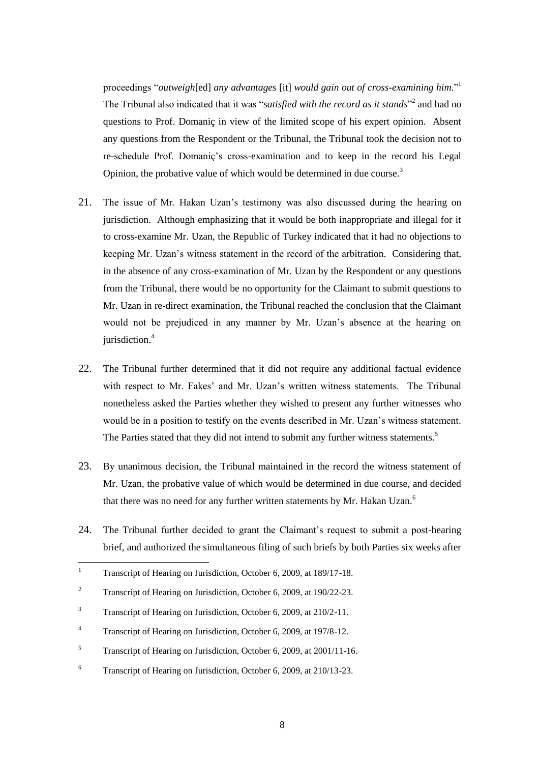proceedings "*outweigh*[ed] *any advantages* [it] *would gain out of cross-examining him*."[1] The Tribunal also indicated that it was "*satisfied with the record as it stands*"[2] and had no questions to Prof. Domaniç in view of the limited scope of his expert opinion. Absent any questions from the Respondent or the Tribunal, the Tribunal took the decision not to re-schedule Prof. Domaniç's cross-examination and to keep in the record his Legal Opinion, the probative value of which would be determined in due course.[3]

21. The issue of Mr. Hakan Uzan's testimony was also discussed during the hearing on jurisdiction. Although emphasizing that it would be both inappropriate and illegal for it to cross-examine Mr. Uzan, the Republic of Turkey indicated that it had no objections to keeping Mr. Uzan's witness statement in the record of the arbitration. Considering that, in the absence of any cross-examination of Mr. Uzan by the Respondent or any questions from the Tribunal, there would be no opportunity for the Claimant to submit questions to Mr. Uzan in re-direct examination, the Tribunal reached the conclusion that the Claimant would not be prejudiced in any manner by Mr. Uzan's absence at the hearing on jurisdiction.[4]

22. The Tribunal further determined that it did not require any additional factual evidence with respect to Mr. Fakes' and Mr. Uzan's written witness statements. The Tribunal nonetheless asked the Parties whether they wished to present any further witnesses who would be in a position to testify on the events described in Mr. Uzan's witness statement. The Parties stated that they did not intend to submit any further witness statements.[5]

23. By unanimous decision, the Tribunal maintained in the record the witness statement of Mr. Uzan, the probative value of which would be determined in due course, and decided that there was no need for any further written statements by Mr. Hakan Uzan.[6]

24. The Tribunal further decided to grant the Claimant's request to submit a post-hearing brief, and authorized the simultaneous filing of such briefs by both Parties six weeks after

---

[1] Transcript of Hearing on Jurisdiction, October 6, 2009, at 189/17-18.

[2] Transcript of Hearing on Jurisdiction, October 6, 2009, at 190/22-23.

[3] Transcript of Hearing on Jurisdiction, October 6, 2009, at 210/2-11.

[4] Transcript of Hearing on Jurisdiction, October 6, 2009, at 197/8-12.

[5] Transcript of Hearing on Jurisdiction, October 6, 2009, at 2001/11-16.

[6] Transcript of Hearing on Jurisdiction, October 6, 2009, at 210/13-23.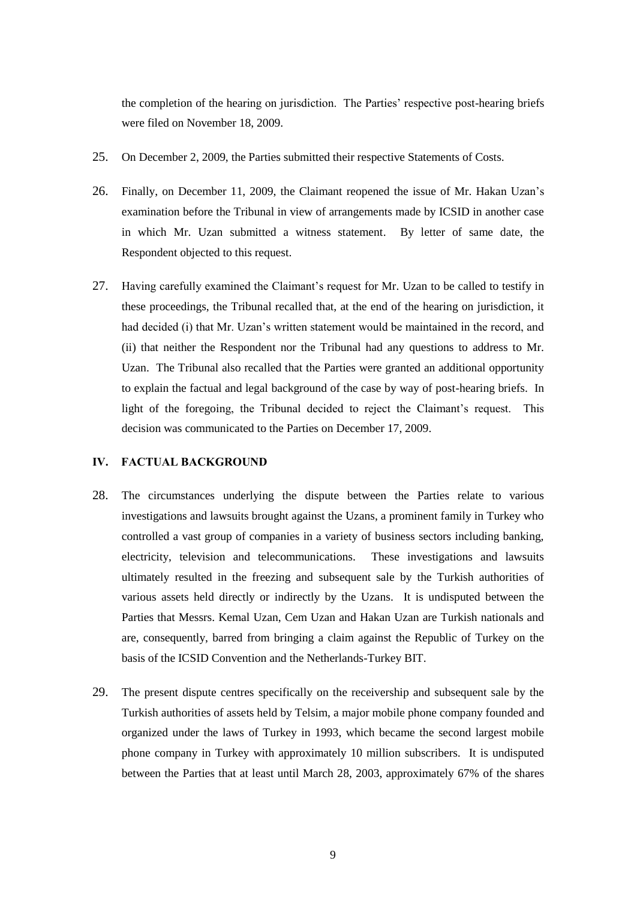the completion of the hearing on jurisdiction. The Parties' respective post-hearing briefs were filed on November 18, 2009.

25. On December 2, 2009, the Parties submitted their respective Statements of Costs.

26. Finally, on December 11, 2009, the Claimant reopened the issue of Mr. Hakan Uzan's examination before the Tribunal in view of arrangements made by ICSID in another case in which Mr. Uzan submitted a witness statement. By letter of same date, the Respondent objected to this request.

27. Having carefully examined the Claimant's request for Mr. Uzan to be called to testify in these proceedings, the Tribunal recalled that, at the end of the hearing on jurisdiction, it had decided (i) that Mr. Uzan's written statement would be maintained in the record, and (ii) that neither the Respondent nor the Tribunal had any questions to address to Mr. Uzan. The Tribunal also recalled that the Parties were granted an additional opportunity to explain the factual and legal background of the case by way of post-hearing briefs. In light of the foregoing, the Tribunal decided to reject the Claimant's request. This decision was communicated to the Parties on December 17, 2009.

## IV. FACTUAL BACKGROUND

28. The circumstances underlying the dispute between the Parties relate to various investigations and lawsuits brought against the Uzans, a prominent family in Turkey who controlled a vast group of companies in a variety of business sectors including banking, electricity, television and telecommunications. These investigations and lawsuits ultimately resulted in the freezing and subsequent sale by the Turkish authorities of various assets held directly or indirectly by the Uzans. It is undisputed between the Parties that Messrs. Kemal Uzan, Cem Uzan and Hakan Uzan are Turkish nationals and are, consequently, barred from bringing a claim against the Republic of Turkey on the basis of the ICSID Convention and the Netherlands-Turkey BIT.

29. The present dispute centres specifically on the receivership and subsequent sale by the Turkish authorities of assets held by Telsim, a major mobile phone company founded and organized under the laws of Turkey in 1993, which became the second largest mobile phone company in Turkey with approximately 10 million subscribers. It is undisputed between the Parties that at least until March 28, 2003, approximately 67% of the shares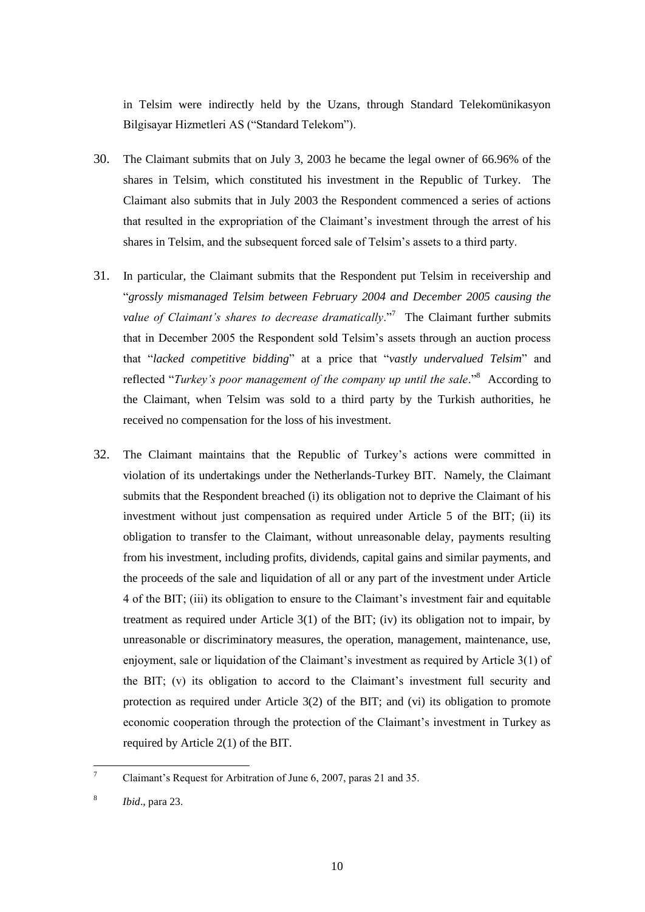in Telsim were indirectly held by the Uzans, through Standard Telekomünikasyon Bilgisayar Hizmetleri AS ("Standard Telekom").

30. The Claimant submits that on July 3, 2003 he became the legal owner of 66.96% of the shares in Telsim, which constituted his investment in the Republic of Turkey. The Claimant also submits that in July 2003 the Respondent commenced a series of actions that resulted in the expropriation of the Claimant's investment through the arrest of his shares in Telsim, and the subsequent forced sale of Telsim's assets to a third party.

31. In particular, the Claimant submits that the Respondent put Telsim in receivership and "*grossly mismanaged Telsim between February 2004 and December 2005 causing the value of Claimant's shares to decrease dramatically*."[7] The Claimant further submits that in December 2005 the Respondent sold Telsim's assets through an auction process that "*lacked competitive bidding*" at a price that "*vastly undervalued Telsim*" and reflected "*Turkey's poor management of the company up until the sale*."[8] According to the Claimant, when Telsim was sold to a third party by the Turkish authorities, he received no compensation for the loss of his investment.

32. The Claimant maintains that the Republic of Turkey's actions were committed in violation of its undertakings under the Netherlands-Turkey BIT. Namely, the Claimant submits that the Respondent breached (i) its obligation not to deprive the Claimant of his investment without just compensation as required under Article 5 of the BIT; (ii) its obligation to transfer to the Claimant, without unreasonable delay, payments resulting from his investment, including profits, dividends, capital gains and similar payments, and the proceeds of the sale and liquidation of all or any part of the investment under Article 4 of the BIT; (iii) its obligation to ensure to the Claimant's investment fair and equitable treatment as required under Article 3(1) of the BIT; (iv) its obligation not to impair, by unreasonable or discriminatory measures, the operation, management, maintenance, use, enjoyment, sale or liquidation of the Claimant's investment as required by Article 3(1) of the BIT; (v) its obligation to accord to the Claimant's investment full security and protection as required under Article 3(2) of the BIT; and (vi) its obligation to promote economic cooperation through the protection of the Claimant's investment in Turkey as required by Article 2(1) of the BIT.

---

[7] Claimant's Request for Arbitration of June 6, 2007, paras 21 and 35.

[8] *Ibid*., para 23.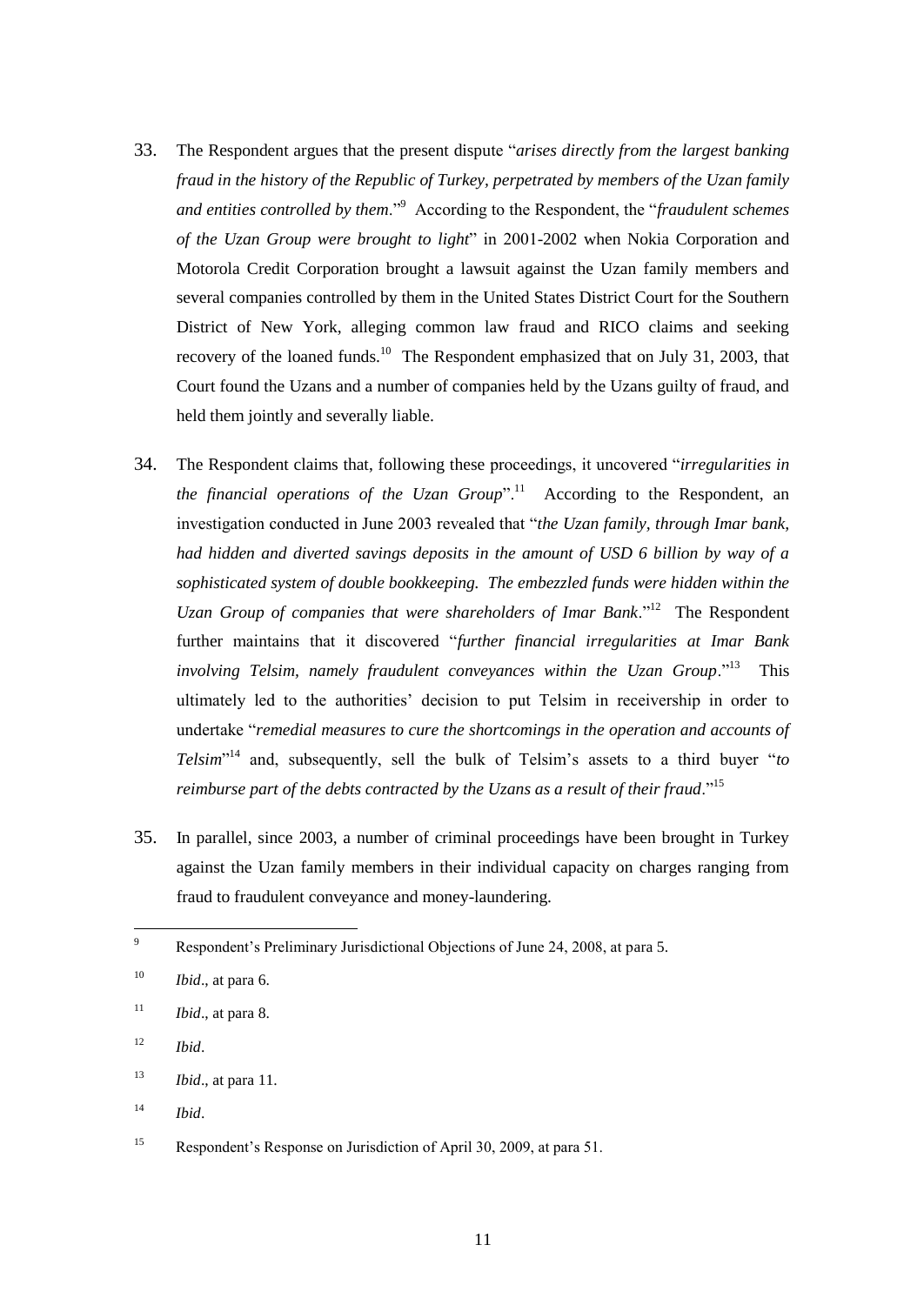33. The Respondent argues that the present dispute "*arises directly from the largest banking fraud in the history of the Republic of Turkey, perpetrated by members of the Uzan family and entities controlled by them*."[9] According to the Respondent, the "*fraudulent schemes of the Uzan Group were brought to light*" in 2001-2002 when Nokia Corporation and Motorola Credit Corporation brought a lawsuit against the Uzan family members and several companies controlled by them in the United States District Court for the Southern District of New York, alleging common law fraud and RICO claims and seeking recovery of the loaned funds.[10] The Respondent emphasized that on July 31, 2003, that Court found the Uzans and a number of companies held by the Uzans guilty of fraud, and held them jointly and severally liable.

34. The Respondent claims that, following these proceedings, it uncovered "*irregularities in the financial operations of the Uzan Group*".[11] According to the Respondent, an investigation conducted in June 2003 revealed that "*the Uzan family, through Imar bank, had hidden and diverted savings deposits in the amount of USD 6 billion by way of a sophisticated system of double bookkeeping. The embezzled funds were hidden within the Uzan Group of companies that were shareholders of Imar Bank*."[12] The Respondent further maintains that it discovered "*further financial irregularities at Imar Bank involving Telsim, namely fraudulent conveyances within the Uzan Group*."[13] This ultimately led to the authorities' decision to put Telsim in receivership in order to undertake "*remedial measures to cure the shortcomings in the operation and accounts of Telsim*"[14] and, subsequently, sell the bulk of Telsim's assets to a third buyer "*to reimburse part of the debts contracted by the Uzans as a result of their fraud*."[15]

35. In parallel, since 2003, a number of criminal proceedings have been brought in Turkey against the Uzan family members in their individual capacity on charges ranging from fraud to fraudulent conveyance and money-laundering.

---

[9] Respondent's Preliminary Jurisdictional Objections of June 24, 2008, at para 5.

[10] *Ibid*., at para 6.

[11] *Ibid*., at para 8.

[12] *Ibid*.

[13] *Ibid*., at para 11.

[14] *Ibid*.

[15] Respondent's Response on Jurisdiction of April 30, 2009, at para 51.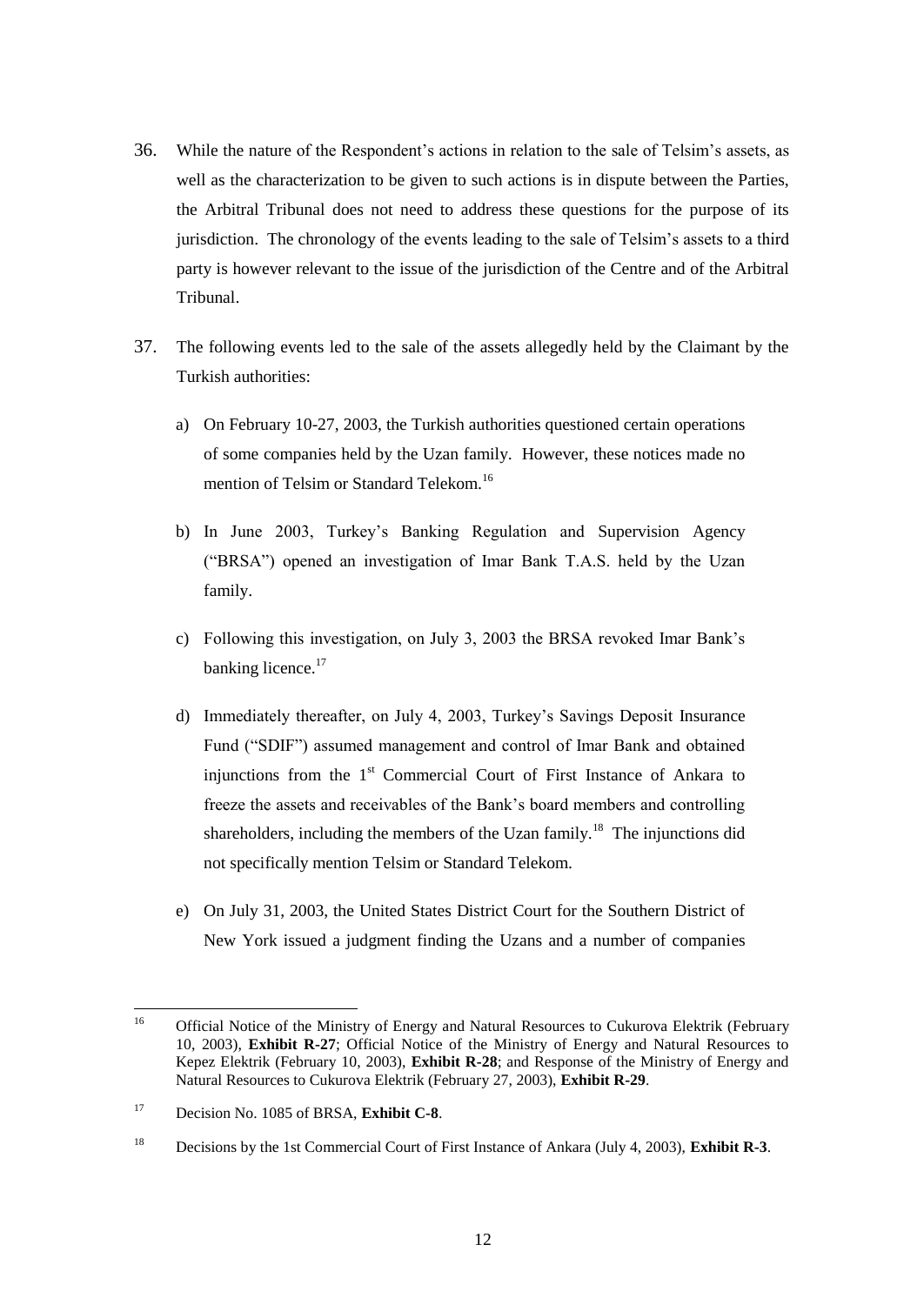36. While the nature of the Respondent's actions in relation to the sale of Telsim's assets, as well as the characterization to be given to such actions is in dispute between the Parties, the Arbitral Tribunal does not need to address these questions for the purpose of its jurisdiction. The chronology of the events leading to the sale of Telsim's assets to a third party is however relevant to the issue of the jurisdiction of the Centre and of the Arbitral Tribunal.

37. The following events led to the sale of the assets allegedly held by the Claimant by the Turkish authorities:

   a) On February 10-27, 2003, the Turkish authorities questioned certain operations of some companies held by the Uzan family. However, these notices made no mention of Telsim or Standard Telekom.[16]

   b) In June 2003, Turkey's Banking Regulation and Supervision Agency ("BRSA") opened an investigation of Imar Bank T.A.S. held by the Uzan family.

   c) Following this investigation, on July 3, 2003 the BRSA revoked Imar Bank's banking licence.[17]

   d) Immediately thereafter, on July 4, 2003, Turkey's Savings Deposit Insurance Fund ("SDIF") assumed management and control of Imar Bank and obtained injunctions from the 1st Commercial Court of First Instance of Ankara to freeze the assets and receivables of the Bank's board members and controlling shareholders, including the members of the Uzan family.[18] The injunctions did not specifically mention Telsim or Standard Telekom.

   e) On July 31, 2003, the United States District Court for the Southern District of New York issued a judgment finding the Uzans and a number of companies

---

[16] Official Notice of the Ministry of Energy and Natural Resources to Cukurova Elektrik (February 10, 2003), **Exhibit R-27**; Official Notice of the Ministry of Energy and Natural Resources to Kepez Elektrik (February 10, 2003), **Exhibit R-28**; and Response of the Ministry of Energy and Natural Resources to Cukurova Elektrik (February 27, 2003), **Exhibit R-29**.

[17] Decision No. 1085 of BRSA, **Exhibit C-8**.

[18] Decisions by the 1st Commercial Court of First Instance of Ankara (July 4, 2003), **Exhibit R-3**.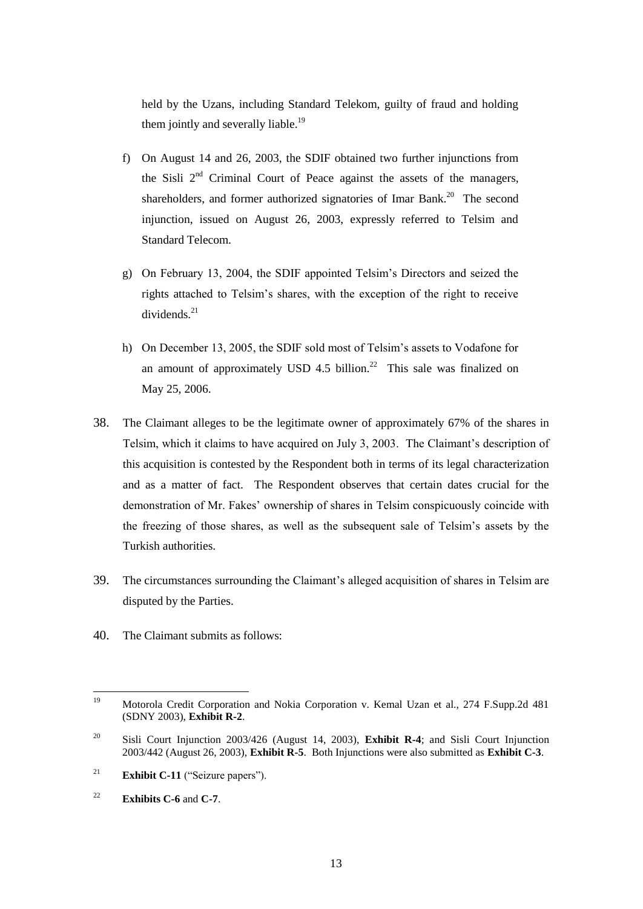held by the Uzans, including Standard Telekom, guilty of fraud and holding them jointly and severally liable.[19]

f) On August 14 and 26, 2003, the SDIF obtained two further injunctions from the Sisli 2nd Criminal Court of Peace against the assets of the managers, shareholders, and former authorized signatories of Imar Bank.[20] The second injunction, issued on August 26, 2003, expressly referred to Telsim and Standard Telecom.

g) On February 13, 2004, the SDIF appointed Telsim's Directors and seized the rights attached to Telsim's shares, with the exception of the right to receive dividends.[21]

h) On December 13, 2005, the SDIF sold most of Telsim's assets to Vodafone for an amount of approximately USD 4.5 billion.[22] This sale was finalized on May 25, 2006.

38. The Claimant alleges to be the legitimate owner of approximately 67% of the shares in Telsim, which it claims to have acquired on July 3, 2003. The Claimant's description of this acquisition is contested by the Respondent both in terms of its legal characterization and as a matter of fact. The Respondent observes that certain dates crucial for the demonstration of Mr. Fakes' ownership of shares in Telsim conspicuously coincide with the freezing of those shares, as well as the subsequent sale of Telsim's assets by the Turkish authorities.

39. The circumstances surrounding the Claimant's alleged acquisition of shares in Telsim are disputed by the Parties.

40. The Claimant submits as follows:

---

[19] Motorola Credit Corporation and Nokia Corporation v. Kemal Uzan et al., 274 F.Supp.2d 481 (SDNY 2003), **Exhibit R-2**.

[20] Sisli Court Injunction 2003/426 (August 14, 2003), **Exhibit R-4**; and Sisli Court Injunction 2003/442 (August 26, 2003), **Exhibit R-5**. Both Injunctions were also submitted as **Exhibit C-3**.

[21] **Exhibit C-11** ("Seizure papers").

[22] **Exhibits C-6** and **C-7**.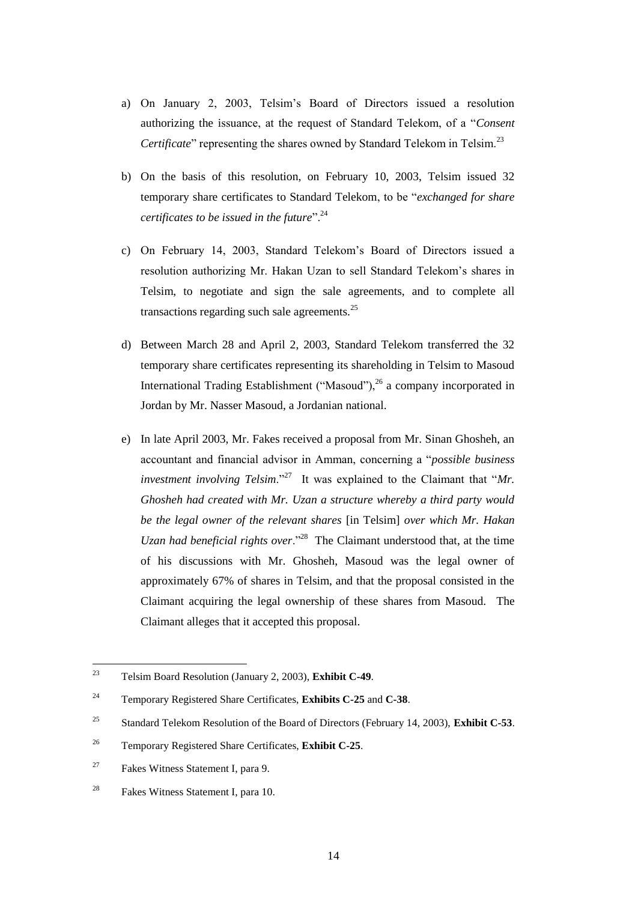a) On January 2, 2003, Telsim's Board of Directors issued a resolution authorizing the issuance, at the request of Standard Telekom, of a "*Consent Certificate*" representing the shares owned by Standard Telekom in Telsim.[23]

b) On the basis of this resolution, on February 10, 2003, Telsim issued 32 temporary share certificates to Standard Telekom, to be "*exchanged for share certificates to be issued in the future*".[24]

c) On February 14, 2003, Standard Telekom's Board of Directors issued a resolution authorizing Mr. Hakan Uzan to sell Standard Telekom's shares in Telsim, to negotiate and sign the sale agreements, and to complete all transactions regarding such sale agreements.[25]

d) Between March 28 and April 2, 2003, Standard Telekom transferred the 32 temporary share certificates representing its shareholding in Telsim to Masoud International Trading Establishment ("Masoud"),[26] a company incorporated in Jordan by Mr. Nasser Masoud, a Jordanian national.

e) In late April 2003, Mr. Fakes received a proposal from Mr. Sinan Ghosheh, an accountant and financial advisor in Amman, concerning a "*possible business investment involving Telsim*."[27] It was explained to the Claimant that "*Mr. Ghosheh had created with Mr. Uzan a structure whereby a third party would be the legal owner of the relevant shares* [in Telsim] *over which Mr. Hakan Uzan had beneficial rights over*."[28] The Claimant understood that, at the time of his discussions with Mr. Ghosheh, Masoud was the legal owner of approximately 67% of shares in Telsim, and that the proposal consisted in the Claimant acquiring the legal ownership of these shares from Masoud. The Claimant alleges that it accepted this proposal.

---

[23] Telsim Board Resolution (January 2, 2003), **Exhibit C-49**.

[24] Temporary Registered Share Certificates, **Exhibits C-25** and **C-38**.

[25] Standard Telekom Resolution of the Board of Directors (February 14, 2003), **Exhibit C-53**.

[26] Temporary Registered Share Certificates, **Exhibit C-25**.

[27] Fakes Witness Statement I, para 9.

[28] Fakes Witness Statement I, para 10.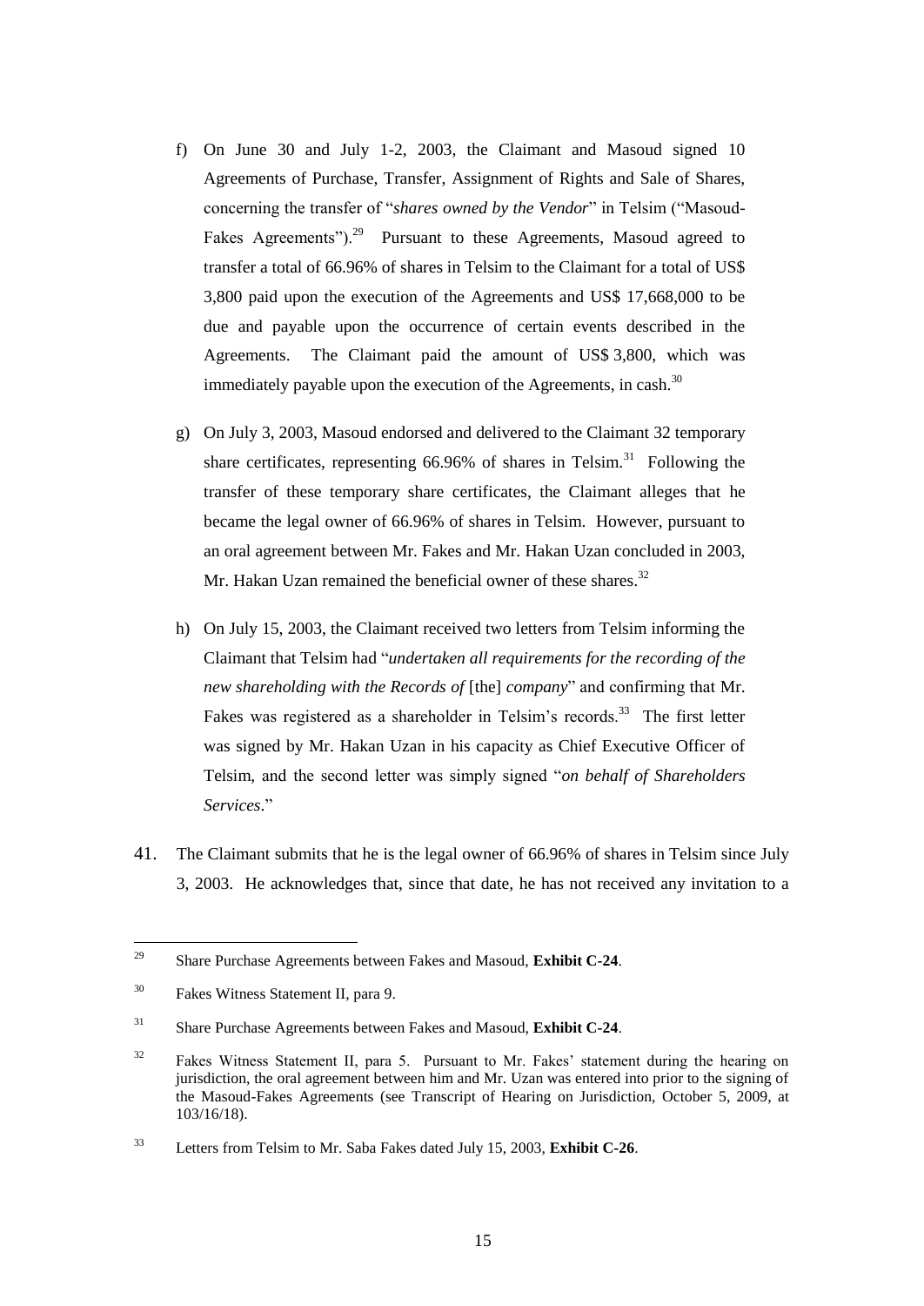f) On June 30 and July 1-2, 2003, the Claimant and Masoud signed 10 Agreements of Purchase, Transfer, Assignment of Rights and Sale of Shares, concerning the transfer of "*shares owned by the Vendor*" in Telsim ("Masoud-Fakes Agreements").[29] Pursuant to these Agreements, Masoud agreed to transfer a total of 66.96% of shares in Telsim to the Claimant for a total of US$ 3,800 paid upon the execution of the Agreements and US$ 17,668,000 to be due and payable upon the occurrence of certain events described in the Agreements. The Claimant paid the amount of US$ 3,800, which was immediately payable upon the execution of the Agreements, in cash.[30]

g) On July 3, 2003, Masoud endorsed and delivered to the Claimant 32 temporary share certificates, representing 66.96% of shares in Telsim.[31] Following the transfer of these temporary share certificates, the Claimant alleges that he became the legal owner of 66.96% of shares in Telsim. However, pursuant to an oral agreement between Mr. Fakes and Mr. Hakan Uzan concluded in 2003, Mr. Hakan Uzan remained the beneficial owner of these shares.[32]

h) On July 15, 2003, the Claimant received two letters from Telsim informing the Claimant that Telsim had "*undertaken all requirements for the recording of the new shareholding with the Records of* [the] *company*" and confirming that Mr. Fakes was registered as a shareholder in Telsim's records.[33] The first letter was signed by Mr. Hakan Uzan in his capacity as Chief Executive Officer of Telsim, and the second letter was simply signed "*on behalf of Shareholders Services*."

41. The Claimant submits that he is the legal owner of 66.96% of shares in Telsim since July 3, 2003. He acknowledges that, since that date, he has not received any invitation to a

---

[29] Share Purchase Agreements between Fakes and Masoud, **Exhibit C-24**.

[30] Fakes Witness Statement II, para 9.

[31] Share Purchase Agreements between Fakes and Masoud, **Exhibit C-24**.

[32] Fakes Witness Statement II, para 5. Pursuant to Mr. Fakes' statement during the hearing on jurisdiction, the oral agreement between him and Mr. Uzan was entered into prior to the signing of the Masoud-Fakes Agreements (see Transcript of Hearing on Jurisdiction, October 5, 2009, at 103/16/18).

[33] Letters from Telsim to Mr. Saba Fakes dated July 15, 2003, **Exhibit C-26**.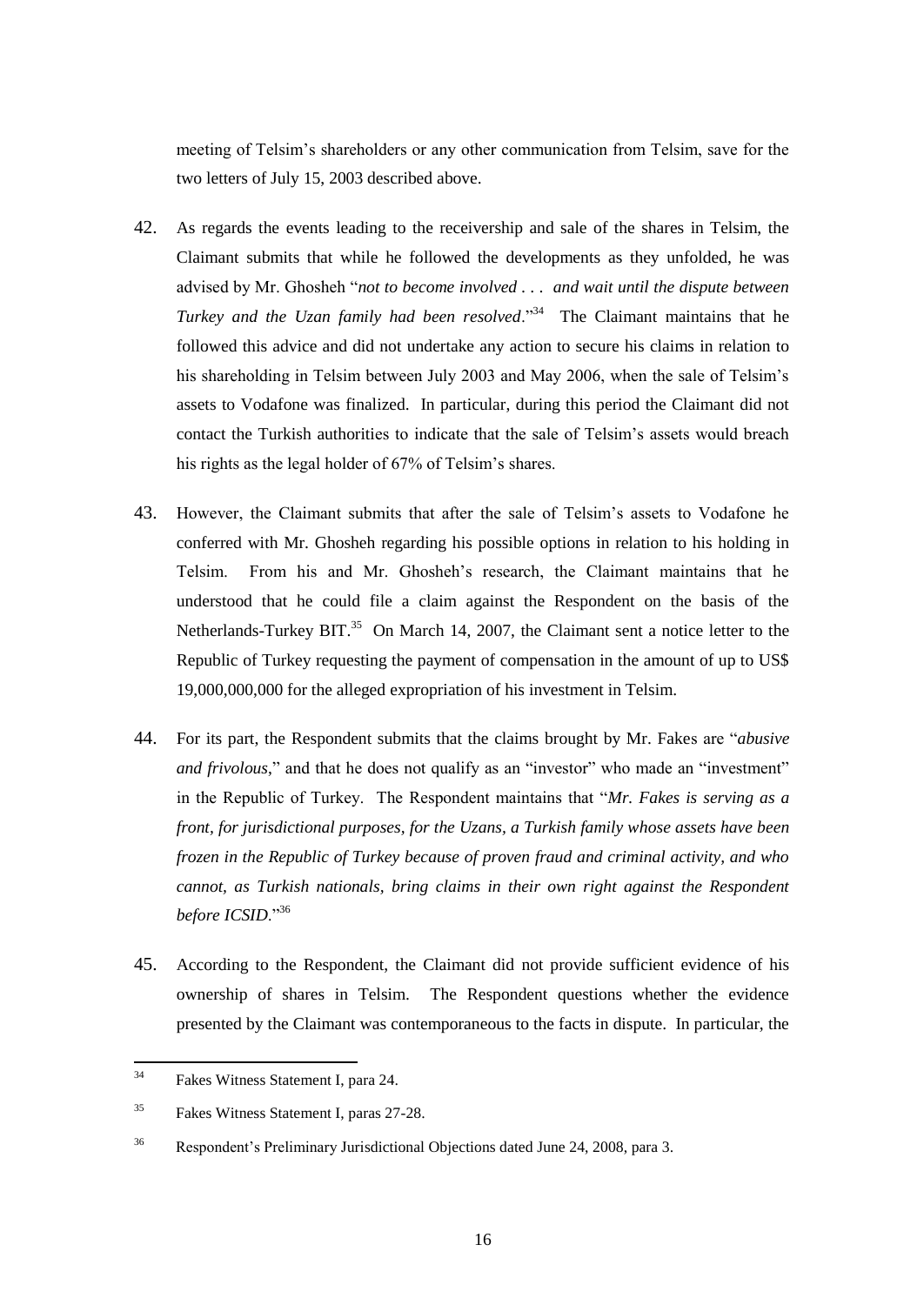meeting of Telsim's shareholders or any other communication from Telsim, save for the two letters of July 15, 2003 described above.

42. As regards the events leading to the receivership and sale of the shares in Telsim, the Claimant submits that while he followed the developments as they unfolded, he was advised by Mr. Ghosheh "*not to become involved . . . and wait until the dispute between Turkey and the Uzan family had been resolved*."[34] The Claimant maintains that he followed this advice and did not undertake any action to secure his claims in relation to his shareholding in Telsim between July 2003 and May 2006, when the sale of Telsim's assets to Vodafone was finalized. In particular, during this period the Claimant did not contact the Turkish authorities to indicate that the sale of Telsim's assets would breach his rights as the legal holder of 67% of Telsim's shares.

43. However, the Claimant submits that after the sale of Telsim's assets to Vodafone he conferred with Mr. Ghosheh regarding his possible options in relation to his holding in Telsim. From his and Mr. Ghosheh's research, the Claimant maintains that he understood that he could file a claim against the Respondent on the basis of the Netherlands-Turkey BIT.[35] On March 14, 2007, the Claimant sent a notice letter to the Republic of Turkey requesting the payment of compensation in the amount of up to US$ 19,000,000,000 for the alleged expropriation of his investment in Telsim.

44. For its part, the Respondent submits that the claims brought by Mr. Fakes are "*abusive and frivolous*," and that he does not qualify as an "investor" who made an "investment" in the Republic of Turkey. The Respondent maintains that "*Mr. Fakes is serving as a front, for jurisdictional purposes, for the Uzans, a Turkish family whose assets have been frozen in the Republic of Turkey because of proven fraud and criminal activity, and who cannot, as Turkish nationals, bring claims in their own right against the Respondent before ICSID*."[36]

45. According to the Respondent, the Claimant did not provide sufficient evidence of his ownership of shares in Telsim. The Respondent questions whether the evidence presented by the Claimant was contemporaneous to the facts in dispute. In particular, the

---

[34] Fakes Witness Statement I, para 24.

[35] Fakes Witness Statement I, paras 27-28.

[36] Respondent's Preliminary Jurisdictional Objections dated June 24, 2008, para 3.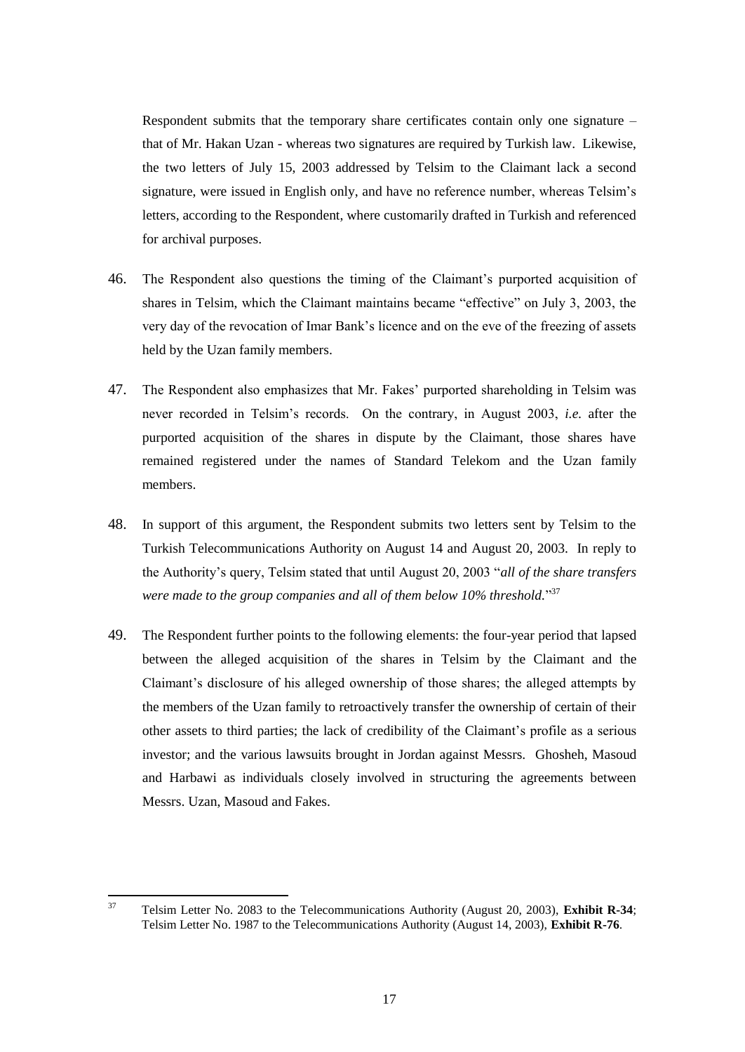Respondent submits that the temporary share certificates contain only one signature – that of Mr. Hakan Uzan - whereas two signatures are required by Turkish law. Likewise, the two letters of July 15, 2003 addressed by Telsim to the Claimant lack a second signature, were issued in English only, and have no reference number, whereas Telsim's letters, according to the Respondent, where customarily drafted in Turkish and referenced for archival purposes.

46. The Respondent also questions the timing of the Claimant's purported acquisition of shares in Telsim, which the Claimant maintains became "effective" on July 3, 2003, the very day of the revocation of Imar Bank's licence and on the eve of the freezing of assets held by the Uzan family members.

47. The Respondent also emphasizes that Mr. Fakes' purported shareholding in Telsim was never recorded in Telsim's records. On the contrary, in August 2003, *i.e.* after the purported acquisition of the shares in dispute by the Claimant, those shares have remained registered under the names of Standard Telekom and the Uzan family members.

48. In support of this argument, the Respondent submits two letters sent by Telsim to the Turkish Telecommunications Authority on August 14 and August 20, 2003. In reply to the Authority's query, Telsim stated that until August 20, 2003 "*all of the share transfers were made to the group companies and all of them below 10% threshold.*"[37]

49. The Respondent further points to the following elements: the four-year period that lapsed between the alleged acquisition of the shares in Telsim by the Claimant and the Claimant's disclosure of his alleged ownership of those shares; the alleged attempts by the members of the Uzan family to retroactively transfer the ownership of certain of their other assets to third parties; the lack of credibility of the Claimant's profile as a serious investor; and the various lawsuits brought in Jordan against Messrs. Ghosheh, Masoud and Harbawi as individuals closely involved in structuring the agreements between Messrs. Uzan, Masoud and Fakes.

---

[37] Telsim Letter No. 2083 to the Telecommunications Authority (August 20, 2003), **Exhibit R-34**; Telsim Letter No. 1987 to the Telecommunications Authority (August 14, 2003), **Exhibit R-76**.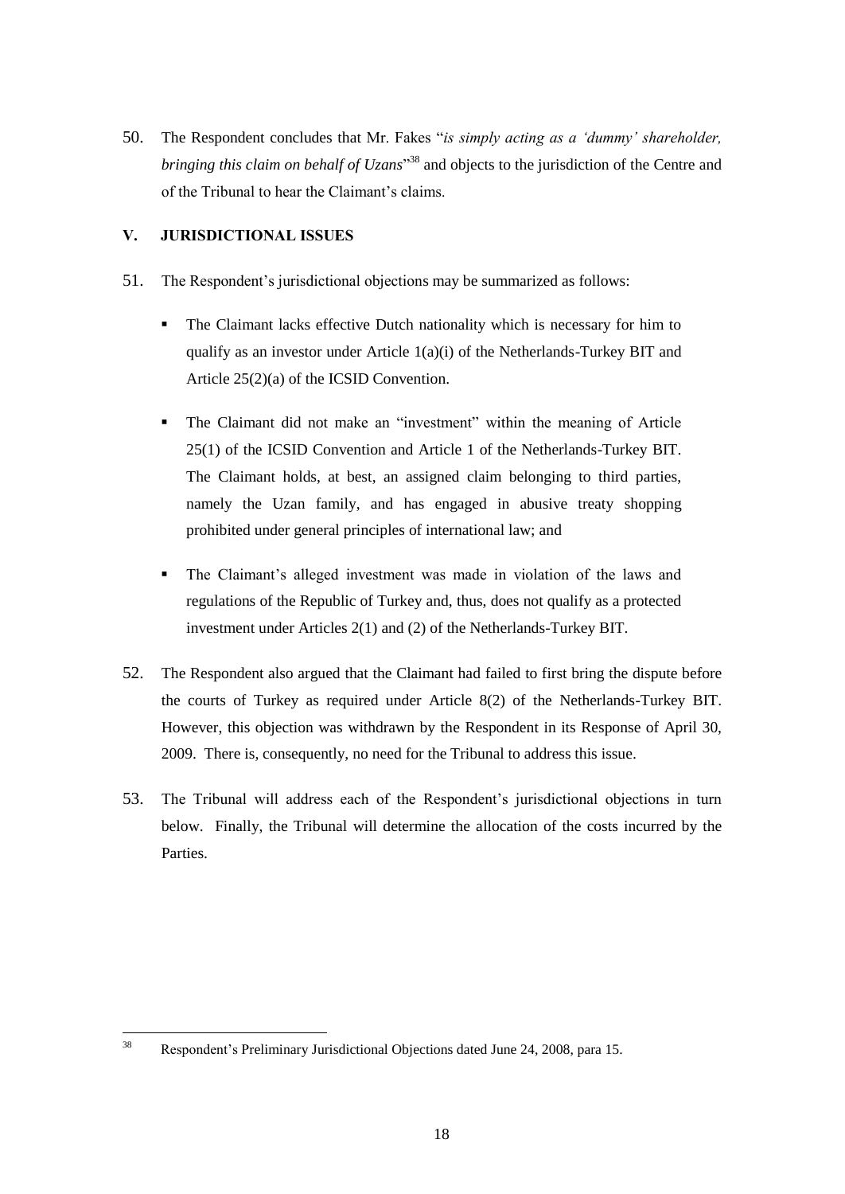50. The Respondent concludes that Mr. Fakes "*is simply acting as a 'dummy' shareholder, bringing this claim on behalf of Uzans*"[38] and objects to the jurisdiction of the Centre and of the Tribunal to hear the Claimant's claims.

## V. JURISDICTIONAL ISSUES

51. The Respondent's jurisdictional objections may be summarized as follows:

- The Claimant lacks effective Dutch nationality which is necessary for him to qualify as an investor under Article 1(a)(i) of the Netherlands-Turkey BIT and Article 25(2)(a) of the ICSID Convention.

- The Claimant did not make an "investment" within the meaning of Article 25(1) of the ICSID Convention and Article 1 of the Netherlands-Turkey BIT. The Claimant holds, at best, an assigned claim belonging to third parties, namely the Uzan family, and has engaged in abusive treaty shopping prohibited under general principles of international law; and

- The Claimant's alleged investment was made in violation of the laws and regulations of the Republic of Turkey and, thus, does not qualify as a protected investment under Articles 2(1) and (2) of the Netherlands-Turkey BIT.

52. The Respondent also argued that the Claimant had failed to first bring the dispute before the courts of Turkey as required under Article 8(2) of the Netherlands-Turkey BIT. However, this objection was withdrawn by the Respondent in its Response of April 30, 2009. There is, consequently, no need for the Tribunal to address this issue.

53. The Tribunal will address each of the Respondent's jurisdictional objections in turn below. Finally, the Tribunal will determine the allocation of the costs incurred by the Parties.

---

[38] Respondent's Preliminary Jurisdictional Objections dated June 24, 2008, para 15.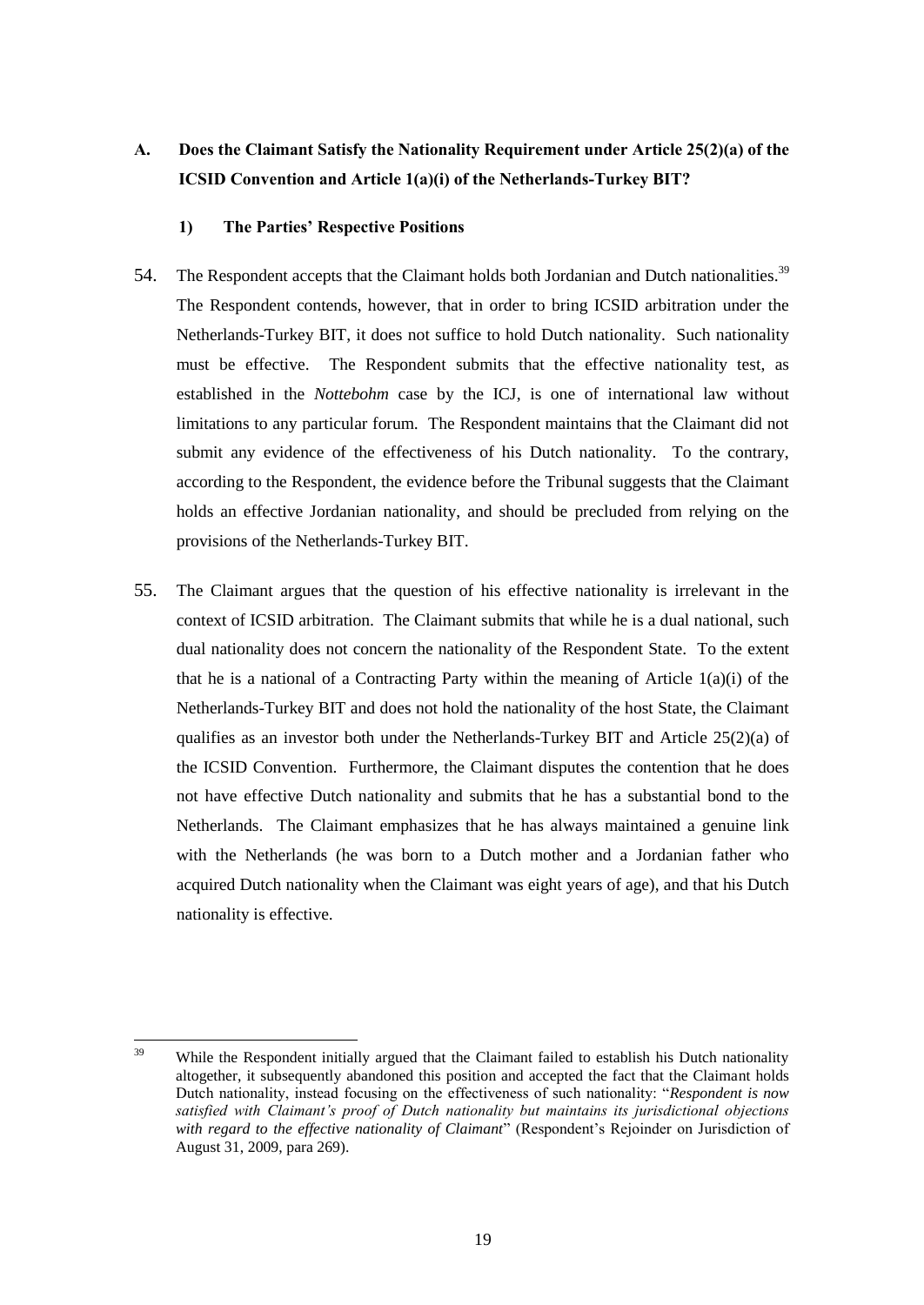## A. Does the Claimant Satisfy the Nationality Requirement under Article 25(2)(a) of the ICSID Convention and Article 1(a)(i) of the Netherlands-Turkey BIT?

### 1) The Parties' Respective Positions

54. The Respondent accepts that the Claimant holds both Jordanian and Dutch nationalities.[39] The Respondent contends, however, that in order to bring ICSID arbitration under the Netherlands-Turkey BIT, it does not suffice to hold Dutch nationality. Such nationality must be effective. The Respondent submits that the effective nationality test, as established in the *Nottebohm* case by the ICJ, is one of international law without limitations to any particular forum. The Respondent maintains that the Claimant did not submit any evidence of the effectiveness of his Dutch nationality. To the contrary, according to the Respondent, the evidence before the Tribunal suggests that the Claimant holds an effective Jordanian nationality, and should be precluded from relying on the provisions of the Netherlands-Turkey BIT.

55. The Claimant argues that the question of his effective nationality is irrelevant in the context of ICSID arbitration. The Claimant submits that while he is a dual national, such dual nationality does not concern the nationality of the Respondent State. To the extent that he is a national of a Contracting Party within the meaning of Article 1(a)(i) of the Netherlands-Turkey BIT and does not hold the nationality of the host State, the Claimant qualifies as an investor both under the Netherlands-Turkey BIT and Article 25(2)(a) of the ICSID Convention. Furthermore, the Claimant disputes the contention that he does not have effective Dutch nationality and submits that he has a substantial bond to the Netherlands. The Claimant emphasizes that he has always maintained a genuine link with the Netherlands (he was born to a Dutch mother and a Jordanian father who acquired Dutch nationality when the Claimant was eight years of age), and that his Dutch nationality is effective.

---

[39] While the Respondent initially argued that the Claimant failed to establish his Dutch nationality altogether, it subsequently abandoned this position and accepted the fact that the Claimant holds Dutch nationality, instead focusing on the effectiveness of such nationality: "*Respondent is now satisfied with Claimant's proof of Dutch nationality but maintains its jurisdictional objections with regard to the effective nationality of Claimant*" (Respondent's Rejoinder on Jurisdiction of August 31, 2009, para 269).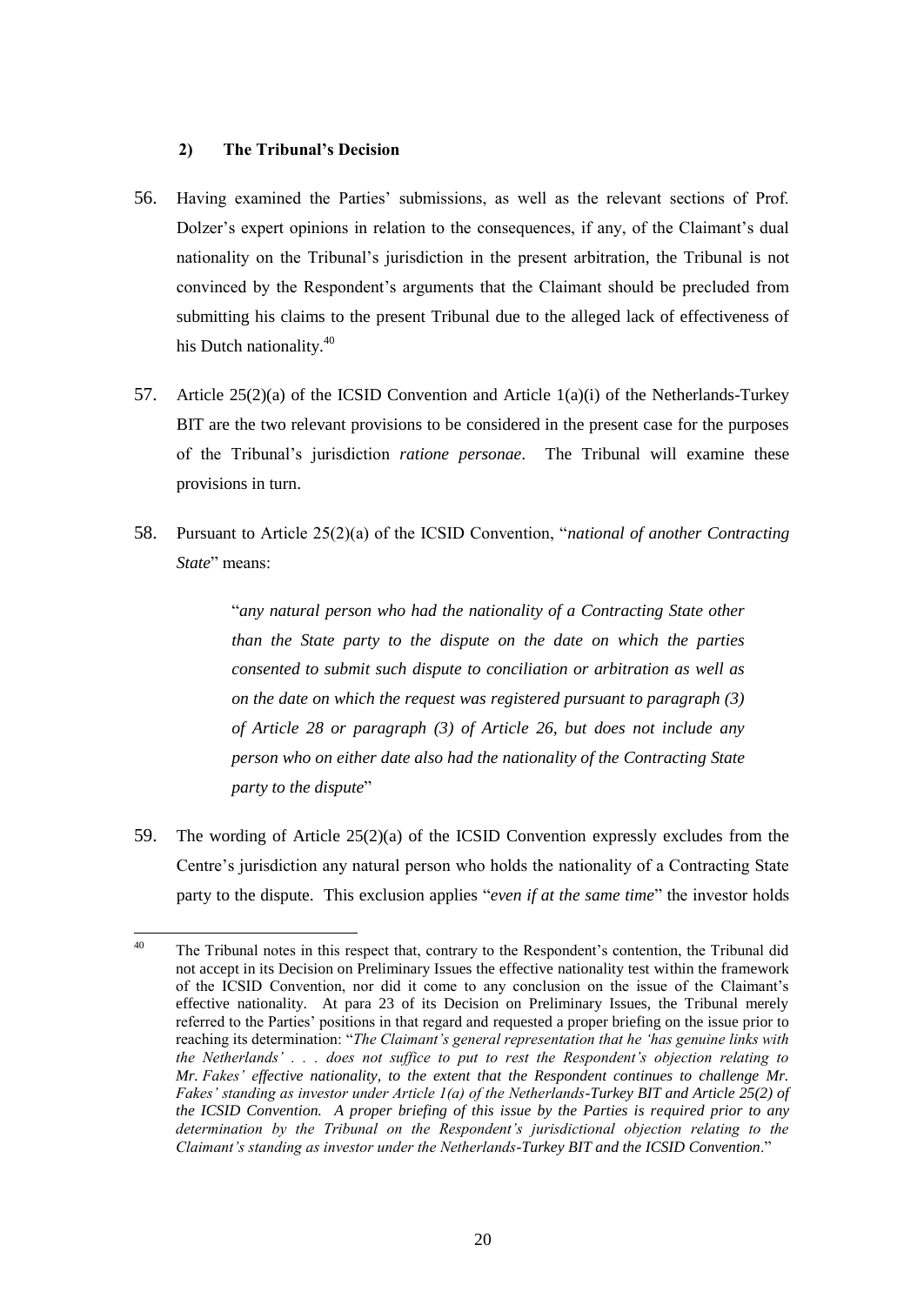### 2) The Tribunal's Decision

56. Having examined the Parties' submissions, as well as the relevant sections of Prof. Dolzer's expert opinions in relation to the consequences, if any, of the Claimant's dual nationality on the Tribunal's jurisdiction in the present arbitration, the Tribunal is not convinced by the Respondent's arguments that the Claimant should be precluded from submitting his claims to the present Tribunal due to the alleged lack of effectiveness of his Dutch nationality.[40]

57. Article 25(2)(a) of the ICSID Convention and Article 1(a)(i) of the Netherlands-Turkey BIT are the two relevant provisions to be considered in the present case for the purposes of the Tribunal's jurisdiction *ratione personae*. The Tribunal will examine these provisions in turn.

58. Pursuant to Article 25(2)(a) of the ICSID Convention, "*national of another Contracting State*" means:

> "*any natural person who had the nationality of a Contracting State other than the State party to the dispute on the date on which the parties consented to submit such dispute to conciliation or arbitration as well as on the date on which the request was registered pursuant to paragraph (3) of Article 28 or paragraph (3) of Article 26, but does not include any person who on either date also had the nationality of the Contracting State party to the dispute*"

59. The wording of Article 25(2)(a) of the ICSID Convention expressly excludes from the Centre's jurisdiction any natural person who holds the nationality of a Contracting State party to the dispute. This exclusion applies "*even if at the same time*" the investor holds

---

[40] The Tribunal notes in this respect that, contrary to the Respondent's contention, the Tribunal did not accept in its Decision on Preliminary Issues the effective nationality test within the framework of the ICSID Convention, nor did it come to any conclusion on the issue of the Claimant's effective nationality. At para 23 of its Decision on Preliminary Issues, the Tribunal merely referred to the Parties' positions in that regard and requested a proper briefing on the issue prior to reaching its determination: "*The Claimant's general representation that he 'has genuine links with the Netherlands' . . . does not suffice to put to rest the Respondent's objection relating to Mr. Fakes' effective nationality, to the extent that the Respondent continues to challenge Mr. Fakes' standing as investor under Article 1(a) of the Netherlands-Turkey BIT and Article 25(2) of the ICSID Convention. A proper briefing of this issue by the Parties is required prior to any determination by the Tribunal on the Respondent's jurisdictional objection relating to the Claimant's standing as investor under the Netherlands-Turkey BIT and the ICSID Convention*."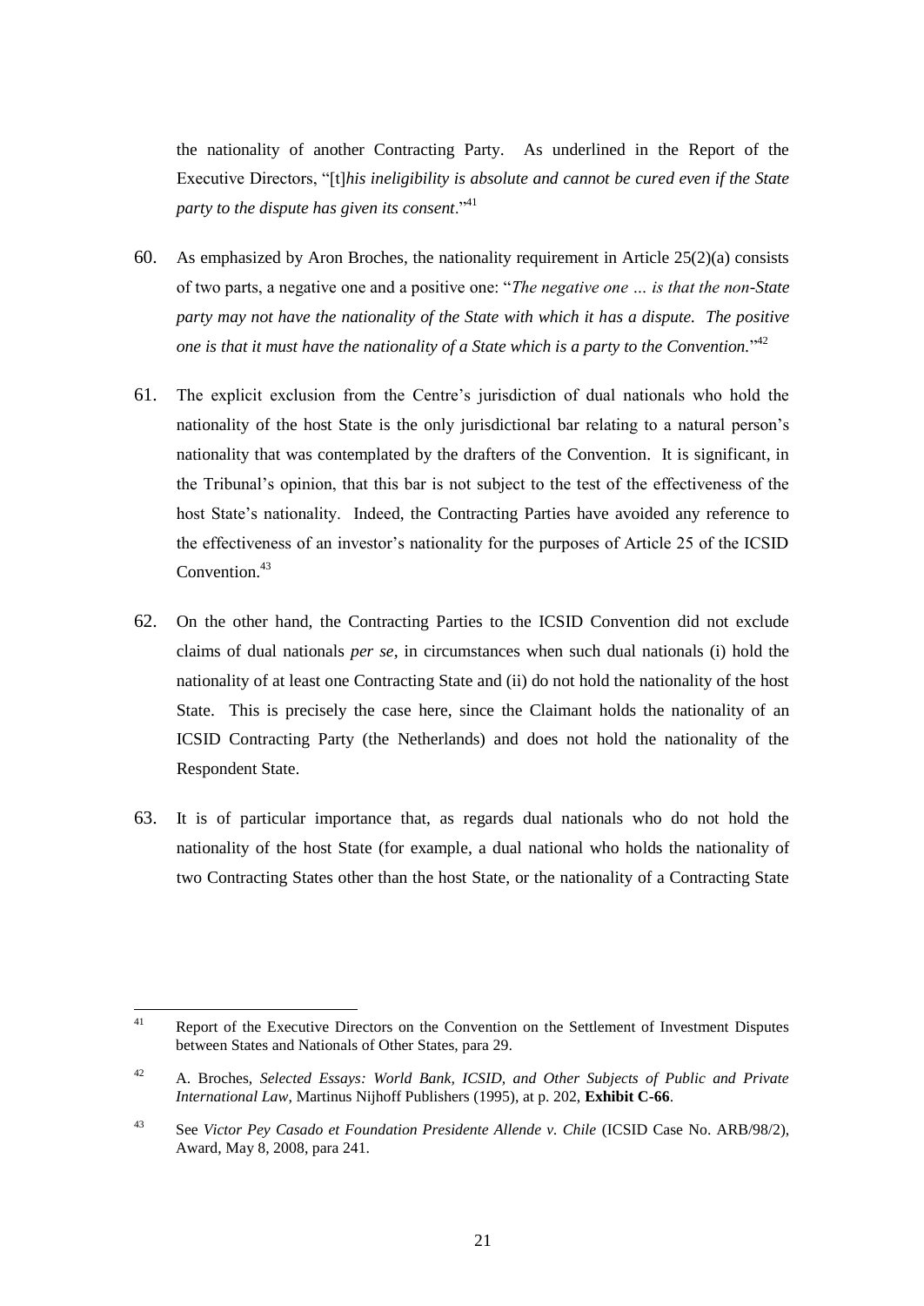the nationality of another Contracting Party. As underlined in the Report of the Executive Directors, "[t]*his ineligibility is absolute and cannot be cured even if the State party to the dispute has given its consent*."[41]

60. As emphasized by Aron Broches, the nationality requirement in Article 25(2)(a) consists of two parts, a negative one and a positive one: "*The negative one … is that the non-State party may not have the nationality of the State with which it has a dispute. The positive one is that it must have the nationality of a State which is a party to the Convention.*"[42]

61. The explicit exclusion from the Centre's jurisdiction of dual nationals who hold the nationality of the host State is the only jurisdictional bar relating to a natural person's nationality that was contemplated by the drafters of the Convention. It is significant, in the Tribunal's opinion, that this bar is not subject to the test of the effectiveness of the host State's nationality. Indeed, the Contracting Parties have avoided any reference to the effectiveness of an investor's nationality for the purposes of Article 25 of the ICSID Convention.[43]

62. On the other hand, the Contracting Parties to the ICSID Convention did not exclude claims of dual nationals *per se*, in circumstances when such dual nationals (i) hold the nationality of at least one Contracting State and (ii) do not hold the nationality of the host State. This is precisely the case here, since the Claimant holds the nationality of an ICSID Contracting Party (the Netherlands) and does not hold the nationality of the Respondent State.

63. It is of particular importance that, as regards dual nationals who do not hold the nationality of the host State (for example, a dual national who holds the nationality of two Contracting States other than the host State, or the nationality of a Contracting State

---

[41] Report of the Executive Directors on the Convention on the Settlement of Investment Disputes between States and Nationals of Other States, para 29.

[42] A. Broches, *Selected Essays: World Bank, ICSID, and Other Subjects of Public and Private International Law*, Martinus Nijhoff Publishers (1995), at p. 202, **Exhibit C-66**.

[43] See *Victor Pey Casado et Foundation Presidente Allende v. Chile* (ICSID Case No. ARB/98/2), Award, May 8, 2008, para 241.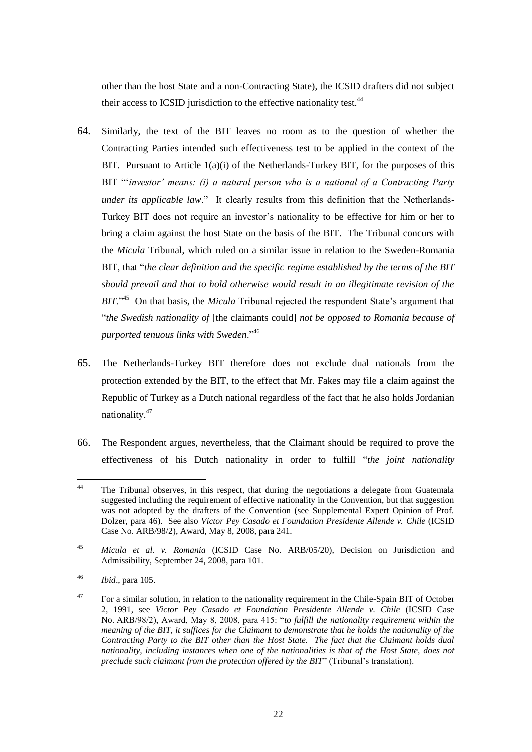other than the host State and a non-Contracting State), the ICSID drafters did not subject their access to ICSID jurisdiction to the effective nationality test.[44]

64. Similarly, the text of the BIT leaves no room as to the question of whether the Contracting Parties intended such effectiveness test to be applied in the context of the BIT. Pursuant to Article 1(a)(i) of the Netherlands-Turkey BIT, for the purposes of this BIT "'*investor' means: (i) a natural person who is a national of a Contracting Party under its applicable law*." It clearly results from this definition that the Netherlands-Turkey BIT does not require an investor's nationality to be effective for him or her to bring a claim against the host State on the basis of the BIT. The Tribunal concurs with the *Micula* Tribunal, which ruled on a similar issue in relation to the Sweden-Romania BIT, that "*the clear definition and the specific regime established by the terms of the BIT should prevail and that to hold otherwise would result in an illegitimate revision of the BIT*."[45] On that basis, the *Micula* Tribunal rejected the respondent State's argument that "*the Swedish nationality of* [the claimants could] *not be opposed to Romania because of purported tenuous links with Sweden*."[46]

65. The Netherlands-Turkey BIT therefore does not exclude dual nationals from the protection extended by the BIT, to the effect that Mr. Fakes may file a claim against the Republic of Turkey as a Dutch national regardless of the fact that he also holds Jordanian nationality.[47]

66. The Respondent argues, nevertheless, that the Claimant should be required to prove the effectiveness of his Dutch nationality in order to fulfill "*the joint nationality*

---

[44] The Tribunal observes, in this respect, that during the negotiations a delegate from Guatemala suggested including the requirement of effective nationality in the Convention, but that suggestion was not adopted by the drafters of the Convention (see Supplemental Expert Opinion of Prof. Dolzer, para 46). See also *Victor Pey Casado et Foundation Presidente Allende v. Chile* (ICSID Case No. ARB/98/2), Award, May 8, 2008, para 241.

[45] *Micula et al. v. Romania* (ICSID Case No. ARB/05/20), Decision on Jurisdiction and Admissibility, September 24, 2008, para 101.

[46] *Ibid*., para 105.

[47] For a similar solution, in relation to the nationality requirement in the Chile-Spain BIT of October 2, 1991, see *Victor Pey Casado et Foundation Presidente Allende v. Chile* (ICSID Case No. ARB/98/2), Award, May 8, 2008, para 415: "*to fulfill the nationality requirement within the meaning of the BIT, it suffices for the Claimant to demonstrate that he holds the nationality of the Contracting Party to the BIT other than the Host State. The fact that the Claimant holds dual nationality, including instances when one of the nationalities is that of the Host State, does not preclude such claimant from the protection offered by the BIT*" (Tribunal's translation).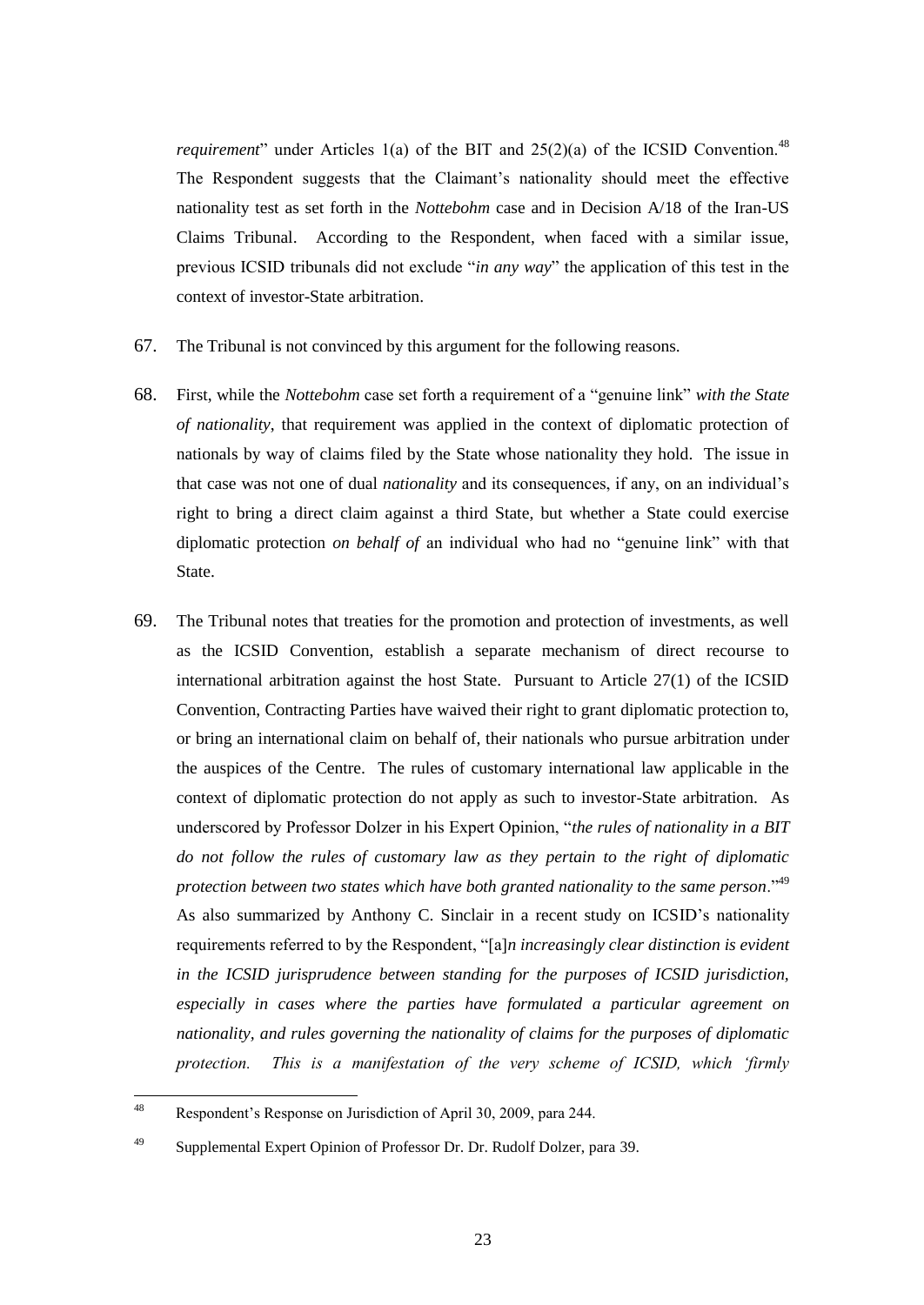*requirement*" under Articles 1(a) of the BIT and 25(2)(a) of the ICSID Convention.[48] The Respondent suggests that the Claimant's nationality should meet the effective nationality test as set forth in the *Nottebohm* case and in Decision A/18 of the Iran-US Claims Tribunal. According to the Respondent, when faced with a similar issue, previous ICSID tribunals did not exclude "*in any way*" the application of this test in the context of investor-State arbitration.

67. The Tribunal is not convinced by this argument for the following reasons.

68. First, while the *Nottebohm* case set forth a requirement of a "genuine link" *with the State of nationality*, that requirement was applied in the context of diplomatic protection of nationals by way of claims filed by the State whose nationality they hold. The issue in that case was not one of dual *nationality* and its consequences, if any, on an individual's right to bring a direct claim against a third State, but whether a State could exercise diplomatic protection *on behalf of* an individual who had no "genuine link" with that State.

69. The Tribunal notes that treaties for the promotion and protection of investments, as well as the ICSID Convention, establish a separate mechanism of direct recourse to international arbitration against the host State. Pursuant to Article 27(1) of the ICSID Convention, Contracting Parties have waived their right to grant diplomatic protection to, or bring an international claim on behalf of, their nationals who pursue arbitration under the auspices of the Centre. The rules of customary international law applicable in the context of diplomatic protection do not apply as such to investor-State arbitration. As underscored by Professor Dolzer in his Expert Opinion, "*the rules of nationality in a BIT do not follow the rules of customary law as they pertain to the right of diplomatic protection between two states which have both granted nationality to the same person*."[49] As also summarized by Anthony C. Sinclair in a recent study on ICSID's nationality requirements referred to by the Respondent, "[a]*n increasingly clear distinction is evident in the ICSID jurisprudence between standing for the purposes of ICSID jurisdiction, especially in cases where the parties have formulated a particular agreement on nationality, and rules governing the nationality of claims for the purposes of diplomatic protection. This is a manifestation of the very scheme of ICSID, which 'firmly*

---

[48] Respondent's Response on Jurisdiction of April 30, 2009, para 244.

[49] Supplemental Expert Opinion of Professor Dr. Dr. Rudolf Dolzer, para 39.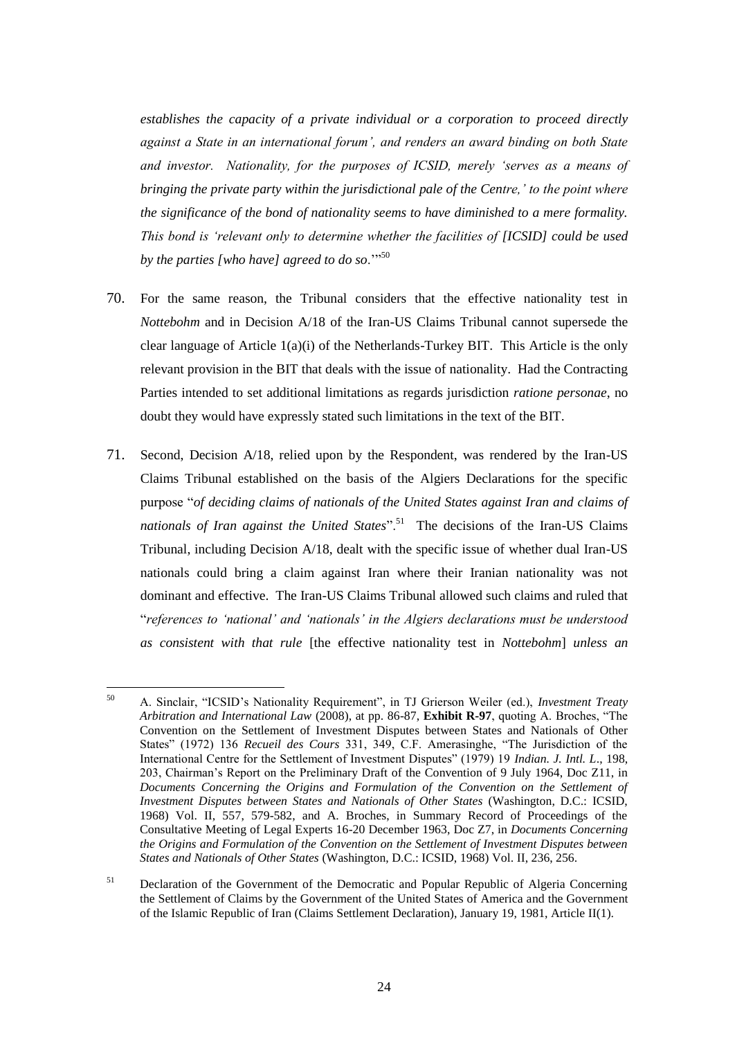*establishes the capacity of a private individual or a corporation to proceed directly against a State in an international forum', and renders an award binding on both State and investor. Nationality, for the purposes of ICSID, merely 'serves as a means of bringing the private party within the jurisdictional pale of the Centre,' to the point where the significance of the bond of nationality seems to have diminished to a mere formality. This bond is 'relevant only to determine whether the facilities of [ICSID] could be used by the parties [who have] agreed to do so*.'"[50]

70. For the same reason, the Tribunal considers that the effective nationality test in *Nottebohm* and in Decision A/18 of the Iran-US Claims Tribunal cannot supersede the clear language of Article 1(a)(i) of the Netherlands-Turkey BIT. This Article is the only relevant provision in the BIT that deals with the issue of nationality. Had the Contracting Parties intended to set additional limitations as regards jurisdiction *ratione personae*, no doubt they would have expressly stated such limitations in the text of the BIT.

71. Second, Decision A/18, relied upon by the Respondent, was rendered by the Iran-US Claims Tribunal established on the basis of the Algiers Declarations for the specific purpose "*of deciding claims of nationals of the United States against Iran and claims of nationals of Iran against the United States*".[51] The decisions of the Iran-US Claims Tribunal, including Decision A/18, dealt with the specific issue of whether dual Iran-US nationals could bring a claim against Iran where their Iranian nationality was not dominant and effective. The Iran-US Claims Tribunal allowed such claims and ruled that "*references to 'national' and 'nationals' in the Algiers declarations must be understood as consistent with that rule* [the effective nationality test in *Nottebohm*] *unless an*

---

[50] A. Sinclair, "ICSID's Nationality Requirement", in TJ Grierson Weiler (ed.), *Investment Treaty Arbitration and International Law* (2008), at pp. 86-87, **Exhibit R-97**, quoting A. Broches, "The Convention on the Settlement of Investment Disputes between States and Nationals of Other States" (1972) 136 *Recueil des Cours* 331, 349, C.F. Amerasinghe, "The Jurisdiction of the International Centre for the Settlement of Investment Disputes" (1979) 19 *Indian. J. Intl. L.*, 198, 203, Chairman's Report on the Preliminary Draft of the Convention of 9 July 1964, Doc Z11, in *Documents Concerning the Origins and Formulation of the Convention on the Settlement of Investment Disputes between States and Nationals of Other States* (Washington, D.C.: ICSID, 1968) Vol. II, 557, 579-582, and A. Broches, in Summary Record of Proceedings of the Consultative Meeting of Legal Experts 16-20 December 1963, Doc Z7, in *Documents Concerning the Origins and Formulation of the Convention on the Settlement of Investment Disputes between States and Nationals of Other States* (Washington, D.C.: ICSID, 1968) Vol. II, 236, 256.

[51] Declaration of the Government of the Democratic and Popular Republic of Algeria Concerning the Settlement of Claims by the Government of the United States of America and the Government of the Islamic Republic of Iran (Claims Settlement Declaration), January 19, 1981, Article II(1).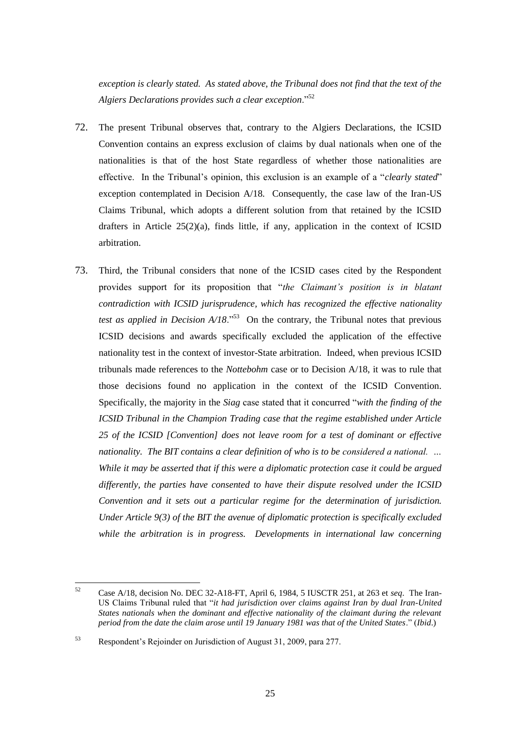*exception is clearly stated. As stated above, the Tribunal does not find that the text of the Algiers Declarations provides such a clear exception*."[52]

72. The present Tribunal observes that, contrary to the Algiers Declarations, the ICSID Convention contains an express exclusion of claims by dual nationals when one of the nationalities is that of the host State regardless of whether those nationalities are effective. In the Tribunal's opinion, this exclusion is an example of a "*clearly stated*" exception contemplated in Decision A/18. Consequently, the case law of the Iran-US Claims Tribunal, which adopts a different solution from that retained by the ICSID drafters in Article 25(2)(a), finds little, if any, application in the context of ICSID arbitration.

73. Third, the Tribunal considers that none of the ICSID cases cited by the Respondent provides support for its proposition that "*the Claimant's position is in blatant contradiction with ICSID jurisprudence, which has recognized the effective nationality test as applied in Decision A/18*."[53] On the contrary, the Tribunal notes that previous ICSID decisions and awards specifically excluded the application of the effective nationality test in the context of investor-State arbitration. Indeed, when previous ICSID tribunals made references to the *Nottebohm* case or to Decision A/18, it was to rule that those decisions found no application in the context of the ICSID Convention. Specifically, the majority in the *Siag* case stated that it concurred "*with the finding of the ICSID Tribunal in the Champion Trading case that the regime established under Article 25 of the ICSID [Convention] does not leave room for a test of dominant or effective nationality. The BIT contains a clear definition of who is to be considered a national. … While it may be asserted that if this were a diplomatic protection case it could be argued differently, the parties have consented to have their dispute resolved under the ICSID Convention and it sets out a particular regime for the determination of jurisdiction. Under Article 9(3) of the BIT the avenue of diplomatic protection is specifically excluded while the arbitration is in progress. Developments in international law concerning*

---

[52] Case A/18, decision No. DEC 32-A18-FT, April 6, 1984, 5 IUSCTR 251, at 263 et *seq*. The Iran-US Claims Tribunal ruled that "*it had jurisdiction over claims against Iran by dual Iran-United States nationals when the dominant and effective nationality of the claimant during the relevant period from the date the claim arose until 19 January 1981 was that of the United States*." (*Ibid*.)

[53] Respondent's Rejoinder on Jurisdiction of August 31, 2009, para 277.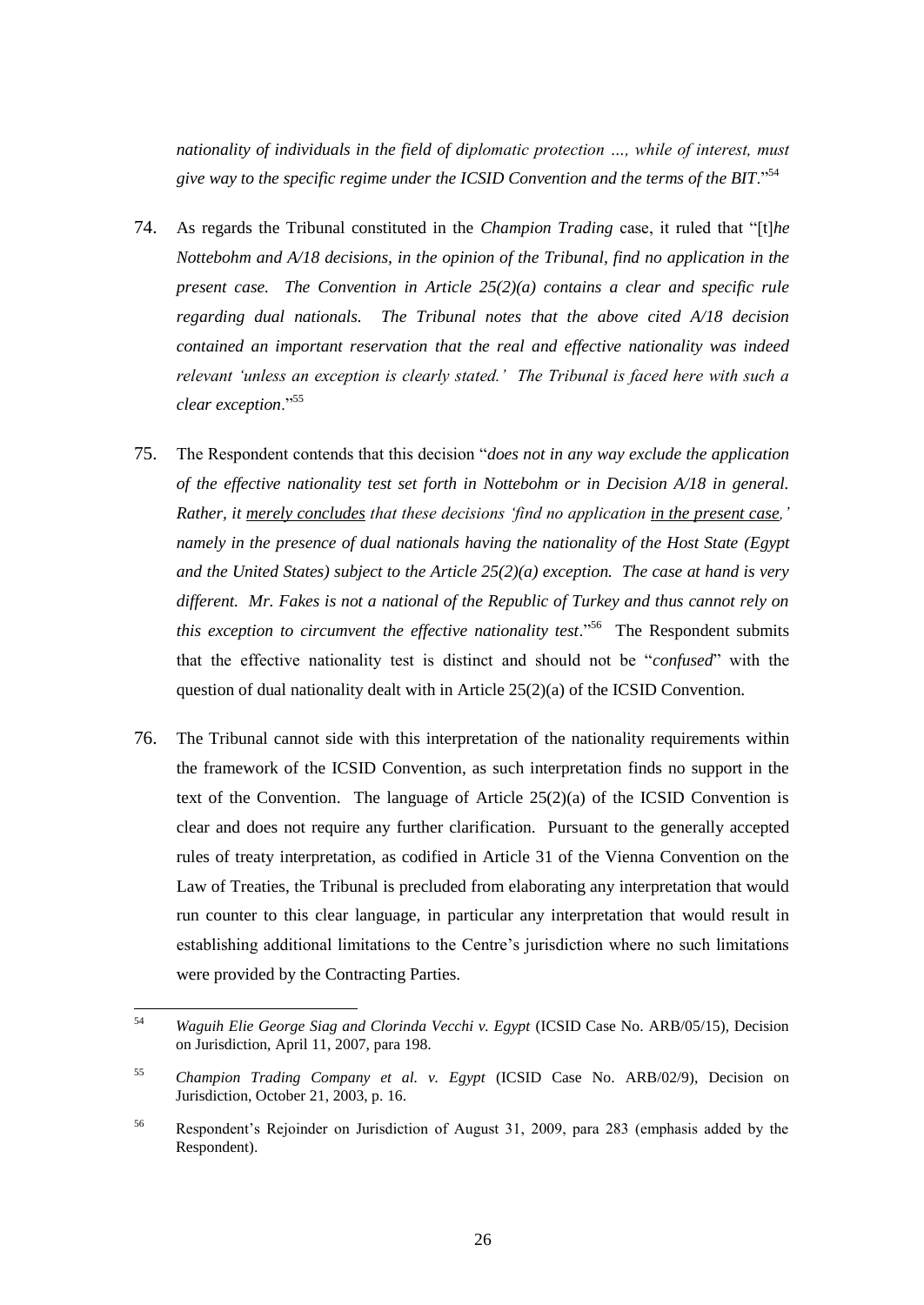*nationality of individuals in the field of diplomatic protection …, while of interest, must give way to the specific regime under the ICSID Convention and the terms of the BIT*."[54]

74. As regards the Tribunal constituted in the *Champion Trading* case, it ruled that "[t]*he Nottebohm and A/18 decisions, in the opinion of the Tribunal, find no application in the present case. The Convention in Article 25(2)(a) contains a clear and specific rule regarding dual nationals. The Tribunal notes that the above cited A/18 decision contained an important reservation that the real and effective nationality was indeed relevant 'unless an exception is clearly stated.' The Tribunal is faced here with such a clear exception*."[55]

75. The Respondent contends that this decision "*does not in any way exclude the application of the effective nationality test set forth in Nottebohm or in Decision A/18 in general. Rather, it <u>merely concludes</u> that these decisions 'find no application <u>in the present case</u>,' namely in the presence of dual nationals having the nationality of the Host State (Egypt and the United States) subject to the Article 25(2)(a) exception. The case at hand is very different. Mr. Fakes is not a national of the Republic of Turkey and thus cannot rely on this exception to circumvent the effective nationality test*."[56] The Respondent submits that the effective nationality test is distinct and should not be "*confused*" with the question of dual nationality dealt with in Article 25(2)(a) of the ICSID Convention.

76. The Tribunal cannot side with this interpretation of the nationality requirements within the framework of the ICSID Convention, as such interpretation finds no support in the text of the Convention. The language of Article 25(2)(a) of the ICSID Convention is clear and does not require any further clarification. Pursuant to the generally accepted rules of treaty interpretation, as codified in Article 31 of the Vienna Convention on the Law of Treaties, the Tribunal is precluded from elaborating any interpretation that would run counter to this clear language, in particular any interpretation that would result in establishing additional limitations to the Centre's jurisdiction where no such limitations were provided by the Contracting Parties.

---

[54] *Waguih Elie George Siag and Clorinda Vecchi v. Egypt* (ICSID Case No. ARB/05/15), Decision on Jurisdiction, April 11, 2007, para 198.

[55] *Champion Trading Company et al. v. Egypt* (ICSID Case No. ARB/02/9), Decision on Jurisdiction, October 21, 2003, p. 16.

[56] Respondent's Rejoinder on Jurisdiction of August 31, 2009, para 283 (emphasis added by the Respondent).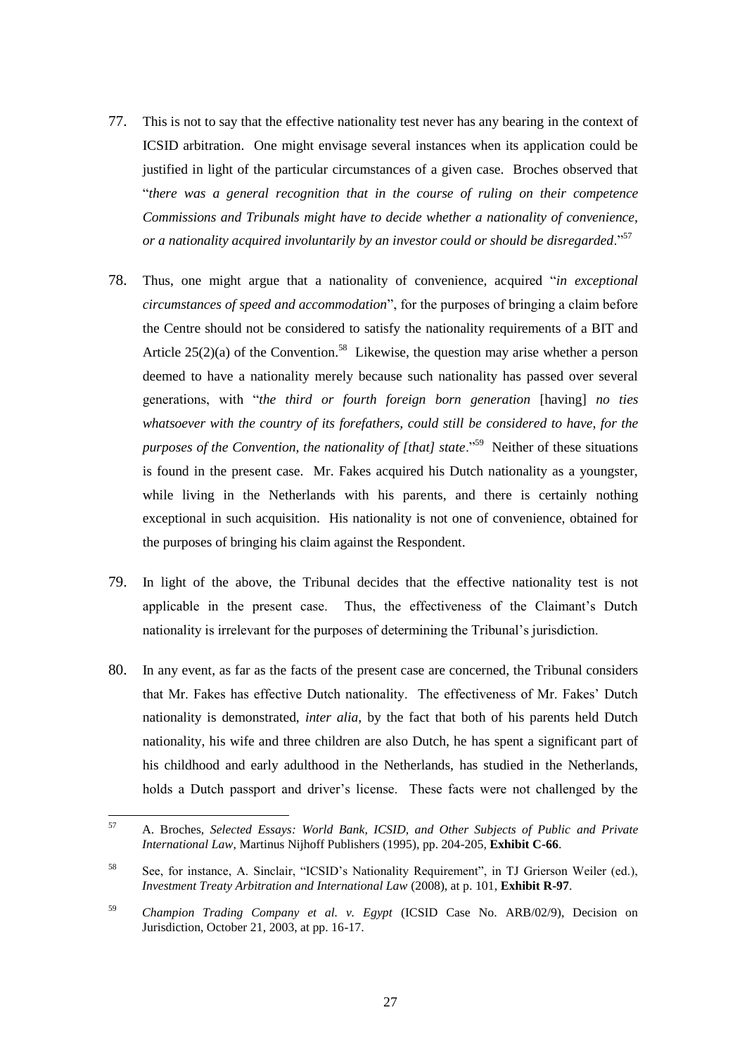77. This is not to say that the effective nationality test never has any bearing in the context of ICSID arbitration. One might envisage several instances when its application could be justified in light of the particular circumstances of a given case. Broches observed that "*there was a general recognition that in the course of ruling on their competence Commissions and Tribunals might have to decide whether a nationality of convenience, or a nationality acquired involuntarily by an investor could or should be disregarded*."[57]

78. Thus, one might argue that a nationality of convenience, acquired "*in exceptional circumstances of speed and accommodation*", for the purposes of bringing a claim before the Centre should not be considered to satisfy the nationality requirements of a BIT and Article 25(2)(a) of the Convention.[58] Likewise, the question may arise whether a person deemed to have a nationality merely because such nationality has passed over several generations, with "*the third or fourth foreign born generation* [having] *no ties whatsoever with the country of its forefathers, could still be considered to have, for the purposes of the Convention, the nationality of [that] state*."[59] Neither of these situations is found in the present case. Mr. Fakes acquired his Dutch nationality as a youngster, while living in the Netherlands with his parents, and there is certainly nothing exceptional in such acquisition. His nationality is not one of convenience, obtained for the purposes of bringing his claim against the Respondent.

79. In light of the above, the Tribunal decides that the effective nationality test is not applicable in the present case. Thus, the effectiveness of the Claimant's Dutch nationality is irrelevant for the purposes of determining the Tribunal's jurisdiction.

80. In any event, as far as the facts of the present case are concerned, the Tribunal considers that Mr. Fakes has effective Dutch nationality. The effectiveness of Mr. Fakes' Dutch nationality is demonstrated, *inter alia*, by the fact that both of his parents held Dutch nationality, his wife and three children are also Dutch, he has spent a significant part of his childhood and early adulthood in the Netherlands, has studied in the Netherlands, holds a Dutch passport and driver's license. These facts were not challenged by the

---

[57] A. Broches, *Selected Essays: World Bank, ICSID, and Other Subjects of Public and Private International Law*, Martinus Nijhoff Publishers (1995), pp. 204-205, **Exhibit C-66**.

[58] See, for instance, A. Sinclair, "ICSID's Nationality Requirement", in TJ Grierson Weiler (ed.), *Investment Treaty Arbitration and International Law* (2008), at p. 101, **Exhibit R-97**.

[59] *Champion Trading Company et al. v. Egypt* (ICSID Case No. ARB/02/9), Decision on Jurisdiction, October 21, 2003, at pp. 16-17.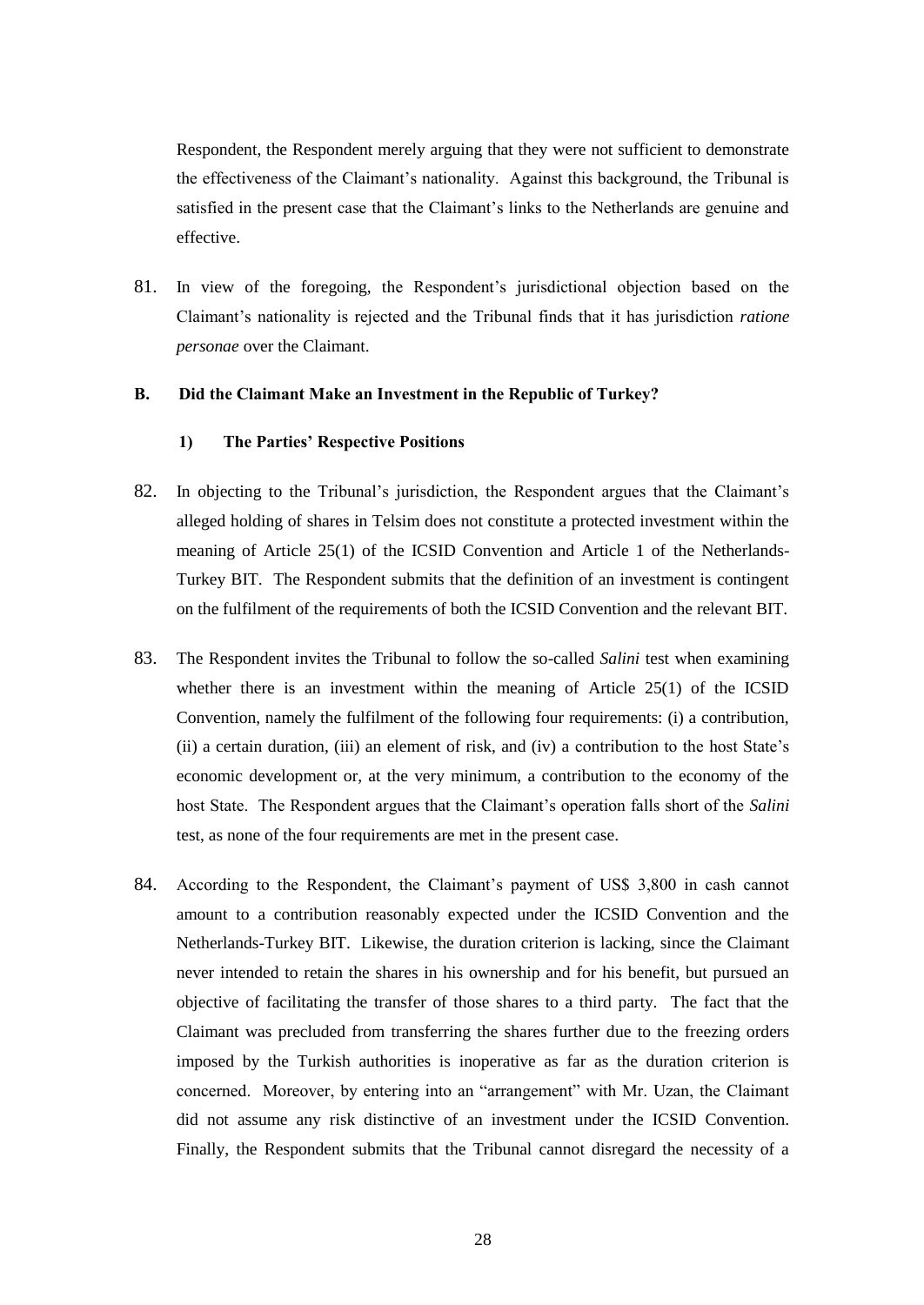Respondent, the Respondent merely arguing that they were not sufficient to demonstrate the effectiveness of the Claimant's nationality. Against this background, the Tribunal is satisfied in the present case that the Claimant's links to the Netherlands are genuine and effective.

81. In view of the foregoing, the Respondent's jurisdictional objection based on the Claimant's nationality is rejected and the Tribunal finds that it has jurisdiction *ratione personae* over the Claimant.

### B. Did the Claimant Make an Investment in the Republic of Turkey?

#### 1) The Parties' Respective Positions

82. In objecting to the Tribunal's jurisdiction, the Respondent argues that the Claimant's alleged holding of shares in Telsim does not constitute a protected investment within the meaning of Article 25(1) of the ICSID Convention and Article 1 of the Netherlands-Turkey BIT. The Respondent submits that the definition of an investment is contingent on the fulfilment of the requirements of both the ICSID Convention and the relevant BIT.

83. The Respondent invites the Tribunal to follow the so-called *Salini* test when examining whether there is an investment within the meaning of Article 25(1) of the ICSID Convention, namely the fulfilment of the following four requirements: (i) a contribution, (ii) a certain duration, (iii) an element of risk, and (iv) a contribution to the host State's economic development or, at the very minimum, a contribution to the economy of the host State. The Respondent argues that the Claimant's operation falls short of the *Salini* test, as none of the four requirements are met in the present case.

84. According to the Respondent, the Claimant's payment of US$ 3,800 in cash cannot amount to a contribution reasonably expected under the ICSID Convention and the Netherlands-Turkey BIT. Likewise, the duration criterion is lacking, since the Claimant never intended to retain the shares in his ownership and for his benefit, but pursued an objective of facilitating the transfer of those shares to a third party. The fact that the Claimant was precluded from transferring the shares further due to the freezing orders imposed by the Turkish authorities is inoperative as far as the duration criterion is concerned. Moreover, by entering into an "arrangement" with Mr. Uzan, the Claimant did not assume any risk distinctive of an investment under the ICSID Convention. Finally, the Respondent submits that the Tribunal cannot disregard the necessity of a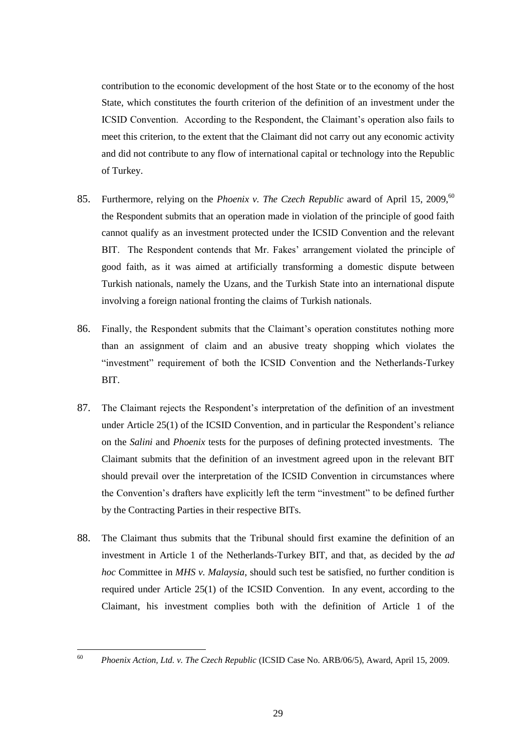contribution to the economic development of the host State or to the economy of the host State, which constitutes the fourth criterion of the definition of an investment under the ICSID Convention. According to the Respondent, the Claimant's operation also fails to meet this criterion, to the extent that the Claimant did not carry out any economic activity and did not contribute to any flow of international capital or technology into the Republic of Turkey.

85. Furthermore, relying on the *Phoenix v. The Czech Republic* award of April 15, 2009,[60] the Respondent submits that an operation made in violation of the principle of good faith cannot qualify as an investment protected under the ICSID Convention and the relevant BIT. The Respondent contends that Mr. Fakes' arrangement violated the principle of good faith, as it was aimed at artificially transforming a domestic dispute between Turkish nationals, namely the Uzans, and the Turkish State into an international dispute involving a foreign national fronting the claims of Turkish nationals.

86. Finally, the Respondent submits that the Claimant's operation constitutes nothing more than an assignment of claim and an abusive treaty shopping which violates the "investment" requirement of both the ICSID Convention and the Netherlands-Turkey BIT.

87. The Claimant rejects the Respondent's interpretation of the definition of an investment under Article 25(1) of the ICSID Convention, and in particular the Respondent's reliance on the *Salini* and *Phoenix* tests for the purposes of defining protected investments. The Claimant submits that the definition of an investment agreed upon in the relevant BIT should prevail over the interpretation of the ICSID Convention in circumstances where the Convention's drafters have explicitly left the term "investment" to be defined further by the Contracting Parties in their respective BITs.

88. The Claimant thus submits that the Tribunal should first examine the definition of an investment in Article 1 of the Netherlands-Turkey BIT, and that, as decided by the *ad hoc* Committee in *MHS v. Malaysia*, should such test be satisfied, no further condition is required under Article 25(1) of the ICSID Convention. In any event, according to the Claimant, his investment complies both with the definition of Article 1 of the

---

[60] *Phoenix Action, Ltd. v. The Czech Republic* (ICSID Case No. ARB/06/5), Award, April 15, 2009.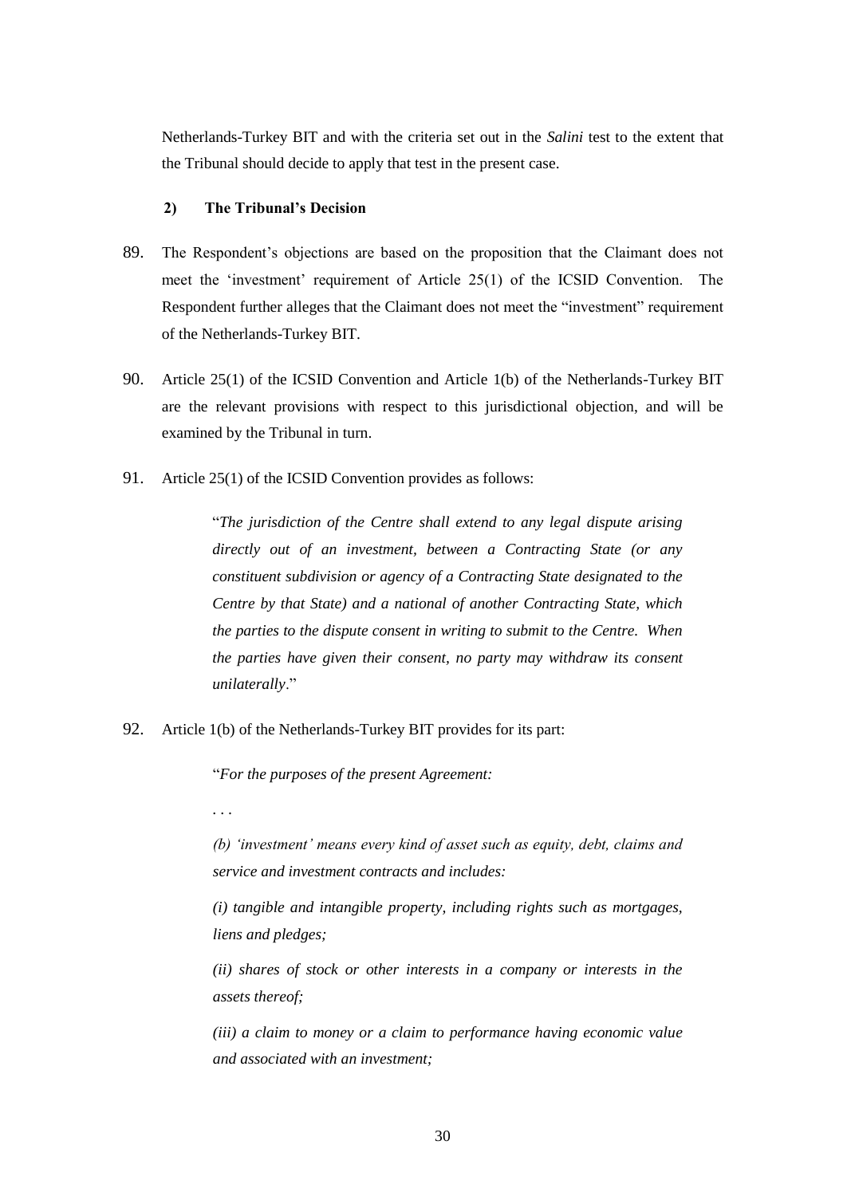Netherlands-Turkey BIT and with the criteria set out in the *Salini* test to the extent that the Tribunal should decide to apply that test in the present case.

### 2) The Tribunal's Decision

89. The Respondent's objections are based on the proposition that the Claimant does not meet the 'investment' requirement of Article 25(1) of the ICSID Convention. The Respondent further alleges that the Claimant does not meet the "investment" requirement of the Netherlands-Turkey BIT.

90. Article 25(1) of the ICSID Convention and Article 1(b) of the Netherlands-Turkey BIT are the relevant provisions with respect to this jurisdictional objection, and will be examined by the Tribunal in turn.

91. Article 25(1) of the ICSID Convention provides as follows:

> "*The jurisdiction of the Centre shall extend to any legal dispute arising directly out of an investment, between a Contracting State (or any constituent subdivision or agency of a Contracting State designated to the Centre by that State) and a national of another Contracting State, which the parties to the dispute consent in writing to submit to the Centre. When the parties have given their consent, no party may withdraw its consent unilaterally*."

92. Article 1(b) of the Netherlands-Turkey BIT provides for its part:

> "*For the purposes of the present Agreement:*
>
> . . .
>
> *(b) 'investment' means every kind of asset such as equity, debt, claims and service and investment contracts and includes:*
>
> *(i) tangible and intangible property, including rights such as mortgages, liens and pledges;*
>
> *(ii) shares of stock or other interests in a company or interests in the assets thereof;*
>
> *(iii) a claim to money or a claim to performance having economic value and associated with an investment;*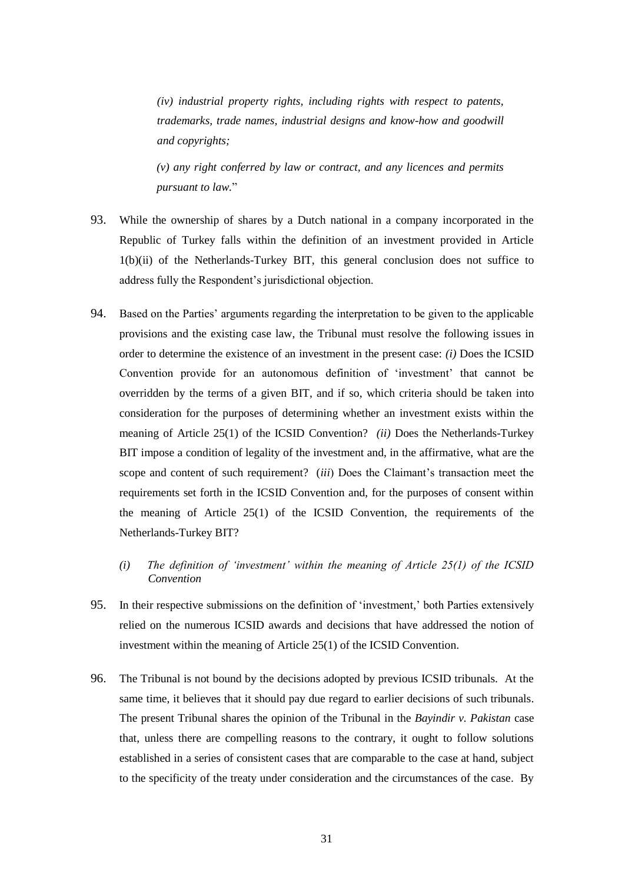> *(iv) industrial property rights, including rights with respect to patents, trademarks, trade names, industrial designs and know-how and goodwill and copyrights;*
>
> *(v) any right conferred by law or contract, and any licences and permits pursuant to law.*"

93. While the ownership of shares by a Dutch national in a company incorporated in the Republic of Turkey falls within the definition of an investment provided in Article 1(b)(ii) of the Netherlands-Turkey BIT, this general conclusion does not suffice to address fully the Respondent's jurisdictional objection.

94. Based on the Parties' arguments regarding the interpretation to be given to the applicable provisions and the existing case law, the Tribunal must resolve the following issues in order to determine the existence of an investment in the present case: *(i)* Does the ICSID Convention provide for an autonomous definition of 'investment' that cannot be overridden by the terms of a given BIT, and if so, which criteria should be taken into consideration for the purposes of determining whether an investment exists within the meaning of Article 25(1) of the ICSID Convention? *(ii)* Does the Netherlands-Turkey BIT impose a condition of legality of the investment and, in the affirmative, what are the scope and content of such requirement? (*iii*) Does the Claimant's transaction meet the requirements set forth in the ICSID Convention and, for the purposes of consent within the meaning of Article 25(1) of the ICSID Convention, the requirements of the Netherlands-Turkey BIT?

*(i) The definition of 'investment' within the meaning of Article 25(1) of the ICSID Convention*

95. In their respective submissions on the definition of 'investment,' both Parties extensively relied on the numerous ICSID awards and decisions that have addressed the notion of investment within the meaning of Article 25(1) of the ICSID Convention.

96. The Tribunal is not bound by the decisions adopted by previous ICSID tribunals. At the same time, it believes that it should pay due regard to earlier decisions of such tribunals. The present Tribunal shares the opinion of the Tribunal in the *Bayindir v. Pakistan* case that, unless there are compelling reasons to the contrary, it ought to follow solutions established in a series of consistent cases that are comparable to the case at hand, subject to the specificity of the treaty under consideration and the circumstances of the case. By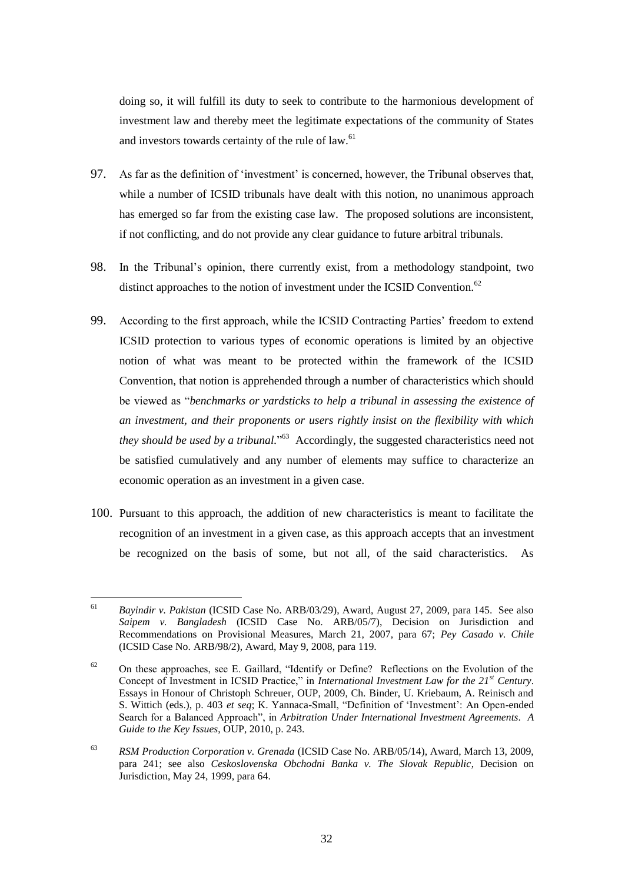doing so, it will fulfill its duty to seek to contribute to the harmonious development of investment law and thereby meet the legitimate expectations of the community of States and investors towards certainty of the rule of law.[61]

97. As far as the definition of 'investment' is concerned, however, the Tribunal observes that, while a number of ICSID tribunals have dealt with this notion, no unanimous approach has emerged so far from the existing case law. The proposed solutions are inconsistent, if not conflicting, and do not provide any clear guidance to future arbitral tribunals.

98. In the Tribunal's opinion, there currently exist, from a methodology standpoint, two distinct approaches to the notion of investment under the ICSID Convention.[62]

99. According to the first approach, while the ICSID Contracting Parties' freedom to extend ICSID protection to various types of economic operations is limited by an objective notion of what was meant to be protected within the framework of the ICSID Convention, that notion is apprehended through a number of characteristics which should be viewed as "*benchmarks or yardsticks to help a tribunal in assessing the existence of an investment, and their proponents or users rightly insist on the flexibility with which they should be used by a tribunal.*"[63] Accordingly, the suggested characteristics need not be satisfied cumulatively and any number of elements may suffice to characterize an economic operation as an investment in a given case.

100. Pursuant to this approach, the addition of new characteristics is meant to facilitate the recognition of an investment in a given case, as this approach accepts that an investment be recognized on the basis of some, but not all, of the said characteristics. As

---

[61] *Bayindir v. Pakistan* (ICSID Case No. ARB/03/29), Award, August 27, 2009, para 145. See also *Saipem v. Bangladesh* (ICSID Case No. ARB/05/7), Decision on Jurisdiction and Recommendations on Provisional Measures, March 21, 2007, para 67; *Pey Casado v. Chile* (ICSID Case No. ARB/98/2), Award, May 9, 2008, para 119.

[62] On these approaches, see E. Gaillard, "Identify or Define? Reflections on the Evolution of the Concept of Investment in ICSID Practice," in *International Investment Law for the 21st Century*. Essays in Honour of Christoph Schreuer, OUP, 2009, Ch. Binder, U. Kriebaum, A. Reinisch and S. Wittich (eds.), p. 403 *et seq*; K. Yannaca-Small, "Definition of 'Investment': An Open-ended Search for a Balanced Approach", in *Arbitration Under International Investment Agreements. A Guide to the Key Issues*, OUP, 2010, p. 243.

[63] *RSM Production Corporation v. Grenada* (ICSID Case No. ARB/05/14), Award, March 13, 2009, para 241; see also *Ceskoslovenska Obchodni Banka v. The Slovak Republic*, Decision on Jurisdiction, May 24, 1999, para 64.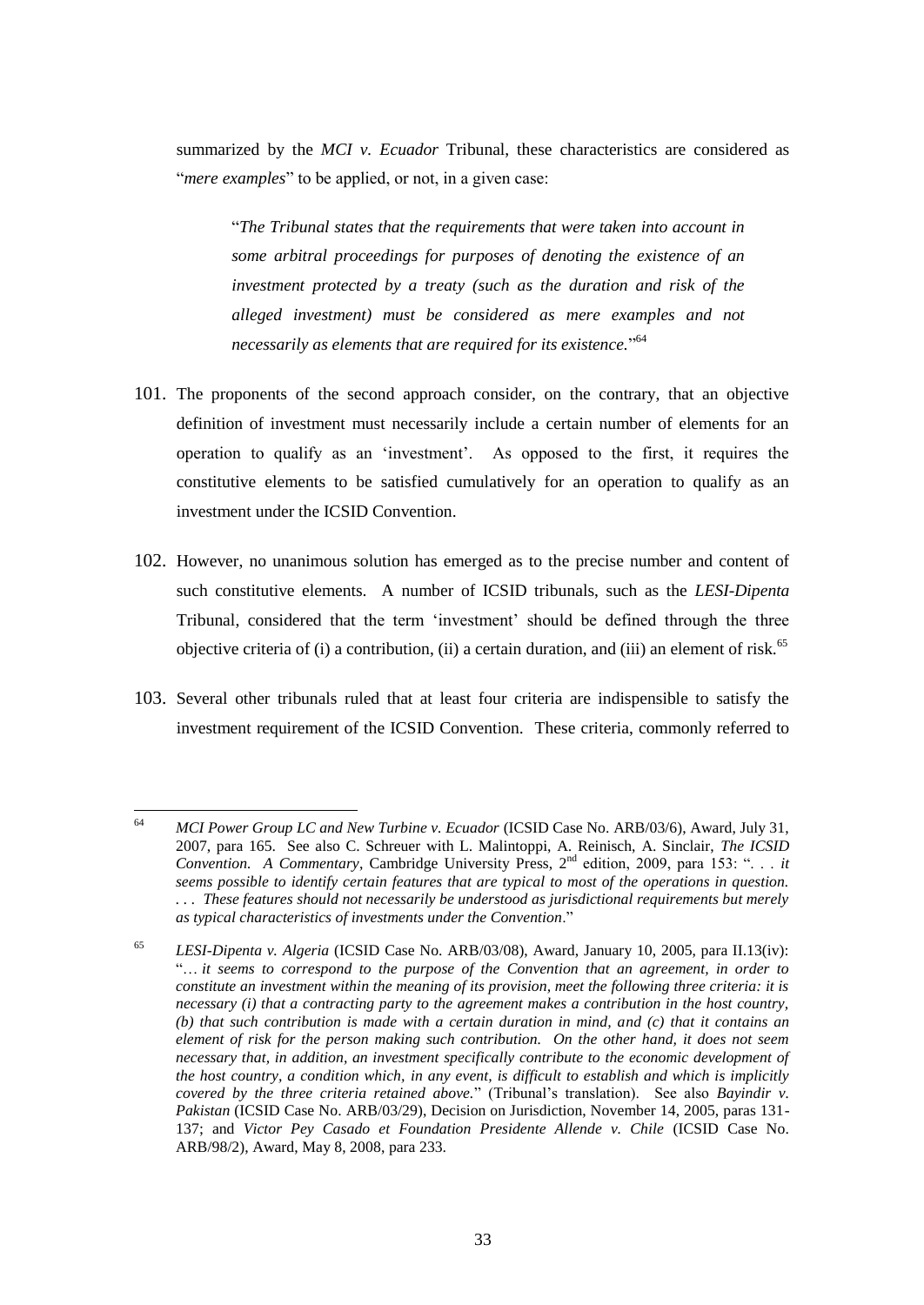summarized by the *MCI v. Ecuador* Tribunal, these characteristics are considered as "*mere examples*" to be applied, or not, in a given case:

> "*The Tribunal states that the requirements that were taken into account in some arbitral proceedings for purposes of denoting the existence of an investment protected by a treaty (such as the duration and risk of the alleged investment) must be considered as mere examples and not necessarily as elements that are required for its existence.*"[64]

101. The proponents of the second approach consider, on the contrary, that an objective definition of investment must necessarily include a certain number of elements for an operation to qualify as an 'investment'. As opposed to the first, it requires the constitutive elements to be satisfied cumulatively for an operation to qualify as an investment under the ICSID Convention.

102. However, no unanimous solution has emerged as to the precise number and content of such constitutive elements. A number of ICSID tribunals, such as the *LESI-Dipenta* Tribunal, considered that the term 'investment' should be defined through the three objective criteria of (i) a contribution, (ii) a certain duration, and (iii) an element of risk.[65]

103. Several other tribunals ruled that at least four criteria are indispensible to satisfy the investment requirement of the ICSID Convention. These criteria, commonly referred to

---

[64] *MCI Power Group LC and New Turbine v. Ecuador* (ICSID Case No. ARB/03/6), Award, July 31, 2007, para 165. See also C. Schreuer with L. Malintoppi, A. Reinisch, A. Sinclair, *The ICSID Convention. A Commentary*, Cambridge University Press, 2nd edition, 2009, para 153: ". . . *it seems possible to identify certain features that are typical to most of the operations in question. . . . These features should not necessarily be understood as jurisdictional requirements but merely as typical characteristics of investments under the Convention*."

[65] *LESI-Dipenta v. Algeria* (ICSID Case No. ARB/03/08), Award, January 10, 2005, para II.13(iv): "… *it seems to correspond to the purpose of the Convention that an agreement, in order to constitute an investment within the meaning of its provision, meet the following three criteria: it is necessary (i) that a contracting party to the agreement makes a contribution in the host country, (b) that such contribution is made with a certain duration in mind, and (c) that it contains an element of risk for the person making such contribution. On the other hand, it does not seem necessary that, in addition, an investment specifically contribute to the economic development of the host country, a condition which, in any event, is difficult to establish and which is implicitly covered by the three criteria retained above.*" (Tribunal's translation). See also *Bayindir v. Pakistan* (ICSID Case No. ARB/03/29), Decision on Jurisdiction, November 14, 2005, paras 131-137; and *Victor Pey Casado et Foundation Presidente Allende v. Chile* (ICSID Case No. ARB/98/2), Award, May 8, 2008, para 233.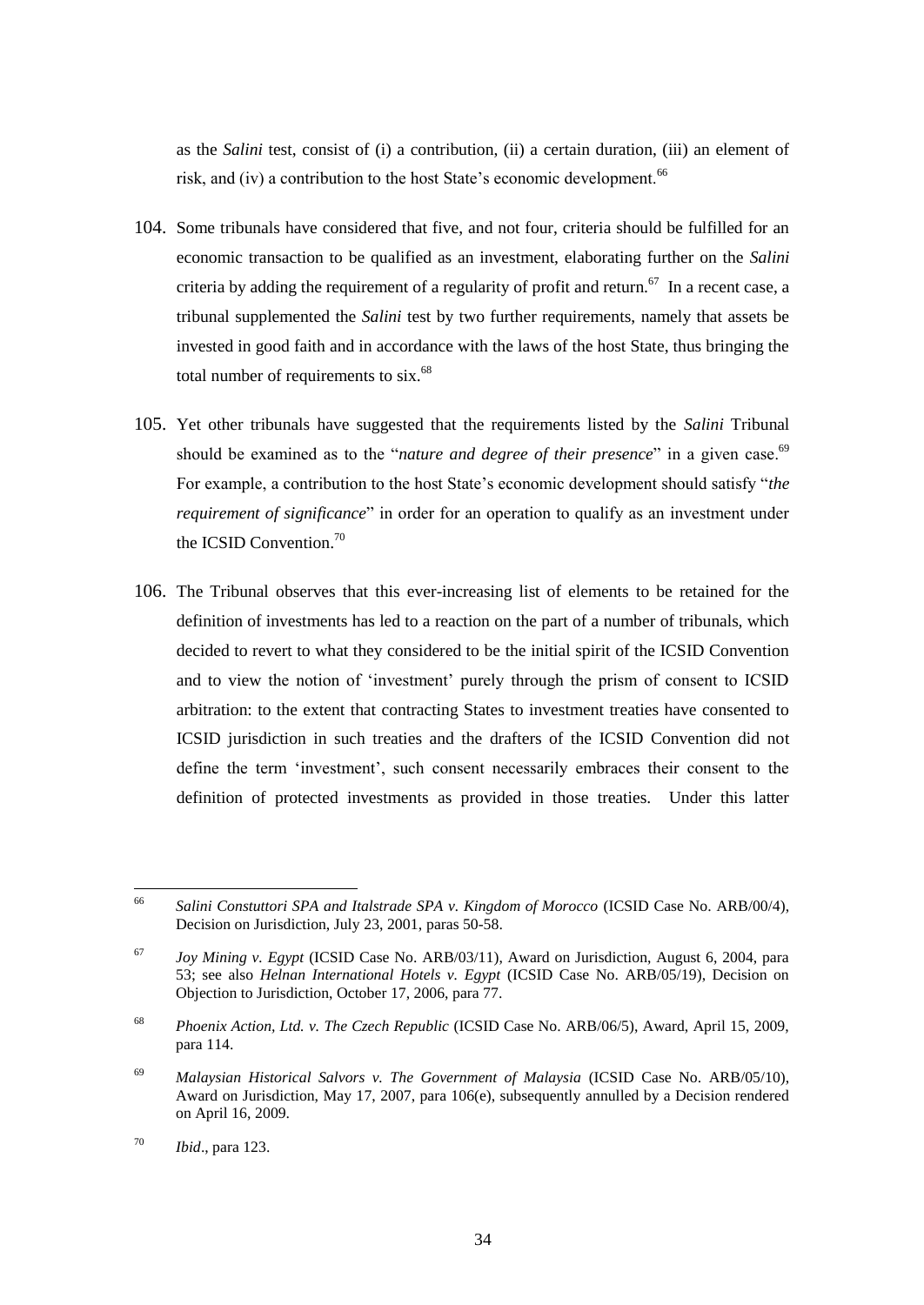as the *Salini* test, consist of (i) a contribution, (ii) a certain duration, (iii) an element of risk, and (iv) a contribution to the host State's economic development.[66]

104. Some tribunals have considered that five, and not four, criteria should be fulfilled for an economic transaction to be qualified as an investment, elaborating further on the *Salini* criteria by adding the requirement of a regularity of profit and return.[67] In a recent case, a tribunal supplemented the *Salini* test by two further requirements, namely that assets be invested in good faith and in accordance with the laws of the host State, thus bringing the total number of requirements to six.[68]

105. Yet other tribunals have suggested that the requirements listed by the *Salini* Tribunal should be examined as to the "*nature and degree of their presence*" in a given case.[69] For example, a contribution to the host State's economic development should satisfy "*the requirement of significance*" in order for an operation to qualify as an investment under the ICSID Convention.[70]

106. The Tribunal observes that this ever-increasing list of elements to be retained for the definition of investments has led to a reaction on the part of a number of tribunals, which decided to revert to what they considered to be the initial spirit of the ICSID Convention and to view the notion of 'investment' purely through the prism of consent to ICSID arbitration: to the extent that contracting States to investment treaties have consented to ICSID jurisdiction in such treaties and the drafters of the ICSID Convention did not define the term 'investment', such consent necessarily embraces their consent to the definition of protected investments as provided in those treaties. Under this latter

---

[66] *Salini Constuttori SPA and Italstrade SPA v. Kingdom of Morocco* (ICSID Case No. ARB/00/4), Decision on Jurisdiction, July 23, 2001, paras 50-58.

[67] *Joy Mining v. Egypt* (ICSID Case No. ARB/03/11), Award on Jurisdiction, August 6, 2004, para 53; see also *Helnan International Hotels v. Egypt* (ICSID Case No. ARB/05/19), Decision on Objection to Jurisdiction, October 17, 2006, para 77.

[68] *Phoenix Action, Ltd. v. The Czech Republic* (ICSID Case No. ARB/06/5), Award, April 15, 2009, para 114.

[69] *Malaysian Historical Salvors v. The Government of Malaysia* (ICSID Case No. ARB/05/10), Award on Jurisdiction, May 17, 2007, para 106(e), subsequently annulled by a Decision rendered on April 16, 2009.

[70] *Ibid*., para 123.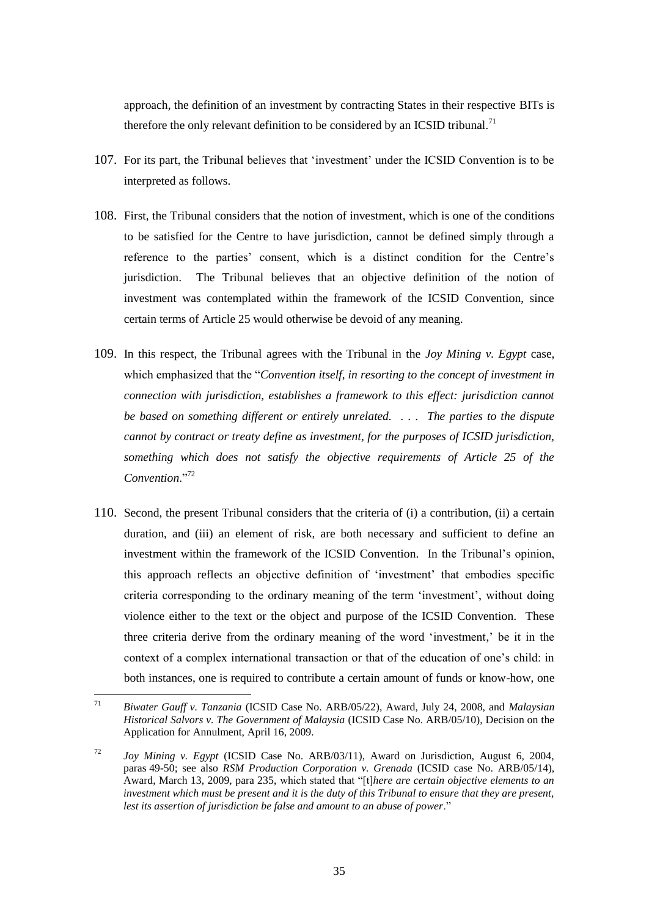approach, the definition of an investment by contracting States in their respective BITs is therefore the only relevant definition to be considered by an ICSID tribunal.[71]

107. For its part, the Tribunal believes that 'investment' under the ICSID Convention is to be interpreted as follows.

108. First, the Tribunal considers that the notion of investment, which is one of the conditions to be satisfied for the Centre to have jurisdiction, cannot be defined simply through a reference to the parties' consent, which is a distinct condition for the Centre's jurisdiction. The Tribunal believes that an objective definition of the notion of investment was contemplated within the framework of the ICSID Convention, since certain terms of Article 25 would otherwise be devoid of any meaning.

109. In this respect, the Tribunal agrees with the Tribunal in the *Joy Mining v. Egypt* case, which emphasized that the "*Convention itself, in resorting to the concept of investment in connection with jurisdiction, establishes a framework to this effect: jurisdiction cannot be based on something different or entirely unrelated. . . . The parties to the dispute cannot by contract or treaty define as investment, for the purposes of ICSID jurisdiction, something which does not satisfy the objective requirements of Article 25 of the Convention*."[72]

110. Second, the present Tribunal considers that the criteria of (i) a contribution, (ii) a certain duration, and (iii) an element of risk, are both necessary and sufficient to define an investment within the framework of the ICSID Convention. In the Tribunal's opinion, this approach reflects an objective definition of 'investment' that embodies specific criteria corresponding to the ordinary meaning of the term 'investment', without doing violence either to the text or the object and purpose of the ICSID Convention. These three criteria derive from the ordinary meaning of the word 'investment,' be it in the context of a complex international transaction or that of the education of one's child: in both instances, one is required to contribute a certain amount of funds or know-how, one

---

[71] *Biwater Gauff v. Tanzania* (ICSID Case No. ARB/05/22), Award, July 24, 2008, and *Malaysian Historical Salvors v. The Government of Malaysia* (ICSID Case No. ARB/05/10), Decision on the Application for Annulment, April 16, 2009.

[72] *Joy Mining v. Egypt* (ICSID Case No. ARB/03/11), Award on Jurisdiction, August 6, 2004, paras 49-50; see also *RSM Production Corporation v. Grenada* (ICSID case No. ARB/05/14), Award, March 13, 2009, para 235, which stated that "[t]*here are certain objective elements to an investment which must be present and it is the duty of this Tribunal to ensure that they are present, lest its assertion of jurisdiction be false and amount to an abuse of power*."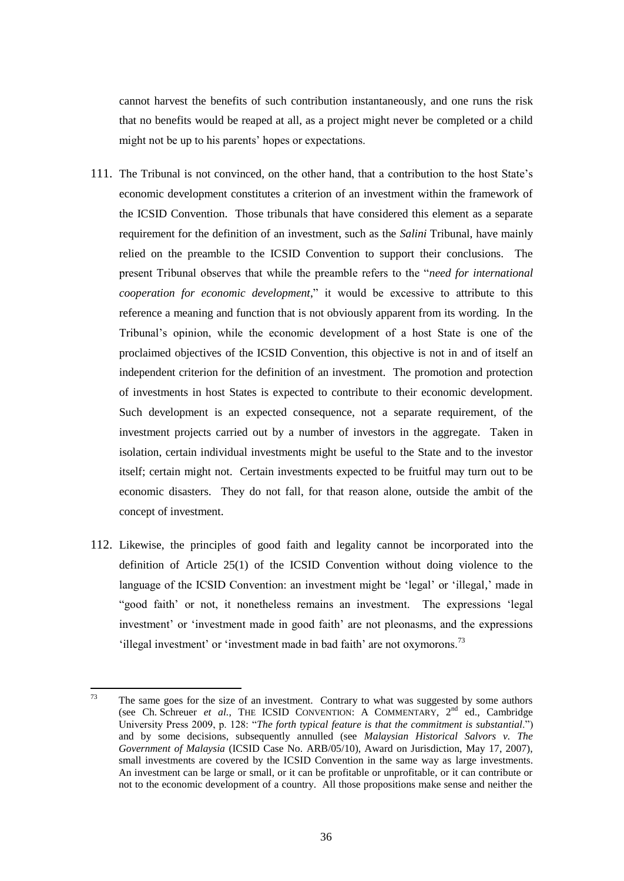cannot harvest the benefits of such contribution instantaneously, and one runs the risk that no benefits would be reaped at all, as a project might never be completed or a child might not be up to his parents' hopes or expectations.

111. The Tribunal is not convinced, on the other hand, that a contribution to the host State's economic development constitutes a criterion of an investment within the framework of the ICSID Convention. Those tribunals that have considered this element as a separate requirement for the definition of an investment, such as the *Salini* Tribunal, have mainly relied on the preamble to the ICSID Convention to support their conclusions. The present Tribunal observes that while the preamble refers to the "*need for international cooperation for economic development*," it would be excessive to attribute to this reference a meaning and function that is not obviously apparent from its wording. In the Tribunal's opinion, while the economic development of a host State is one of the proclaimed objectives of the ICSID Convention, this objective is not in and of itself an independent criterion for the definition of an investment. The promotion and protection of investments in host States is expected to contribute to their economic development. Such development is an expected consequence, not a separate requirement, of the investment projects carried out by a number of investors in the aggregate. Taken in isolation, certain individual investments might be useful to the State and to the investor itself; certain might not. Certain investments expected to be fruitful may turn out to be economic disasters. They do not fall, for that reason alone, outside the ambit of the concept of investment.

112. Likewise, the principles of good faith and legality cannot be incorporated into the definition of Article 25(1) of the ICSID Convention without doing violence to the language of the ICSID Convention: an investment might be 'legal' or 'illegal,' made in "good faith" or not, it nonetheless remains an investment. The expressions 'legal investment' or 'investment made in good faith' are not pleonasms, and the expressions 'illegal investment' or 'investment made in bad faith' are not oxymorons.[73]

---

[73] The same goes for the size of an investment. Contrary to what was suggested by some authors (see Ch. Schreuer *et al.*, THE ICSID CONVENTION: A COMMENTARY, 2nd ed., Cambridge University Press 2009, p. 128: "*The forth typical feature is that the commitment is substantial*.") and by some decisions, subsequently annulled (see *Malaysian Historical Salvors v. The Government of Malaysia* (ICSID Case No. ARB/05/10), Award on Jurisdiction, May 17, 2007), small investments are covered by the ICSID Convention in the same way as large investments. An investment can be large or small, or it can be profitable or unprofitable, or it can contribute or not to the economic development of a country. All those propositions make sense and neither the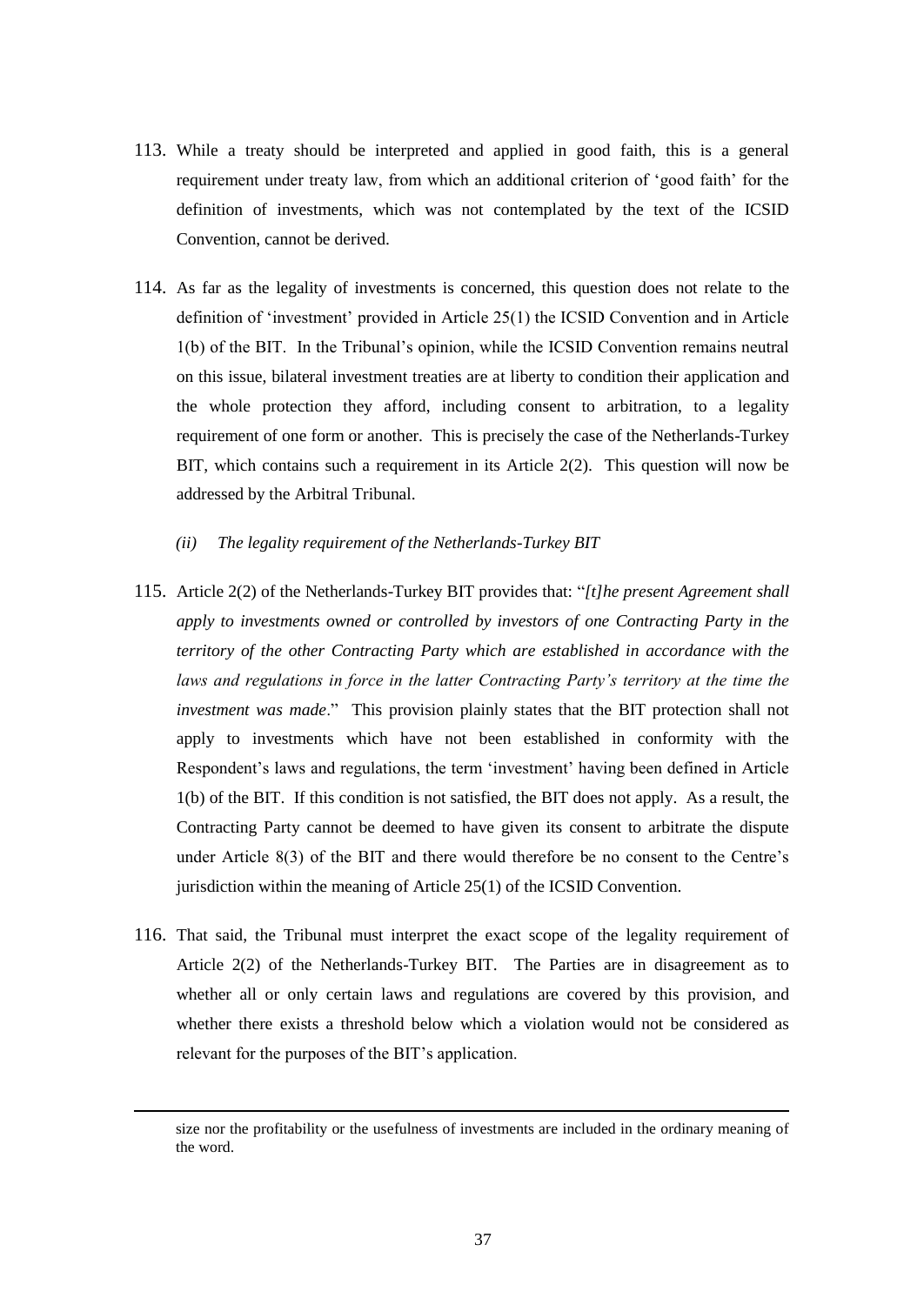113. While a treaty should be interpreted and applied in good faith, this is a general requirement under treaty law, from which an additional criterion of 'good faith' for the definition of investments, which was not contemplated by the text of the ICSID Convention, cannot be derived.

114. As far as the legality of investments is concerned, this question does not relate to the definition of 'investment' provided in Article 25(1) the ICSID Convention and in Article 1(b) of the BIT. In the Tribunal's opinion, while the ICSID Convention remains neutral on this issue, bilateral investment treaties are at liberty to condition their application and the whole protection they afford, including consent to arbitration, to a legality requirement of one form or another. This is precisely the case of the Netherlands-Turkey BIT, which contains such a requirement in its Article 2(2). This question will now be addressed by the Arbitral Tribunal.

*(ii) The legality requirement of the Netherlands-Turkey BIT*

115. Article 2(2) of the Netherlands-Turkey BIT provides that: "*[t]he present Agreement shall apply to investments owned or controlled by investors of one Contracting Party in the territory of the other Contracting Party which are established in accordance with the laws and regulations in force in the latter Contracting Party's territory at the time the investment was made*." This provision plainly states that the BIT protection shall not apply to investments which have not been established in conformity with the Respondent's laws and regulations, the term 'investment' having been defined in Article 1(b) of the BIT. If this condition is not satisfied, the BIT does not apply. As a result, the Contracting Party cannot be deemed to have given its consent to arbitrate the dispute under Article 8(3) of the BIT and there would therefore be no consent to the Centre's jurisdiction within the meaning of Article 25(1) of the ICSID Convention.

116. That said, the Tribunal must interpret the exact scope of the legality requirement of Article 2(2) of the Netherlands-Turkey BIT. The Parties are in disagreement as to whether all or only certain laws and regulations are covered by this provision, and whether there exists a threshold below which a violation would not be considered as relevant for the purposes of the BIT's application.

---

size nor the profitability or the usefulness of investments are included in the ordinary meaning of the word.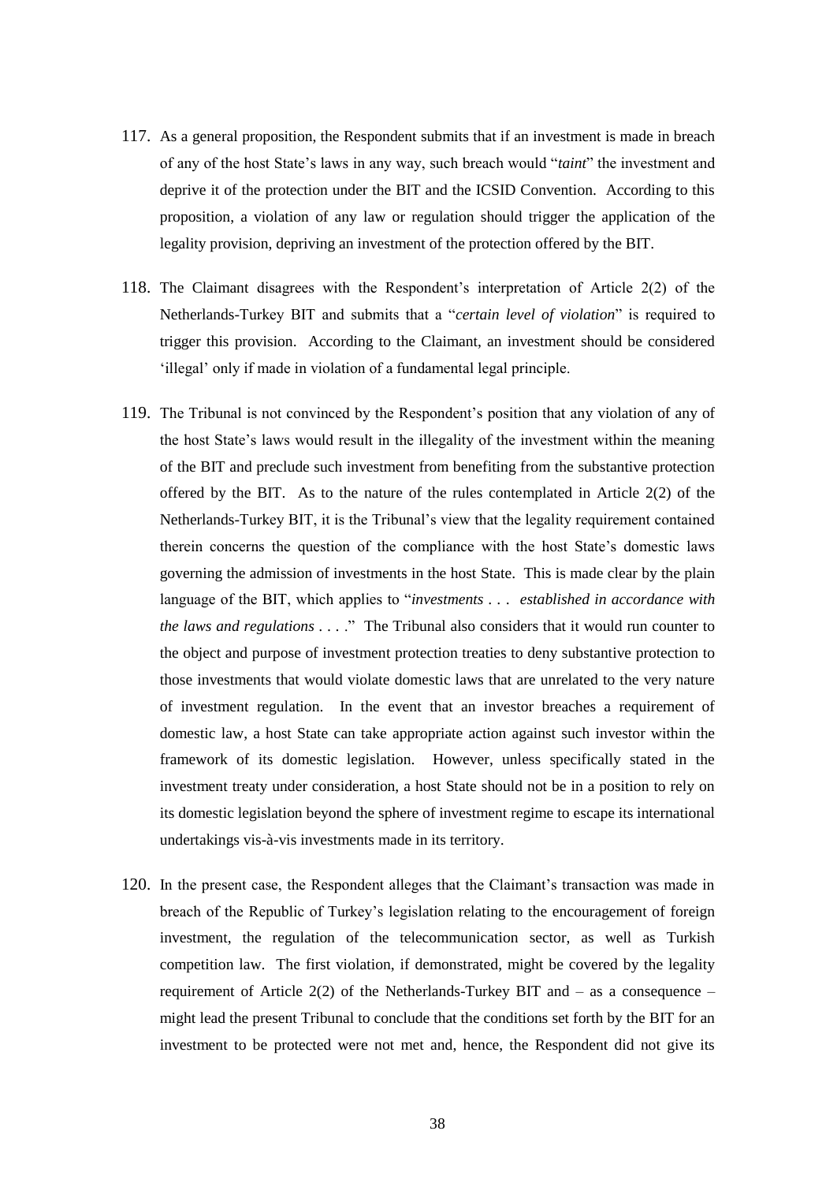117. As a general proposition, the Respondent submits that if an investment is made in breach of any of the host State's laws in any way, such breach would "*taint*" the investment and deprive it of the protection under the BIT and the ICSID Convention. According to this proposition, a violation of any law or regulation should trigger the application of the legality provision, depriving an investment of the protection offered by the BIT.

118. The Claimant disagrees with the Respondent's interpretation of Article 2(2) of the Netherlands-Turkey BIT and submits that a "*certain level of violation*" is required to trigger this provision. According to the Claimant, an investment should be considered 'illegal' only if made in violation of a fundamental legal principle.

119. The Tribunal is not convinced by the Respondent's position that any violation of any of the host State's laws would result in the illegality of the investment within the meaning of the BIT and preclude such investment from benefiting from the substantive protection offered by the BIT. As to the nature of the rules contemplated in Article 2(2) of the Netherlands-Turkey BIT, it is the Tribunal's view that the legality requirement contained therein concerns the question of the compliance with the host State's domestic laws governing the admission of investments in the host State. This is made clear by the plain language of the BIT, which applies to "*investments . . . established in accordance with the laws and regulations . . . .*" The Tribunal also considers that it would run counter to the object and purpose of investment protection treaties to deny substantive protection to those investments that would violate domestic laws that are unrelated to the very nature of investment regulation. In the event that an investor breaches a requirement of domestic law, a host State can take appropriate action against such investor within the framework of its domestic legislation. However, unless specifically stated in the investment treaty under consideration, a host State should not be in a position to rely on its domestic legislation beyond the sphere of investment regime to escape its international undertakings vis-à-vis investments made in its territory.

120. In the present case, the Respondent alleges that the Claimant's transaction was made in breach of the Republic of Turkey's legislation relating to the encouragement of foreign investment, the regulation of the telecommunication sector, as well as Turkish competition law. The first violation, if demonstrated, might be covered by the legality requirement of Article 2(2) of the Netherlands-Turkey BIT and – as a consequence – might lead the present Tribunal to conclude that the conditions set forth by the BIT for an investment to be protected were not met and, hence, the Respondent did not give its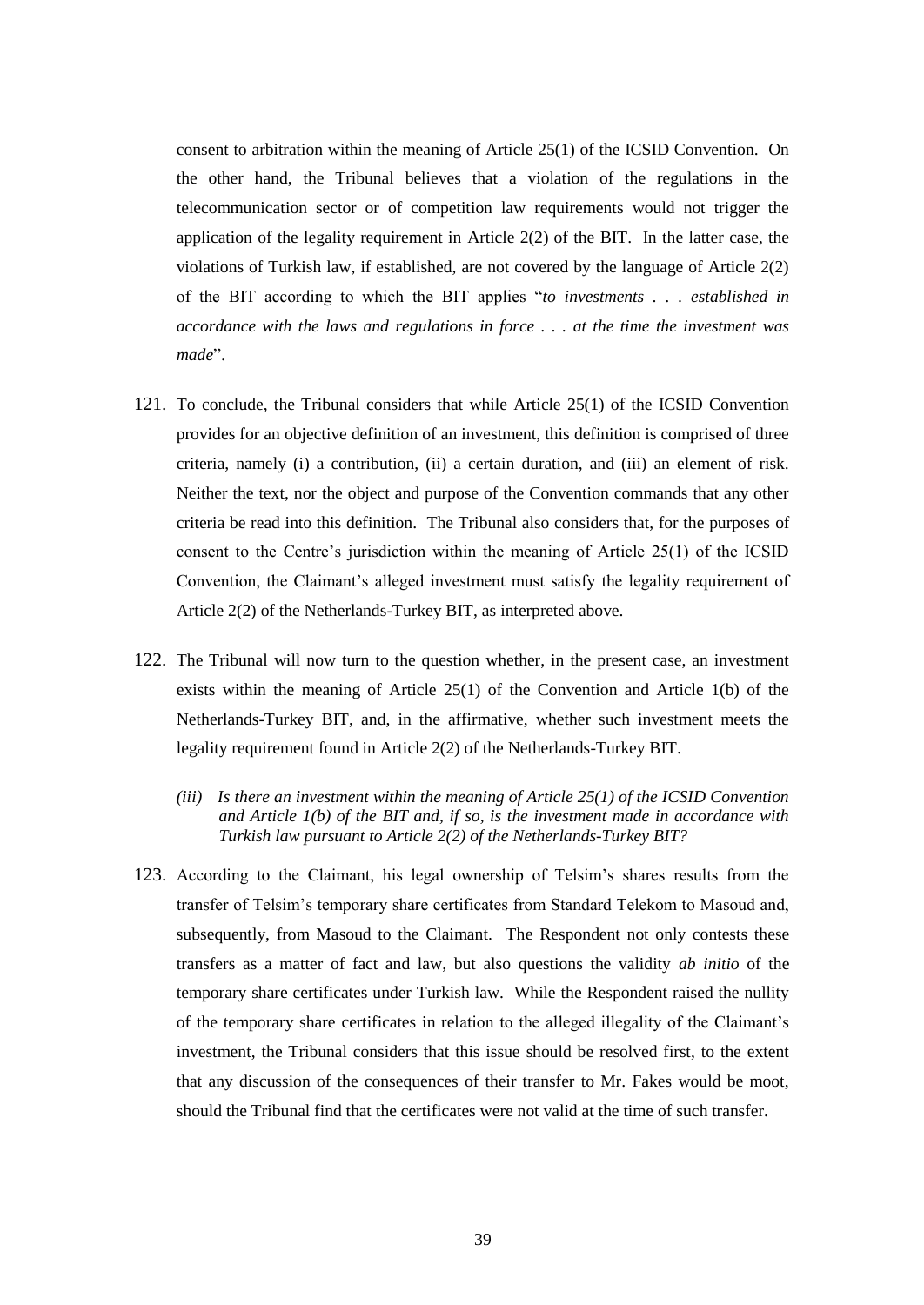consent to arbitration within the meaning of Article 25(1) of the ICSID Convention. On the other hand, the Tribunal believes that a violation of the regulations in the telecommunication sector or of competition law requirements would not trigger the application of the legality requirement in Article 2(2) of the BIT. In the latter case, the violations of Turkish law, if established, are not covered by the language of Article 2(2) of the BIT according to which the BIT applies "*to investments . . . established in accordance with the laws and regulations in force . . . at the time the investment was made*".

121. To conclude, the Tribunal considers that while Article 25(1) of the ICSID Convention provides for an objective definition of an investment, this definition is comprised of three criteria, namely (i) a contribution, (ii) a certain duration, and (iii) an element of risk. Neither the text, nor the object and purpose of the Convention commands that any other criteria be read into this definition. The Tribunal also considers that, for the purposes of consent to the Centre's jurisdiction within the meaning of Article 25(1) of the ICSID Convention, the Claimant's alleged investment must satisfy the legality requirement of Article 2(2) of the Netherlands-Turkey BIT, as interpreted above.

122. The Tribunal will now turn to the question whether, in the present case, an investment exists within the meaning of Article 25(1) of the Convention and Article 1(b) of the Netherlands-Turkey BIT, and, in the affirmative, whether such investment meets the legality requirement found in Article 2(2) of the Netherlands-Turkey BIT.

*(iii) Is there an investment within the meaning of Article 25(1) of the ICSID Convention and Article 1(b) of the BIT and, if so, is the investment made in accordance with Turkish law pursuant to Article 2(2) of the Netherlands-Turkey BIT?*

123. According to the Claimant, his legal ownership of Telsim's shares results from the transfer of Telsim's temporary share certificates from Standard Telekom to Masoud and, subsequently, from Masoud to the Claimant. The Respondent not only contests these transfers as a matter of fact and law, but also questions the validity *ab initio* of the temporary share certificates under Turkish law. While the Respondent raised the nullity of the temporary share certificates in relation to the alleged illegality of the Claimant's investment, the Tribunal considers that this issue should be resolved first, to the extent that any discussion of the consequences of their transfer to Mr. Fakes would be moot, should the Tribunal find that the certificates were not valid at the time of such transfer.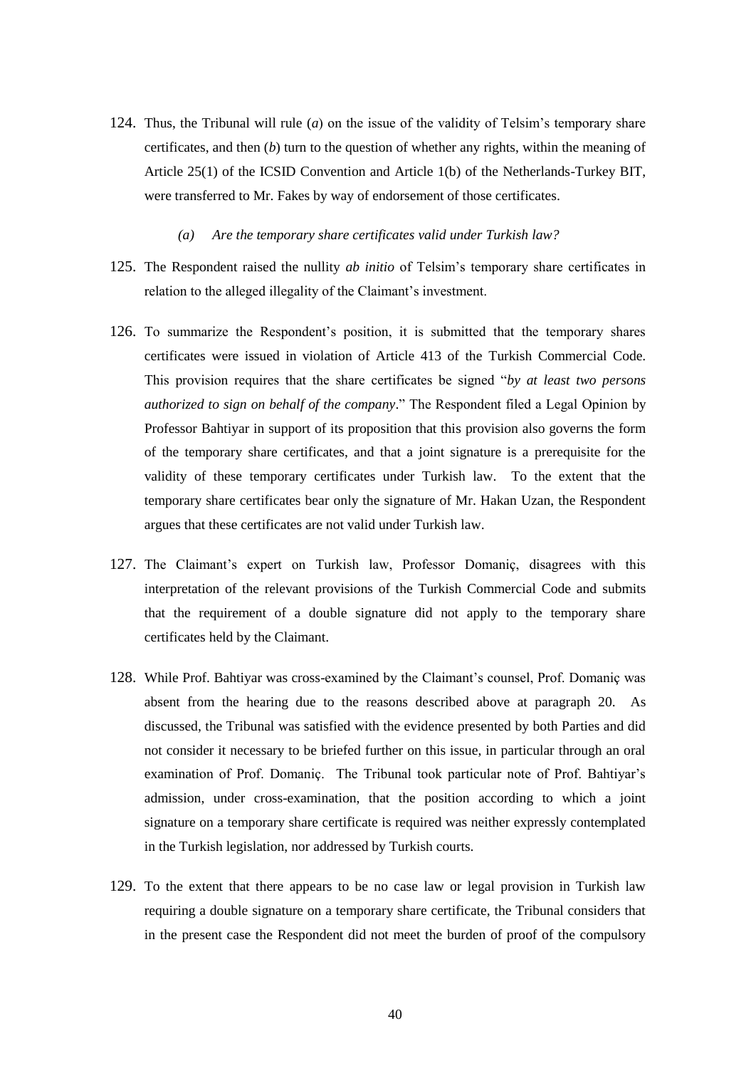124. Thus, the Tribunal will rule (*a*) on the issue of the validity of Telsim's temporary share certificates, and then (*b*) turn to the question of whether any rights, within the meaning of Article 25(1) of the ICSID Convention and Article 1(b) of the Netherlands-Turkey BIT, were transferred to Mr. Fakes by way of endorsement of those certificates.

*(a) Are the temporary share certificates valid under Turkish law?*

125. The Respondent raised the nullity *ab initio* of Telsim's temporary share certificates in relation to the alleged illegality of the Claimant's investment.

126. To summarize the Respondent's position, it is submitted that the temporary shares certificates were issued in violation of Article 413 of the Turkish Commercial Code. This provision requires that the share certificates be signed "*by at least two persons authorized to sign on behalf of the company*." The Respondent filed a Legal Opinion by Professor Bahtiyar in support of its proposition that this provision also governs the form of the temporary share certificates, and that a joint signature is a prerequisite for the validity of these temporary certificates under Turkish law. To the extent that the temporary share certificates bear only the signature of Mr. Hakan Uzan, the Respondent argues that these certificates are not valid under Turkish law.

127. The Claimant's expert on Turkish law, Professor Domaniç, disagrees with this interpretation of the relevant provisions of the Turkish Commercial Code and submits that the requirement of a double signature did not apply to the temporary share certificates held by the Claimant.

128. While Prof. Bahtiyar was cross-examined by the Claimant's counsel, Prof. Domaniç was absent from the hearing due to the reasons described above at paragraph 20. As discussed, the Tribunal was satisfied with the evidence presented by both Parties and did not consider it necessary to be briefed further on this issue, in particular through an oral examination of Prof. Domaniç. The Tribunal took particular note of Prof. Bahtiyar's admission, under cross-examination, that the position according to which a joint signature on a temporary share certificate is required was neither expressly contemplated in the Turkish legislation, nor addressed by Turkish courts.

129. To the extent that there appears to be no case law or legal provision in Turkish law requiring a double signature on a temporary share certificate, the Tribunal considers that in the present case the Respondent did not meet the burden of proof of the compulsory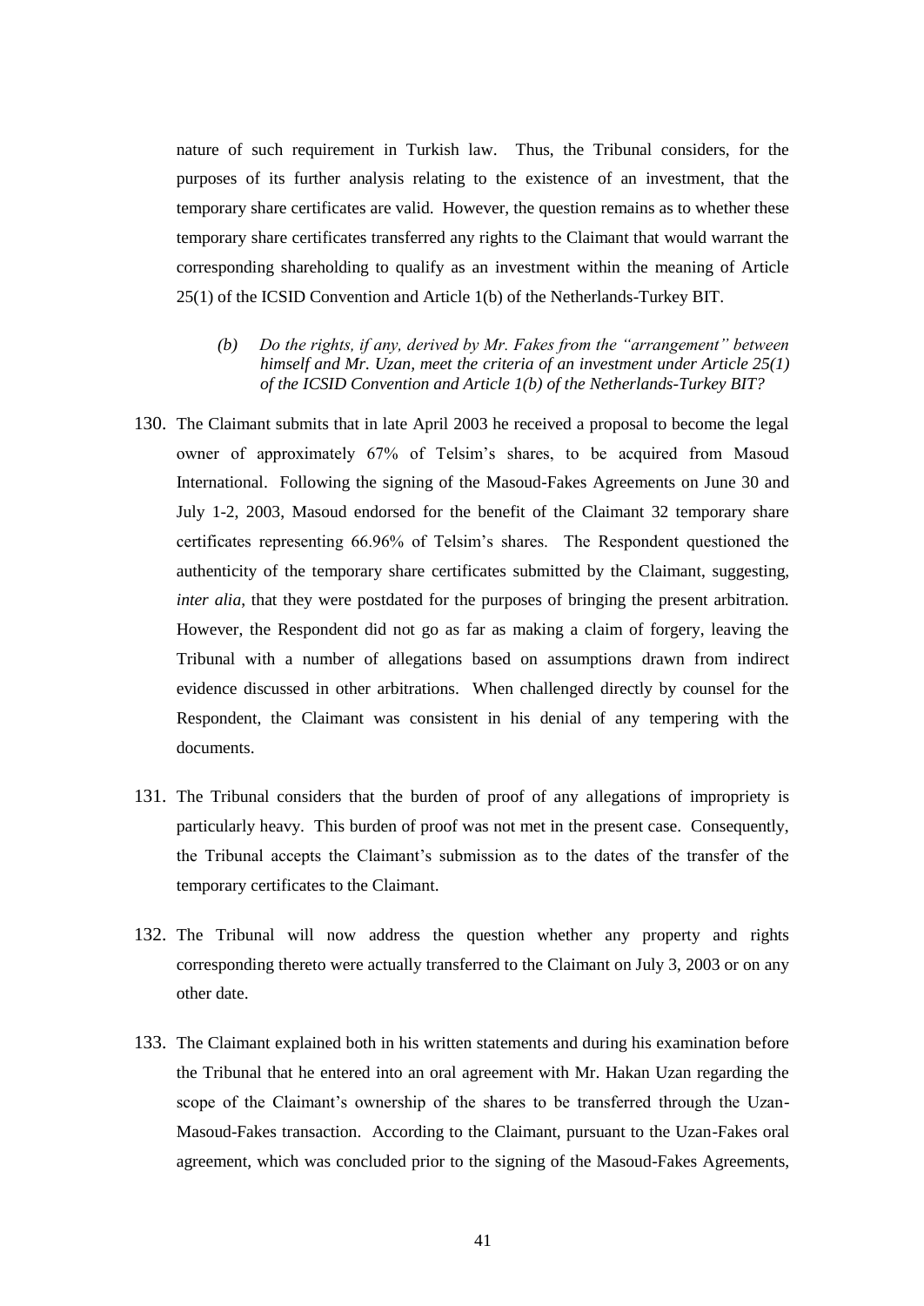nature of such requirement in Turkish law. Thus, the Tribunal considers, for the purposes of its further analysis relating to the existence of an investment, that the temporary share certificates are valid. However, the question remains as to whether these temporary share certificates transferred any rights to the Claimant that would warrant the corresponding shareholding to qualify as an investment within the meaning of Article 25(1) of the ICSID Convention and Article 1(b) of the Netherlands-Turkey BIT.

> *(b) Do the rights, if any, derived by Mr. Fakes from the "arrangement" between himself and Mr. Uzan, meet the criteria of an investment under Article 25(1) of the ICSID Convention and Article 1(b) of the Netherlands-Turkey BIT?*

130. The Claimant submits that in late April 2003 he received a proposal to become the legal owner of approximately 67% of Telsim's shares, to be acquired from Masoud International. Following the signing of the Masoud-Fakes Agreements on June 30 and July 1-2, 2003, Masoud endorsed for the benefit of the Claimant 32 temporary share certificates representing 66.96% of Telsim's shares. The Respondent questioned the authenticity of the temporary share certificates submitted by the Claimant, suggesting, *inter alia*, that they were postdated for the purposes of bringing the present arbitration. However, the Respondent did not go as far as making a claim of forgery, leaving the Tribunal with a number of allegations based on assumptions drawn from indirect evidence discussed in other arbitrations. When challenged directly by counsel for the Respondent, the Claimant was consistent in his denial of any tempering with the documents.

131. The Tribunal considers that the burden of proof of any allegations of impropriety is particularly heavy. This burden of proof was not met in the present case. Consequently, the Tribunal accepts the Claimant's submission as to the dates of the transfer of the temporary certificates to the Claimant.

132. The Tribunal will now address the question whether any property and rights corresponding thereto were actually transferred to the Claimant on July 3, 2003 or on any other date.

133. The Claimant explained both in his written statements and during his examination before the Tribunal that he entered into an oral agreement with Mr. Hakan Uzan regarding the scope of the Claimant's ownership of the shares to be transferred through the Uzan-Masoud-Fakes transaction. According to the Claimant, pursuant to the Uzan-Fakes oral agreement, which was concluded prior to the signing of the Masoud-Fakes Agreements,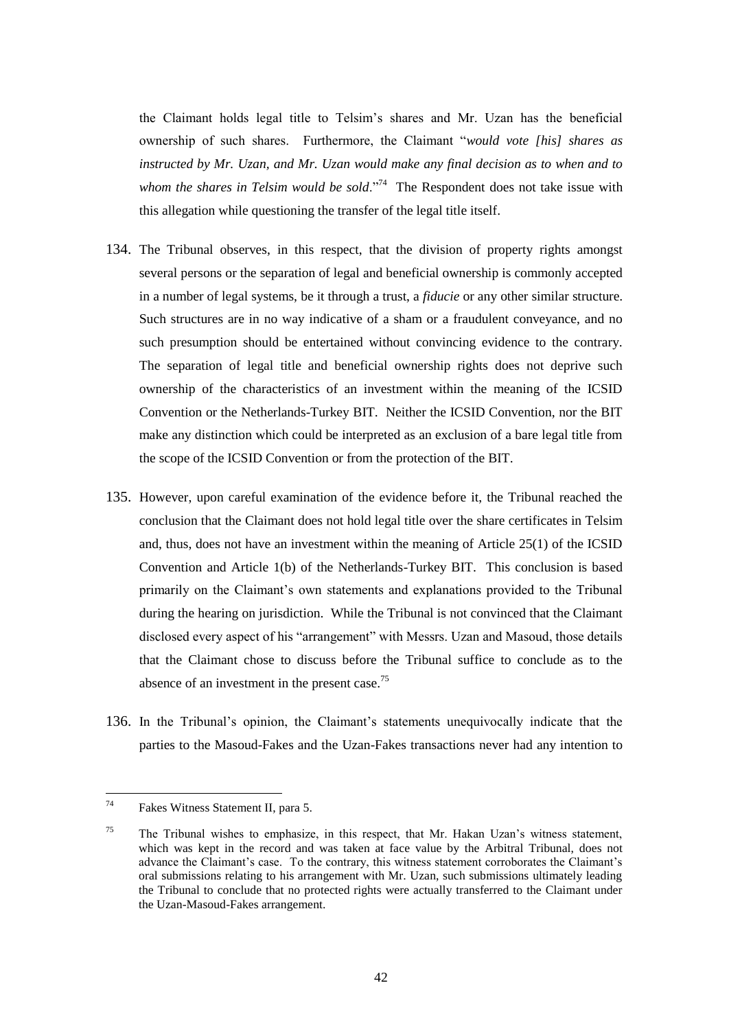the Claimant holds legal title to Telsim's shares and Mr. Uzan has the beneficial ownership of such shares. Furthermore, the Claimant "*would vote [his] shares as instructed by Mr. Uzan, and Mr. Uzan would make any final decision as to when and to whom the shares in Telsim would be sold*."[74] The Respondent does not take issue with this allegation while questioning the transfer of the legal title itself.

134. The Tribunal observes, in this respect, that the division of property rights amongst several persons or the separation of legal and beneficial ownership is commonly accepted in a number of legal systems, be it through a trust, a *fiducie* or any other similar structure. Such structures are in no way indicative of a sham or a fraudulent conveyance, and no such presumption should be entertained without convincing evidence to the contrary. The separation of legal title and beneficial ownership rights does not deprive such ownership of the characteristics of an investment within the meaning of the ICSID Convention or the Netherlands-Turkey BIT. Neither the ICSID Convention, nor the BIT make any distinction which could be interpreted as an exclusion of a bare legal title from the scope of the ICSID Convention or from the protection of the BIT.

135. However, upon careful examination of the evidence before it, the Tribunal reached the conclusion that the Claimant does not hold legal title over the share certificates in Telsim and, thus, does not have an investment within the meaning of Article 25(1) of the ICSID Convention and Article 1(b) of the Netherlands-Turkey BIT. This conclusion is based primarily on the Claimant's own statements and explanations provided to the Tribunal during the hearing on jurisdiction. While the Tribunal is not convinced that the Claimant disclosed every aspect of his "arrangement" with Messrs. Uzan and Masoud, those details that the Claimant chose to discuss before the Tribunal suffice to conclude as to the absence of an investment in the present case.[75]

136. In the Tribunal's opinion, the Claimant's statements unequivocally indicate that the parties to the Masoud-Fakes and the Uzan-Fakes transactions never had any intention to

---

[74] Fakes Witness Statement II, para 5.

[75] The Tribunal wishes to emphasize, in this respect, that Mr. Hakan Uzan's witness statement, which was kept in the record and was taken at face value by the Arbitral Tribunal, does not advance the Claimant's case. To the contrary, this witness statement corroborates the Claimant's oral submissions relating to his arrangement with Mr. Uzan, such submissions ultimately leading the Tribunal to conclude that no protected rights were actually transferred to the Claimant under the Uzan-Masoud-Fakes arrangement.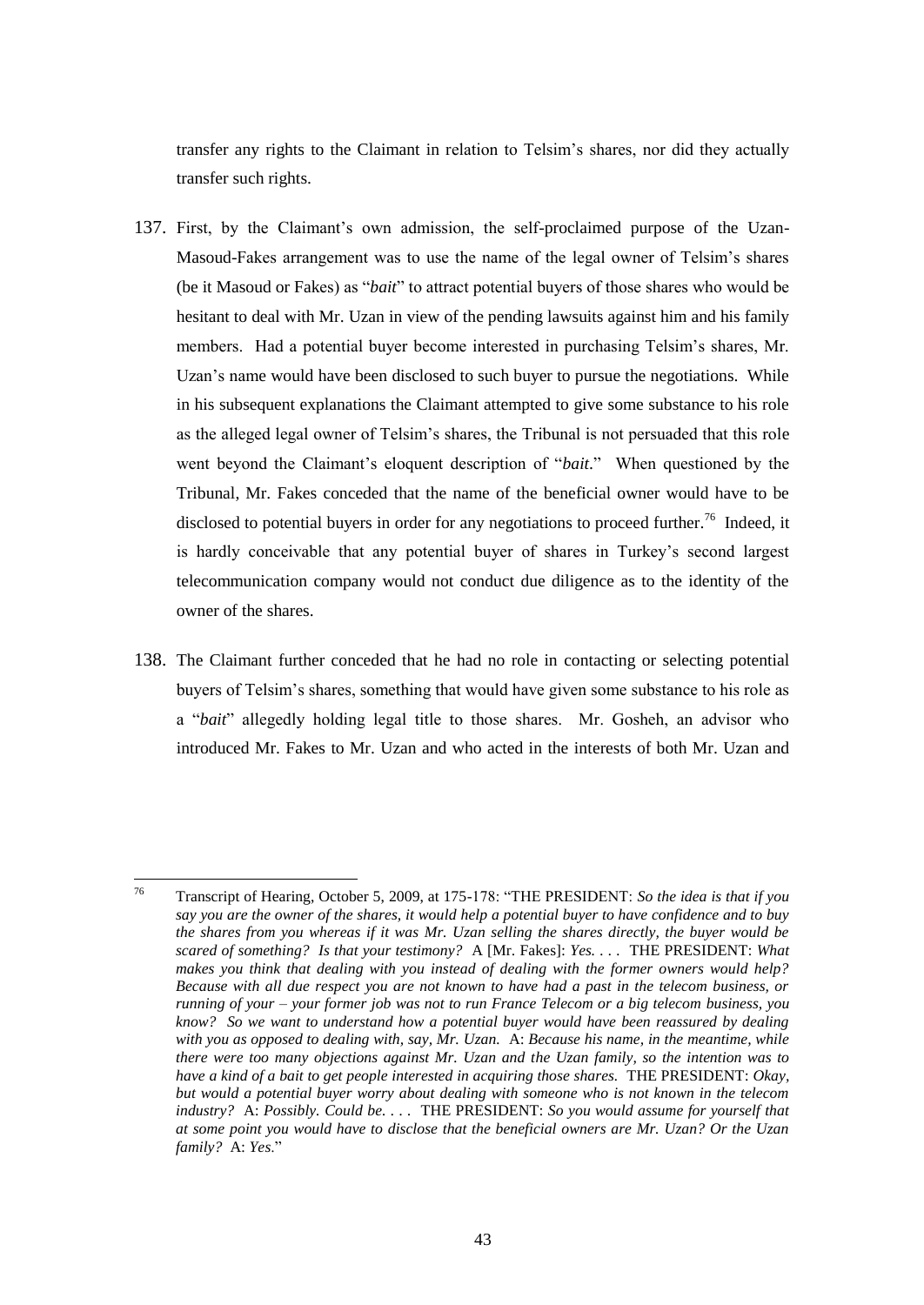transfer any rights to the Claimant in relation to Telsim's shares, nor did they actually transfer such rights.

137. First, by the Claimant's own admission, the self-proclaimed purpose of the Uzan-Masoud-Fakes arrangement was to use the name of the legal owner of Telsim's shares (be it Masoud or Fakes) as "*bait*" to attract potential buyers of those shares who would be hesitant to deal with Mr. Uzan in view of the pending lawsuits against him and his family members. Had a potential buyer become interested in purchasing Telsim's shares, Mr. Uzan's name would have been disclosed to such buyer to pursue the negotiations. While in his subsequent explanations the Claimant attempted to give some substance to his role as the alleged legal owner of Telsim's shares, the Tribunal is not persuaded that this role went beyond the Claimant's eloquent description of "*bait*." When questioned by the Tribunal, Mr. Fakes conceded that the name of the beneficial owner would have to be disclosed to potential buyers in order for any negotiations to proceed further.[76] Indeed, it is hardly conceivable that any potential buyer of shares in Turkey's second largest telecommunication company would not conduct due diligence as to the identity of the owner of the shares.

138. The Claimant further conceded that he had no role in contacting or selecting potential buyers of Telsim's shares, something that would have given some substance to his role as a "*bait*" allegedly holding legal title to those shares. Mr. Gosheh, an advisor who introduced Mr. Fakes to Mr. Uzan and who acted in the interests of both Mr. Uzan and

---

[76] Transcript of Hearing, October 5, 2009, at 175-178: "THE PRESIDENT: *So the idea is that if you say you are the owner of the shares, it would help a potential buyer to have confidence and to buy the shares from you whereas if it was Mr. Uzan selling the shares directly, the buyer would be scared of something? Is that your testimony?* A [Mr. Fakes]: *Yes. . . .* THE PRESIDENT: *What makes you think that dealing with you instead of dealing with the former owners would help? Because with all due respect you are not known to have had a past in the telecom business, or running of your – your former job was not to run France Telecom or a big telecom business, you know? So we want to understand how a potential buyer would have been reassured by dealing with you as opposed to dealing with, say, Mr. Uzan.* A: *Because his name, in the meantime, while there were too many objections against Mr. Uzan and the Uzan family, so the intention was to have a kind of a bait to get people interested in acquiring those shares.* THE PRESIDENT: *Okay, but would a potential buyer worry about dealing with someone who is not known in the telecom industry?* A: *Possibly. Could be. . . .* THE PRESIDENT: *So you would assume for yourself that at some point you would have to disclose that the beneficial owners are Mr. Uzan? Or the Uzan family?* A: *Yes.*"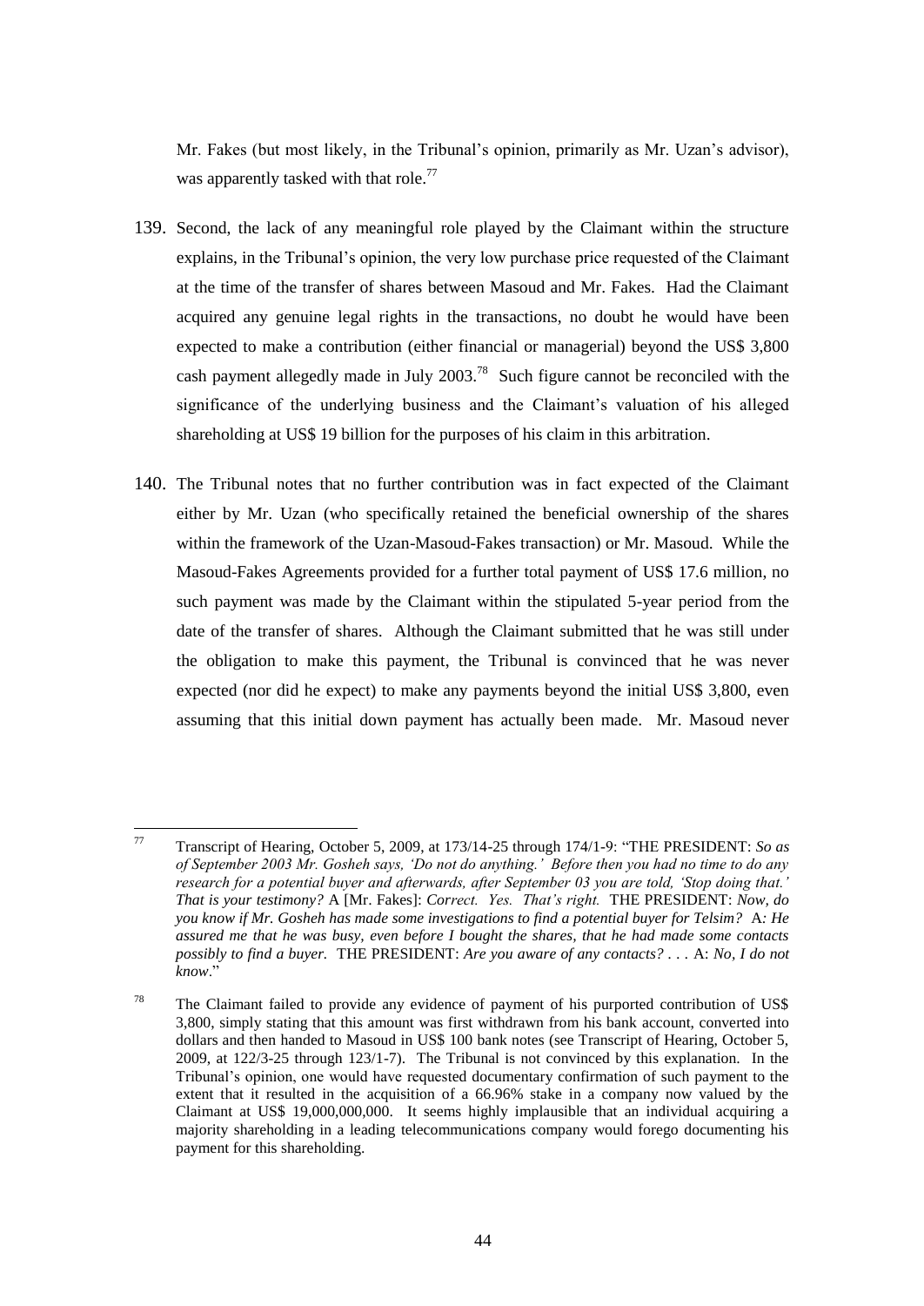Mr. Fakes (but most likely, in the Tribunal's opinion, primarily as Mr. Uzan's advisor), was apparently tasked with that role.[77]

139. Second, the lack of any meaningful role played by the Claimant within the structure explains, in the Tribunal's opinion, the very low purchase price requested of the Claimant at the time of the transfer of shares between Masoud and Mr. Fakes. Had the Claimant acquired any genuine legal rights in the transactions, no doubt he would have been expected to make a contribution (either financial or managerial) beyond the US$ 3,800 cash payment allegedly made in July 2003.[78] Such figure cannot be reconciled with the significance of the underlying business and the Claimant's valuation of his alleged shareholding at US$ 19 billion for the purposes of his claim in this arbitration.

140. The Tribunal notes that no further contribution was in fact expected of the Claimant either by Mr. Uzan (who specifically retained the beneficial ownership of the shares within the framework of the Uzan-Masoud-Fakes transaction) or Mr. Masoud. While the Masoud-Fakes Agreements provided for a further total payment of US$ 17.6 million, no such payment was made by the Claimant within the stipulated 5-year period from the date of the transfer of shares. Although the Claimant submitted that he was still under the obligation to make this payment, the Tribunal is convinced that he was never expected (nor did he expect) to make any payments beyond the initial US$ 3,800, even assuming that this initial down payment has actually been made. Mr. Masoud never

---

[77] Transcript of Hearing, October 5, 2009, at 173/14-25 through 174/1-9: "THE PRESIDENT: *So as of September 2003 Mr. Gosheh says, 'Do not do anything.' Before then you had no time to do any research for a potential buyer and afterwards, after September 03 you are told, 'Stop doing that.' That is your testimony?* A [Mr. Fakes]: *Correct. Yes. That's right.* THE PRESIDENT: *Now, do you know if Mr. Gosheh has made some investigations to find a potential buyer for Telsim?* A: *He assured me that he was busy, even before I bought the shares, that he had made some contacts possibly to find a buyer.* THE PRESIDENT: *Are you aware of any contacts?* . . . A: *No, I do not know*."

[78] The Claimant failed to provide any evidence of payment of his purported contribution of US$ 3,800, simply stating that this amount was first withdrawn from his bank account, converted into dollars and then handed to Masoud in US$ 100 bank notes (see Transcript of Hearing, October 5, 2009, at 122/3-25 through 123/1-7). The Tribunal is not convinced by this explanation. In the Tribunal's opinion, one would have requested documentary confirmation of such payment to the extent that it resulted in the acquisition of a 66.96% stake in a company now valued by the Claimant at US$ 19,000,000,000. It seems highly implausible that an individual acquiring a majority shareholding in a leading telecommunications company would forego documenting his payment for this shareholding.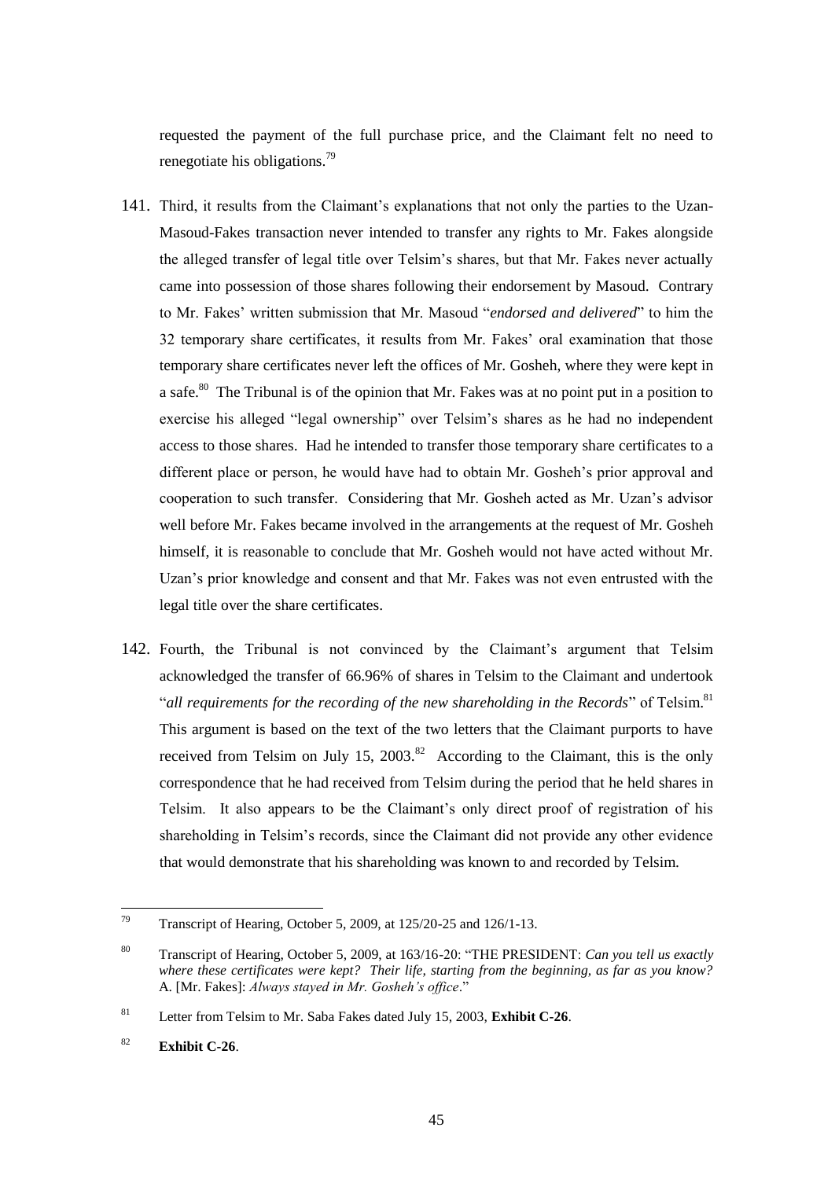requested the payment of the full purchase price, and the Claimant felt no need to renegotiate his obligations.[79]

141. Third, it results from the Claimant's explanations that not only the parties to the Uzan-Masoud-Fakes transaction never intended to transfer any rights to Mr. Fakes alongside the alleged transfer of legal title over Telsim's shares, but that Mr. Fakes never actually came into possession of those shares following their endorsement by Masoud. Contrary to Mr. Fakes' written submission that Mr. Masoud "*endorsed and delivered*" to him the 32 temporary share certificates, it results from Mr. Fakes' oral examination that those temporary share certificates never left the offices of Mr. Gosheh, where they were kept in a safe.[80] The Tribunal is of the opinion that Mr. Fakes was at no point put in a position to exercise his alleged "legal ownership" over Telsim's shares as he had no independent access to those shares. Had he intended to transfer those temporary share certificates to a different place or person, he would have had to obtain Mr. Gosheh's prior approval and cooperation to such transfer. Considering that Mr. Gosheh acted as Mr. Uzan's advisor well before Mr. Fakes became involved in the arrangements at the request of Mr. Gosheh himself, it is reasonable to conclude that Mr. Gosheh would not have acted without Mr. Uzan's prior knowledge and consent and that Mr. Fakes was not even entrusted with the legal title over the share certificates.

142. Fourth, the Tribunal is not convinced by the Claimant's argument that Telsim acknowledged the transfer of 66.96% of shares in Telsim to the Claimant and undertook "*all requirements for the recording of the new shareholding in the Records*" of Telsim.[81] This argument is based on the text of the two letters that the Claimant purports to have received from Telsim on July 15, 2003.[82] According to the Claimant, this is the only correspondence that he had received from Telsim during the period that he held shares in Telsim. It also appears to be the Claimant's only direct proof of registration of his shareholding in Telsim's records, since the Claimant did not provide any other evidence that would demonstrate that his shareholding was known to and recorded by Telsim.

---

[79] Transcript of Hearing, October 5, 2009, at 125/20-25 and 126/1-13.

[80] Transcript of Hearing, October 5, 2009, at 163/16-20: "THE PRESIDENT: *Can you tell us exactly where these certificates were kept? Their life, starting from the beginning, as far as you know?* A. [Mr. Fakes]: *Always stayed in Mr. Gosheh's office*."

[81] Letter from Telsim to Mr. Saba Fakes dated July 15, 2003, **Exhibit C-26**.

[82] **Exhibit C-26**.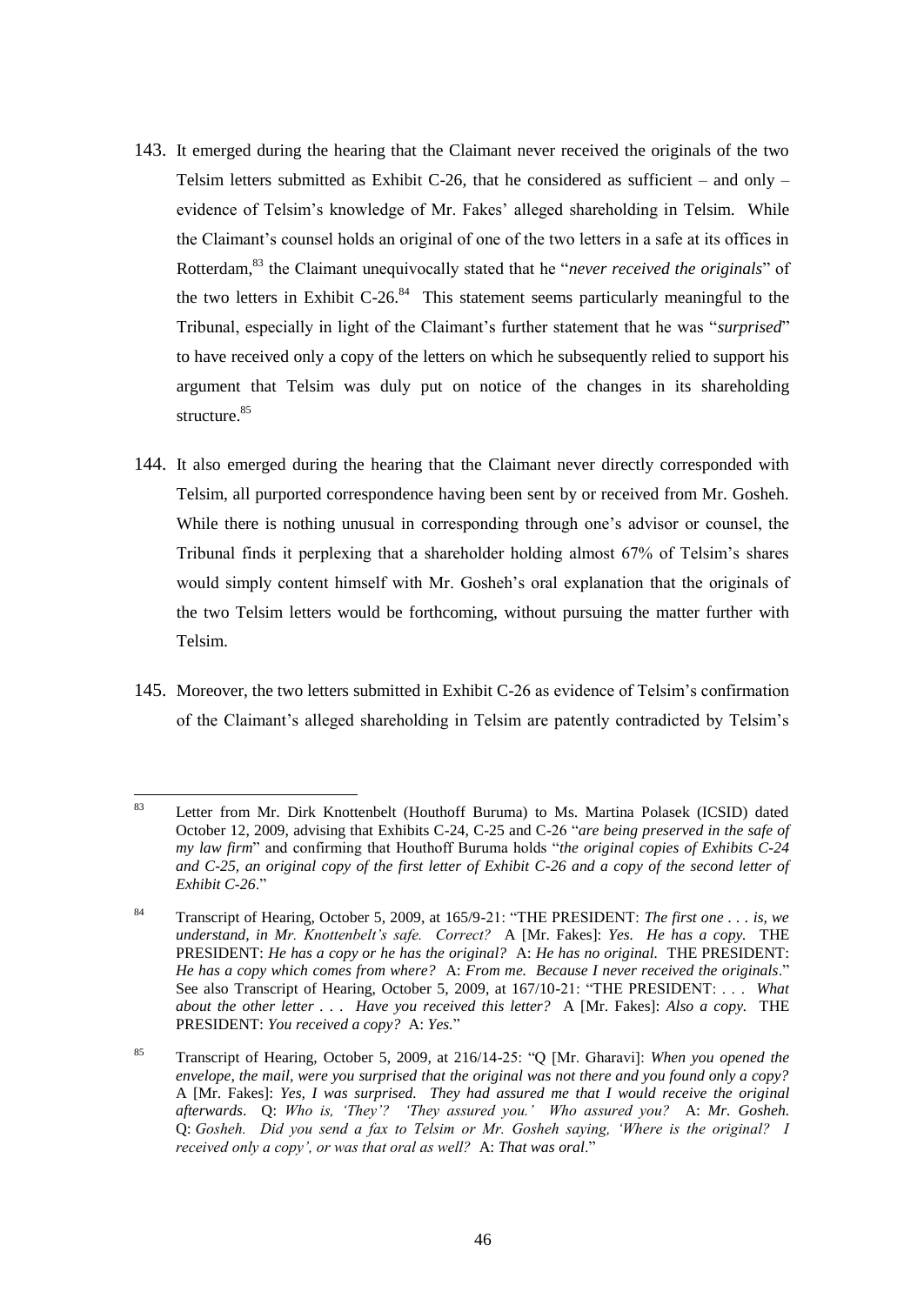143. It emerged during the hearing that the Claimant never received the originals of the two Telsim letters submitted as Exhibit C-26, that he considered as sufficient – and only – evidence of Telsim's knowledge of Mr. Fakes' alleged shareholding in Telsim. While the Claimant's counsel holds an original of one of the two letters in a safe at its offices in Rotterdam,[83] the Claimant unequivocally stated that he "*never received the originals*" of the two letters in Exhibit C-26.[84] This statement seems particularly meaningful to the Tribunal, especially in light of the Claimant's further statement that he was "*surprised*" to have received only a copy of the letters on which he subsequently relied to support his argument that Telsim was duly put on notice of the changes in its shareholding structure.[85]

144. It also emerged during the hearing that the Claimant never directly corresponded with Telsim, all purported correspondence having been sent by or received from Mr. Gosheh. While there is nothing unusual in corresponding through one's advisor or counsel, the Tribunal finds it perplexing that a shareholder holding almost 67% of Telsim's shares would simply content himself with Mr. Gosheh's oral explanation that the originals of the two Telsim letters would be forthcoming, without pursuing the matter further with Telsim.

145. Moreover, the two letters submitted in Exhibit C-26 as evidence of Telsim's confirmation of the Claimant's alleged shareholding in Telsim are patently contradicted by Telsim's

---

[83] Letter from Mr. Dirk Knottenbelt (Houthoff Buruma) to Ms. Martina Polasek (ICSID) dated October 12, 2009, advising that Exhibits C-24, C-25 and C-26 "*are being preserved in the safe of my law firm*" and confirming that Houthoff Buruma holds "*the original copies of Exhibits C-24 and C-25, an original copy of the first letter of Exhibit C-26 and a copy of the second letter of Exhibit C-26*."

[84] Transcript of Hearing, October 5, 2009, at 165/9-21: "THE PRESIDENT: *The first one . . . is, we understand, in Mr. Knottenbelt's safe. Correct?* A [Mr. Fakes]: *Yes. He has a copy.* THE PRESIDENT: *He has a copy or he has the original?* A: *He has no original.* THE PRESIDENT: *He has a copy which comes from where?* A: *From me. Because I never received the originals*." See also Transcript of Hearing, October 5, 2009, at 167/10-21: "THE PRESIDENT: . . . *What about the other letter . . . Have you received this letter?* A [Mr. Fakes]: *Also a copy.* THE PRESIDENT: *You received a copy?* A: *Yes.*"

[85] Transcript of Hearing, October 5, 2009, at 216/14-25: "Q [Mr. Gharavi]: *When you opened the envelope, the mail, were you surprised that the original was not there and you found only a copy?* A [Mr. Fakes]: *Yes, I was surprised. They had assured me that I would receive the original afterwards*. Q: *Who is, 'They'? 'They assured you.' Who assured you?* A: *Mr. Gosheh.* Q: *Gosheh. Did you send a fax to Telsim or Mr. Gosheh saying, 'Where is the original? I received only a copy', or was that oral as well?* A: *That was oral*."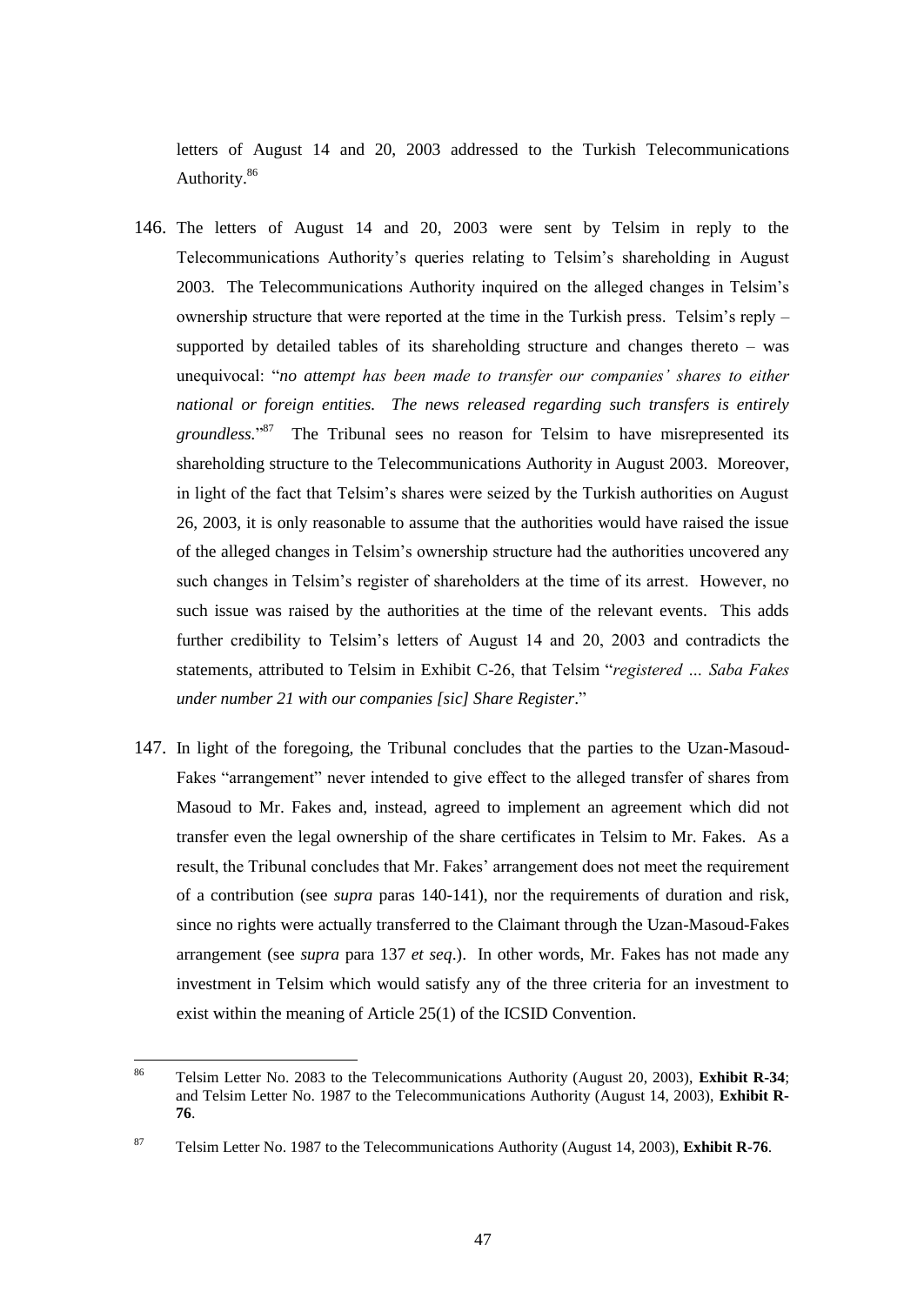letters of August 14 and 20, 2003 addressed to the Turkish Telecommunications Authority.[86]

146. The letters of August 14 and 20, 2003 were sent by Telsim in reply to the Telecommunications Authority's queries relating to Telsim's shareholding in August 2003. The Telecommunications Authority inquired on the alleged changes in Telsim's ownership structure that were reported at the time in the Turkish press. Telsim's reply – supported by detailed tables of its shareholding structure and changes thereto – was unequivocal: "*no attempt has been made to transfer our companies' shares to either national or foreign entities. The news released regarding such transfers is entirely groundless.*"[87] The Tribunal sees no reason for Telsim to have misrepresented its shareholding structure to the Telecommunications Authority in August 2003. Moreover, in light of the fact that Telsim's shares were seized by the Turkish authorities on August 26, 2003, it is only reasonable to assume that the authorities would have raised the issue of the alleged changes in Telsim's ownership structure had the authorities uncovered any such changes in Telsim's register of shareholders at the time of its arrest. However, no such issue was raised by the authorities at the time of the relevant events. This adds further credibility to Telsim's letters of August 14 and 20, 2003 and contradicts the statements, attributed to Telsim in Exhibit C-26, that Telsim "*registered … Saba Fakes under number 21 with our companies [sic] Share Register*."

147. In light of the foregoing, the Tribunal concludes that the parties to the Uzan-Masoud-Fakes "arrangement" never intended to give effect to the alleged transfer of shares from Masoud to Mr. Fakes and, instead, agreed to implement an agreement which did not transfer even the legal ownership of the share certificates in Telsim to Mr. Fakes. As a result, the Tribunal concludes that Mr. Fakes' arrangement does not meet the requirement of a contribution (see *supra* paras 140-141), nor the requirements of duration and risk, since no rights were actually transferred to the Claimant through the Uzan-Masoud-Fakes arrangement (see *supra* para 137 *et seq*.). In other words, Mr. Fakes has not made any investment in Telsim which would satisfy any of the three criteria for an investment to exist within the meaning of Article 25(1) of the ICSID Convention.

---

[86] Telsim Letter No. 2083 to the Telecommunications Authority (August 20, 2003), **Exhibit R-34**; and Telsim Letter No. 1987 to the Telecommunications Authority (August 14, 2003), **Exhibit R-76**.

[87] Telsim Letter No. 1987 to the Telecommunications Authority (August 14, 2003), **Exhibit R-76**.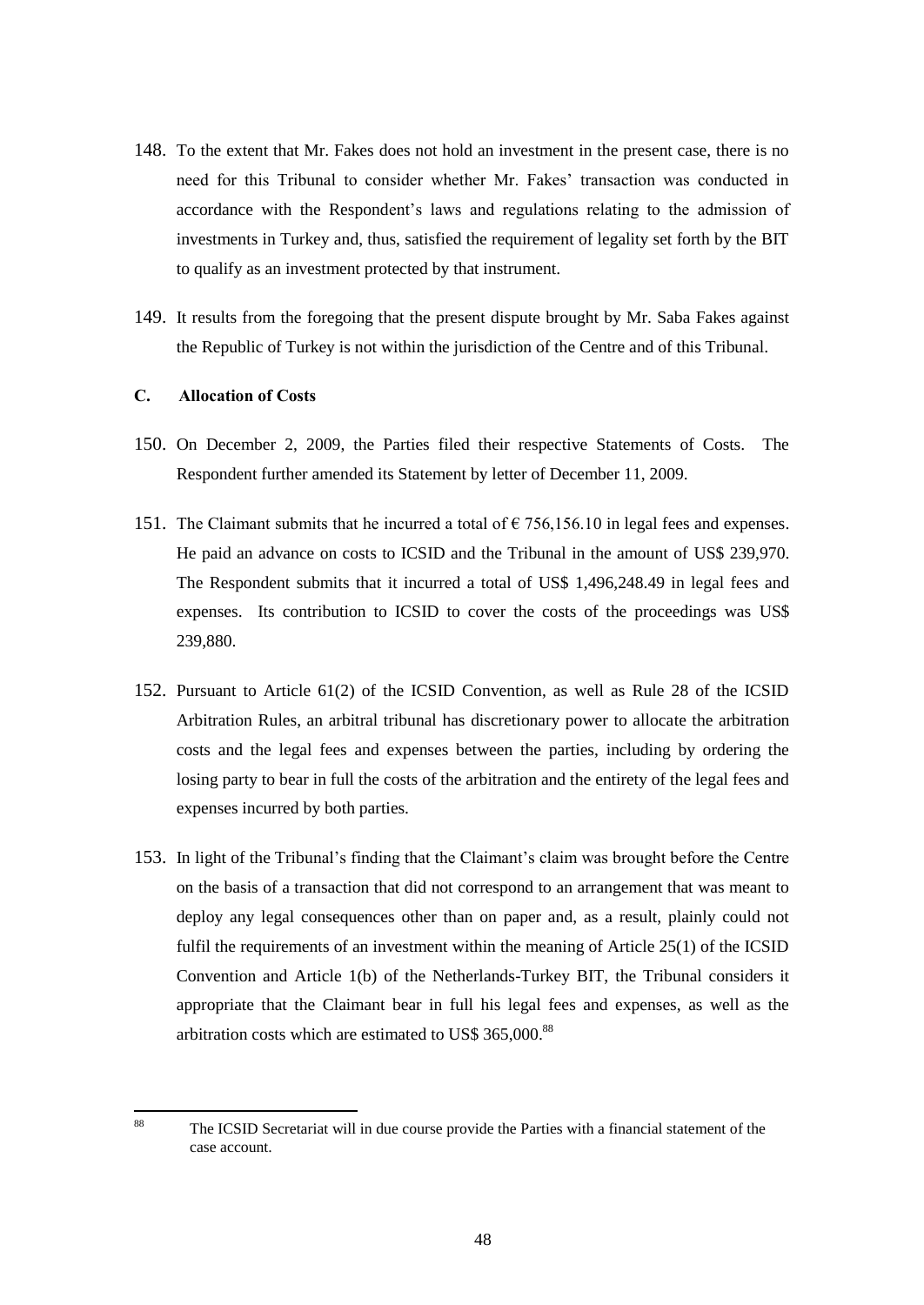148. To the extent that Mr. Fakes does not hold an investment in the present case, there is no need for this Tribunal to consider whether Mr. Fakes' transaction was conducted in accordance with the Respondent's laws and regulations relating to the admission of investments in Turkey and, thus, satisfied the requirement of legality set forth by the BIT to qualify as an investment protected by that instrument.

149. It results from the foregoing that the present dispute brought by Mr. Saba Fakes against the Republic of Turkey is not within the jurisdiction of the Centre and of this Tribunal.

### C. Allocation of Costs

150. On December 2, 2009, the Parties filed their respective Statements of Costs. The Respondent further amended its Statement by letter of December 11, 2009.

151. The Claimant submits that he incurred a total of € 756,156.10 in legal fees and expenses. He paid an advance on costs to ICSID and the Tribunal in the amount of US$ 239,970. The Respondent submits that it incurred a total of US$ 1,496,248.49 in legal fees and expenses. Its contribution to ICSID to cover the costs of the proceedings was US$ 239,880.

152. Pursuant to Article 61(2) of the ICSID Convention, as well as Rule 28 of the ICSID Arbitration Rules, an arbitral tribunal has discretionary power to allocate the arbitration costs and the legal fees and expenses between the parties, including by ordering the losing party to bear in full the costs of the arbitration and the entirety of the legal fees and expenses incurred by both parties.

153. In light of the Tribunal's finding that the Claimant's claim was brought before the Centre on the basis of a transaction that did not correspond to an arrangement that was meant to deploy any legal consequences other than on paper and, as a result, plainly could not fulfil the requirements of an investment within the meaning of Article 25(1) of the ICSID Convention and Article 1(b) of the Netherlands-Turkey BIT, the Tribunal considers it appropriate that the Claimant bear in full his legal fees and expenses, as well as the arbitration costs which are estimated to US$ 365,000.[88]

---

[88] The ICSID Secretariat will in due course provide the Parties with a financial statement of the case account.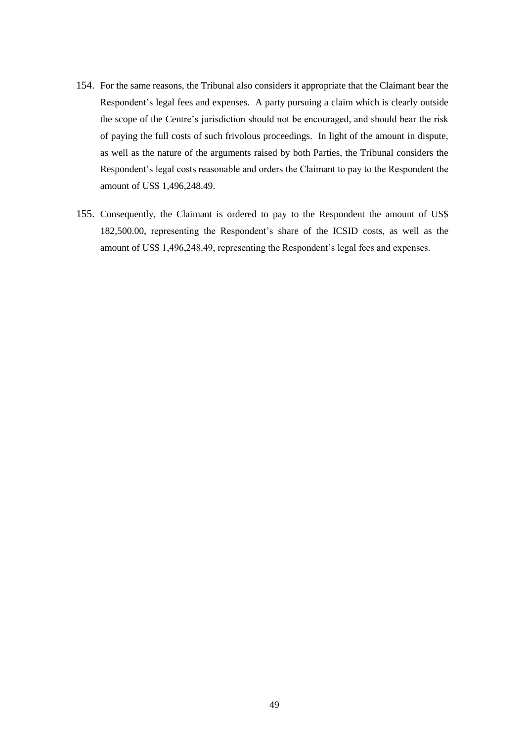154. For the same reasons, the Tribunal also considers it appropriate that the Claimant bear the Respondent's legal fees and expenses. A party pursuing a claim which is clearly outside the scope of the Centre's jurisdiction should not be encouraged, and should bear the risk of paying the full costs of such frivolous proceedings. In light of the amount in dispute, as well as the nature of the arguments raised by both Parties, the Tribunal considers the Respondent's legal costs reasonable and orders the Claimant to pay to the Respondent the amount of US$ 1,496,248.49.

155. Consequently, the Claimant is ordered to pay to the Respondent the amount of US$ 182,500.00, representing the Respondent's share of the ICSID costs, as well as the amount of US$ 1,496,248.49, representing the Respondent's legal fees and expenses.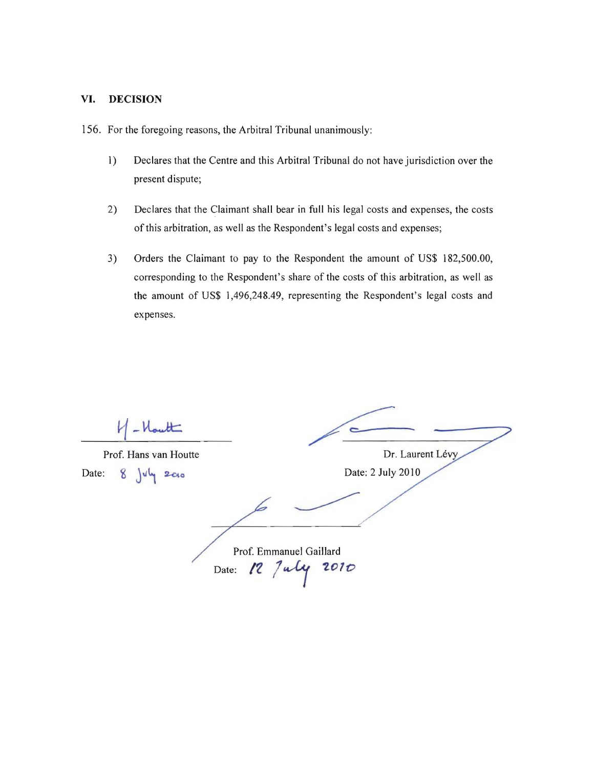## VI. DECISION

156. For the foregoing reasons, the Arbitral Tribunal unanimously:

1) Declares that the Centre and this Arbitral Tribunal do not have jurisdiction over the present dispute;

2) Declares that the Claimant shall bear in full his legal costs and expenses, the costs of this arbitration, as well as the Respondent's legal costs and expenses;

3) Orders the Claimant to pay to the Respondent the amount of US$ 182,500.00, corresponding to the Respondent's share of the costs of this arbitration, as well as the amount of US$ 1,496,248.49, representing the Respondent's legal costs and expenses.

Prof. Hans van Houtte

Date: 8 July 2010

Dr. Laurent Lévy

Date: 2 July 2010

Prof. Emmanuel Gaillard

Date: 12 July 2010